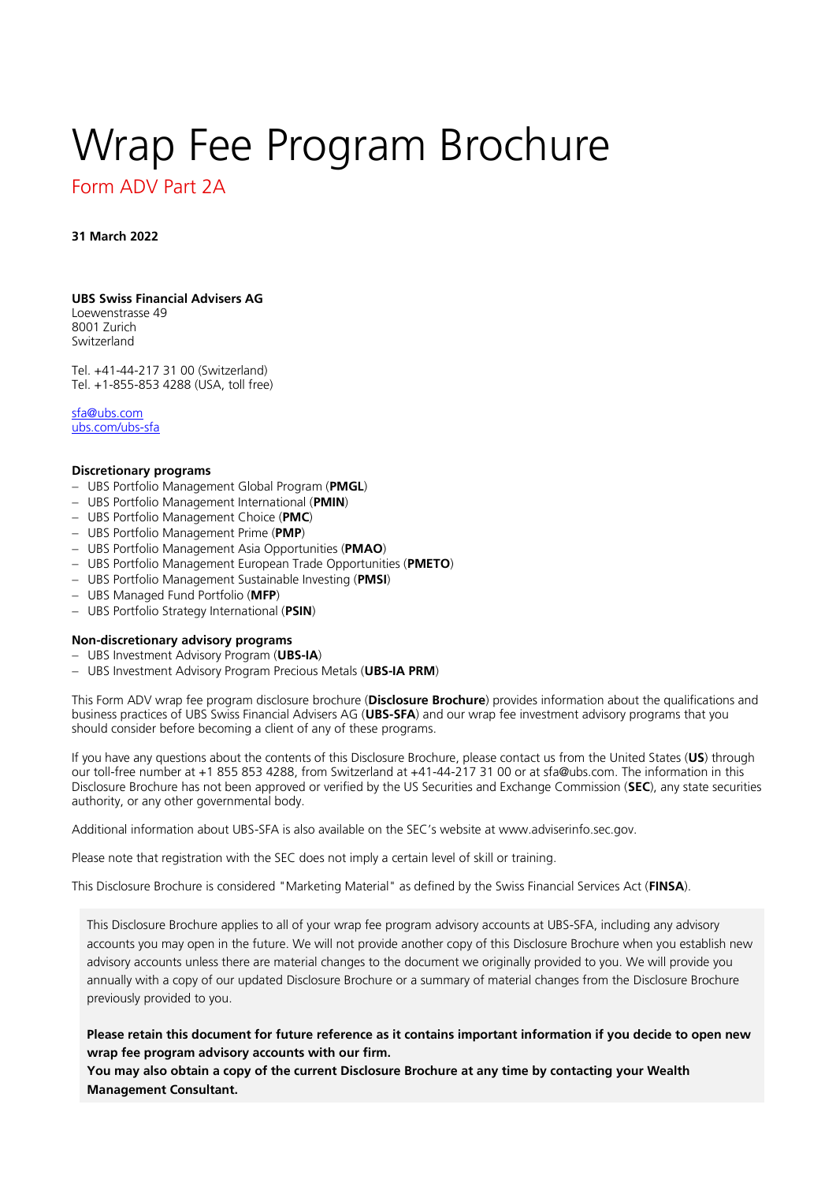# Wrap Fee Program Brochure

## Form ADV Part 2A

**31 March 2022**

**UBS Swiss Financial Advisers AG**
Loewenstrasse 49
8001 Zurich
Switzerland

Tel. +41-44-217 31 00 (Switzerland)
Tel. +1-855-853 4288 (USA, toll free)

sfa@ubs.com
ubs.com/ubs-sfa

**Discretionary programs**

- UBS Portfolio Management Global Program (**PMGL**)
- UBS Portfolio Management International (**PMIN**)
- UBS Portfolio Management Choice (**PMC**)
- UBS Portfolio Management Prime (**PMP**)
- UBS Portfolio Management Asia Opportunities (**PMAO**)
- UBS Portfolio Management European Trade Opportunities (**PMETO**)
- UBS Portfolio Management Sustainable Investing (**PMSI**)
- UBS Managed Fund Portfolio (**MFP**)
- UBS Portfolio Strategy International (**PSIN**)

**Non-discretionary advisory programs**

- UBS Investment Advisory Program (**UBS-IA**)
- UBS Investment Advisory Program Precious Metals (**UBS-IA PRM**)

This Form ADV wrap fee program disclosure brochure (**Disclosure Brochure**) provides information about the qualifications and business practices of UBS Swiss Financial Advisers AG (**UBS-SFA**) and our wrap fee investment advisory programs that you should consider before becoming a client of any of these programs.

If you have any questions about the contents of this Disclosure Brochure, please contact us from the United States (**US**) through our toll-free number at +1 855 853 4288, from Switzerland at +41-44-217 31 00 or at sfa@ubs.com. The information in this Disclosure Brochure has not been approved or verified by the US Securities and Exchange Commission (**SEC**), any state securities authority, or any other governmental body.

Additional information about UBS-SFA is also available on the SEC's website at www.adviserinfo.sec.gov.

Please note that registration with the SEC does not imply a certain level of skill or training.

This Disclosure Brochure is considered "Marketing Material" as defined by the Swiss Financial Services Act (**FINSA**).

This Disclosure Brochure applies to all of your wrap fee program advisory accounts at UBS-SFA, including any advisory accounts you may open in the future. We will not provide another copy of this Disclosure Brochure when you establish new advisory accounts unless there are material changes to the document we originally provided to you. We will provide you annually with a copy of our updated Disclosure Brochure or a summary of material changes from the Disclosure Brochure previously provided to you.

**Please retain this document for future reference as it contains important information if you decide to open new wrap fee program advisory accounts with our firm.**
**You may also obtain a copy of the current Disclosure Brochure at any time by contacting your Wealth Management Consultant.**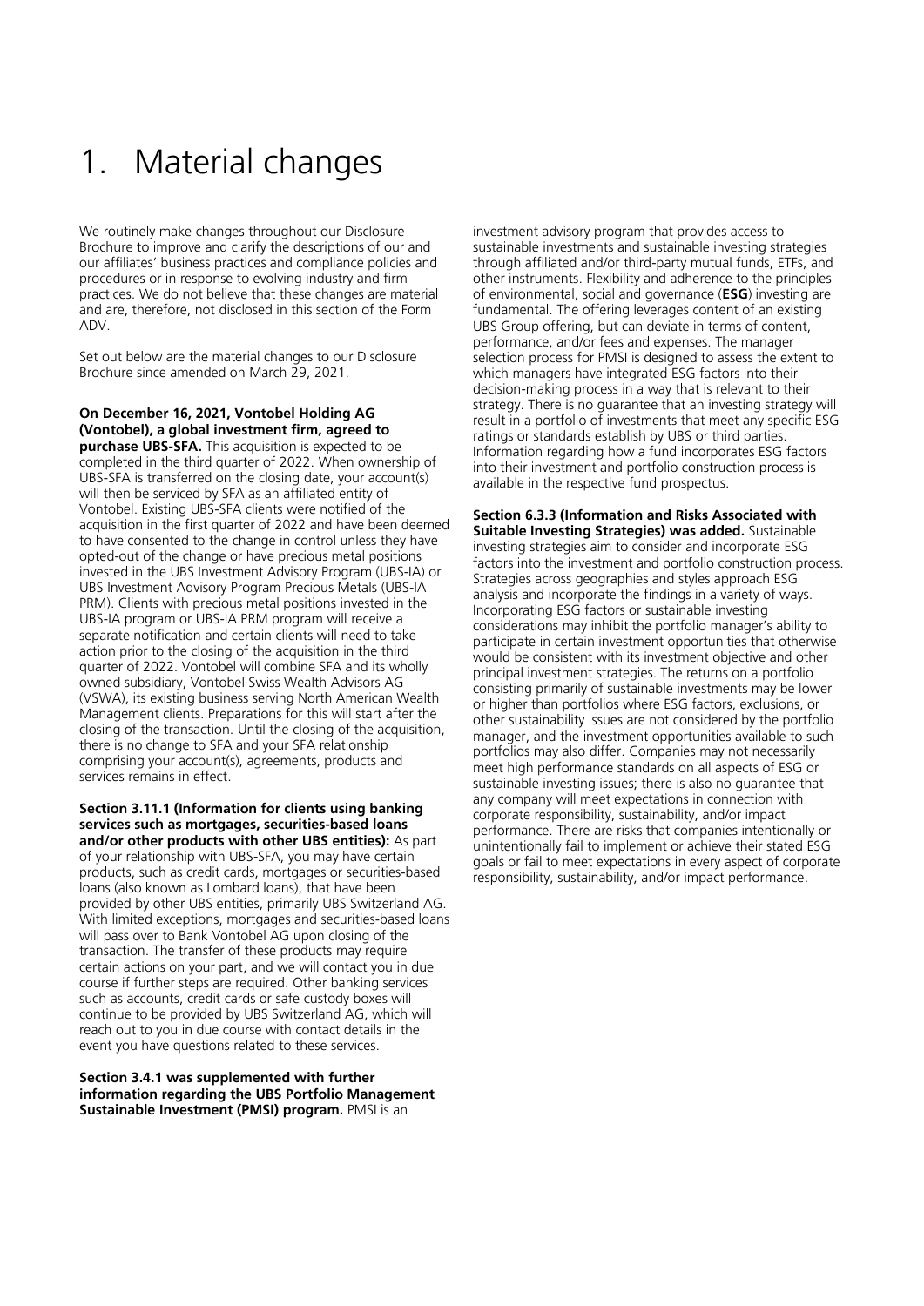# 1. Material changes

We routinely make changes throughout our Disclosure Brochure to improve and clarify the descriptions of our and our affiliates' business practices and compliance policies and procedures or in response to evolving industry and firm practices. We do not believe that these changes are material and are, therefore, not disclosed in this section of the Form ADV.

Set out below are the material changes to our Disclosure Brochure since amended on March 29, 2021.

**On December 16, 2021, Vontobel Holding AG (Vontobel), a global investment firm, agreed to purchase UBS-SFA.** This acquisition is expected to be completed in the third quarter of 2022. When ownership of UBS-SFA is transferred on the closing date, your account(s) will then be serviced by SFA as an affiliated entity of Vontobel. Existing UBS-SFA clients were notified of the acquisition in the first quarter of 2022 and have been deemed to have consented to the change in control unless they have opted-out of the change or have precious metal positions invested in the UBS Investment Advisory Program (UBS-IA) or UBS Investment Advisory Program Precious Metals (UBS-IA PRM). Clients with precious metal positions invested in the UBS-IA program or UBS-IA PRM program will receive a separate notification and certain clients will need to take action prior to the closing of the acquisition in the third quarter of 2022. Vontobel will combine SFA and its wholly owned subsidiary, Vontobel Swiss Wealth Advisors AG (VSWA), its existing business serving North American Wealth Management clients. Preparations for this will start after the closing of the transaction. Until the closing of the acquisition, there is no change to SFA and your SFA relationship comprising your account(s), agreements, products and services remains in effect.

**Section 3.11.1 (Information for clients using banking services such as mortgages, securities-based loans and/or other products with other UBS entities):** As part of your relationship with UBS-SFA, you may have certain products, such as credit cards, mortgages or securities-based loans (also known as Lombard loans), that have been provided by other UBS entities, primarily UBS Switzerland AG. With limited exceptions, mortgages and securities-based loans will pass over to Bank Vontobel AG upon closing of the transaction. The transfer of these products may require certain actions on your part, and we will contact you in due course if further steps are required. Other banking services such as accounts, credit cards or safe custody boxes will continue to be provided by UBS Switzerland AG, which will reach out to you in due course with contact details in the event you have questions related to these services.

**Section 3.4.1 was supplemented with further information regarding the UBS Portfolio Management Sustainable Investment (PMSI) program.** PMSI is an investment advisory program that provides access to sustainable investments and sustainable investing strategies through affiliated and/or third-party mutual funds, ETFs, and other instruments. Flexibility and adherence to the principles of environmental, social and governance (**ESG**) investing are fundamental. The offering leverages content of an existing UBS Group offering, but can deviate in terms of content, performance, and/or fees and expenses. The manager selection process for PMSI is designed to assess the extent to which managers have integrated ESG factors into their decision-making process in a way that is relevant to their strategy. There is no guarantee that an investing strategy will result in a portfolio of investments that meet any specific ESG ratings or standards establish by UBS or third parties. Information regarding how a fund incorporates ESG factors into their investment and portfolio construction process is available in the respective fund prospectus.

**Section 6.3.3 (Information and Risks Associated with Suitable Investing Strategies) was added.** Sustainable investing strategies aim to consider and incorporate ESG factors into the investment and portfolio construction process. Strategies across geographies and styles approach ESG analysis and incorporate the findings in a variety of ways. Incorporating ESG factors or sustainable investing considerations may inhibit the portfolio manager's ability to participate in certain investment opportunities that otherwise would be consistent with its investment objective and other principal investment strategies. The returns on a portfolio consisting primarily of sustainable investments may be lower or higher than portfolios where ESG factors, exclusions, or other sustainability issues are not considered by the portfolio manager, and the investment opportunities available to such portfolios may also differ. Companies may not necessarily meet high performance standards on all aspects of ESG or sustainable investing issues; there is also no guarantee that any company will meet expectations in connection with corporate responsibility, sustainability, and/or impact performance. There are risks that companies intentionally or unintentionally fail to implement or achieve their stated ESG goals or fail to meet expectations in every aspect of corporate responsibility, sustainability, and/or impact performance.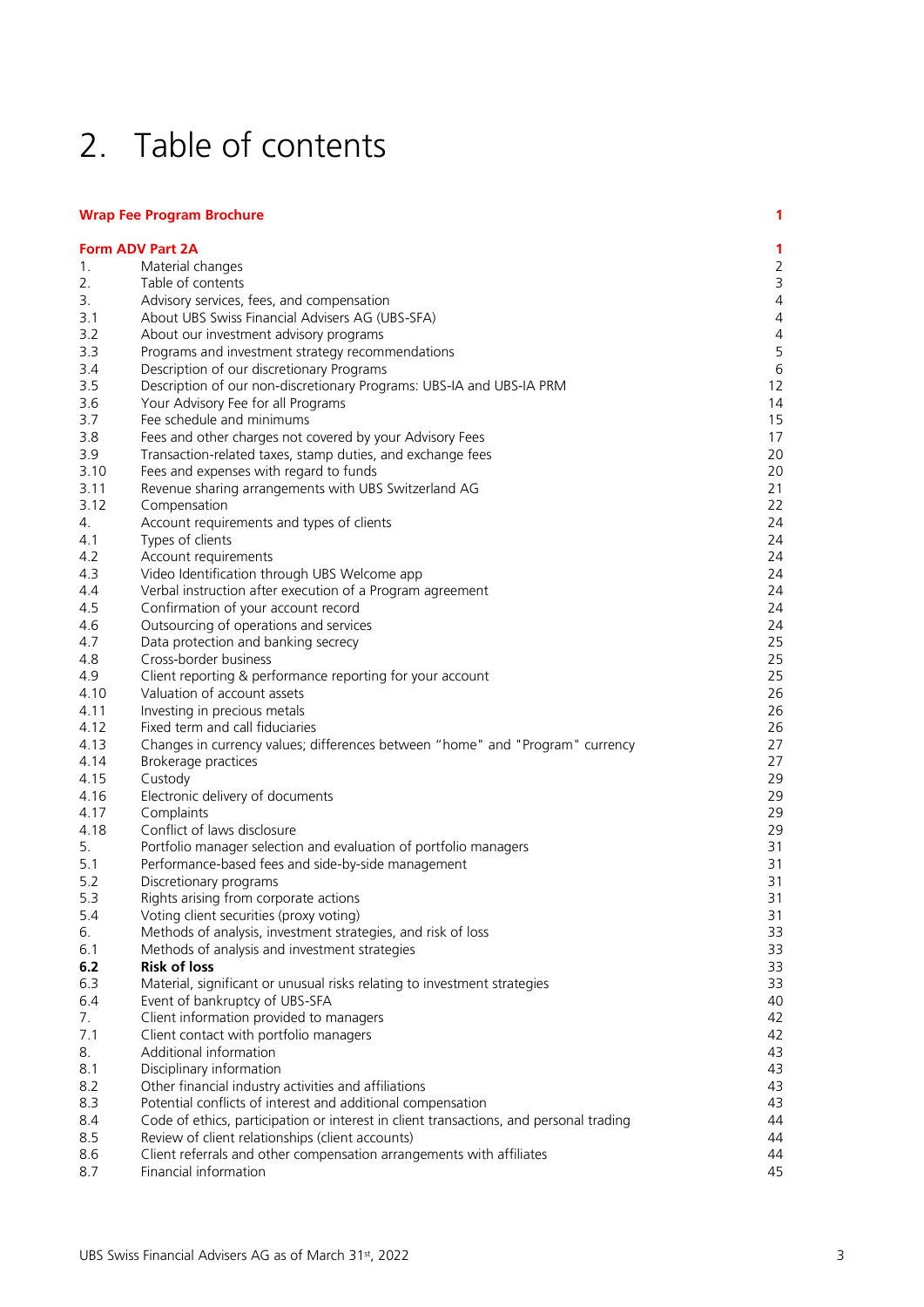# 2. Table of contents

| | | |
|---|---|---|
| **Wrap Fee Program Brochure** | | **1** |
| **Form ADV Part 2A** | | **1** |
| 1. | Material changes | 2 |
| 2. | Table of contents | 3 |
| 3. | Advisory services, fees, and compensation | 4 |
| 3.1 | About UBS Swiss Financial Advisers AG (UBS-SFA) | 4 |
| 3.2 | About our investment advisory programs | 4 |
| 3.3 | Programs and investment strategy recommendations | 5 |
| 3.4 | Description of our discretionary Programs | 6 |
| 3.5 | Description of our non-discretionary Programs: UBS-IA and UBS-IA PRM | 12 |
| 3.6 | Your Advisory Fee for all Programs | 14 |
| 3.7 | Fee schedule and minimums | 15 |
| 3.8 | Fees and other charges not covered by your Advisory Fees | 17 |
| 3.9 | Transaction-related taxes, stamp duties, and exchange fees | 20 |
| 3.10 | Fees and expenses with regard to funds | 20 |
| 3.11 | Revenue sharing arrangements with UBS Switzerland AG | 21 |
| 3.12 | Compensation | 22 |
| 4. | Account requirements and types of clients | 24 |
| 4.1 | Types of clients | 24 |
| 4.2 | Account requirements | 24 |
| 4.3 | Video Identification through UBS Welcome app | 24 |
| 4.4 | Verbal instruction after execution of a Program agreement | 24 |
| 4.5 | Confirmation of your account record | 24 |
| 4.6 | Outsourcing of operations and services | 24 |
| 4.7 | Data protection and banking secrecy | 25 |
| 4.8 | Cross-border business | 25 |
| 4.9 | Client reporting & performance reporting for your account | 25 |
| 4.10 | Valuation of account assets | 26 |
| 4.11 | Investing in precious metals | 26 |
| 4.12 | Fixed term and call fiduciaries | 26 |
| 4.13 | Changes in currency values; differences between "home" and "Program" currency | 27 |
| 4.14 | Brokerage practices | 27 |
| 4.15 | Custody | 29 |
| 4.16 | Electronic delivery of documents | 29 |
| 4.17 | Complaints | 29 |
| 4.18 | Conflict of laws disclosure | 29 |
| 5. | Portfolio manager selection and evaluation of portfolio managers | 31 |
| 5.1 | Performance-based fees and side-by-side management | 31 |
| 5.2 | Discretionary programs | 31 |
| 5.3 | Rights arising from corporate actions | 31 |
| 5.4 | Voting client securities (proxy voting) | 31 |
| 6. | Methods of analysis, investment strategies, and risk of loss | 33 |
| 6.1 | Methods of analysis and investment strategies | 33 |
| **6.2** | **Risk of loss** | 33 |
| 6.3 | Material, significant or unusual risks relating to investment strategies | 33 |
| 6.4 | Event of bankruptcy of UBS-SFA | 40 |
| 7. | Client information provided to managers | 42 |
| 7.1 | Client contact with portfolio managers | 42 |
| 8. | Additional information | 43 |
| 8.1 | Disciplinary information | 43 |
| 8.2 | Other financial industry activities and affiliations | 43 |
| 8.3 | Potential conflicts of interest and additional compensation | 43 |
| 8.4 | Code of ethics, participation or interest in client transactions, and personal trading | 44 |
| 8.5 | Review of client relationships (client accounts) | 44 |
| 8.6 | Client referrals and other compensation arrangements with affiliates | 44 |
| 8.7 | Financial information | 45 |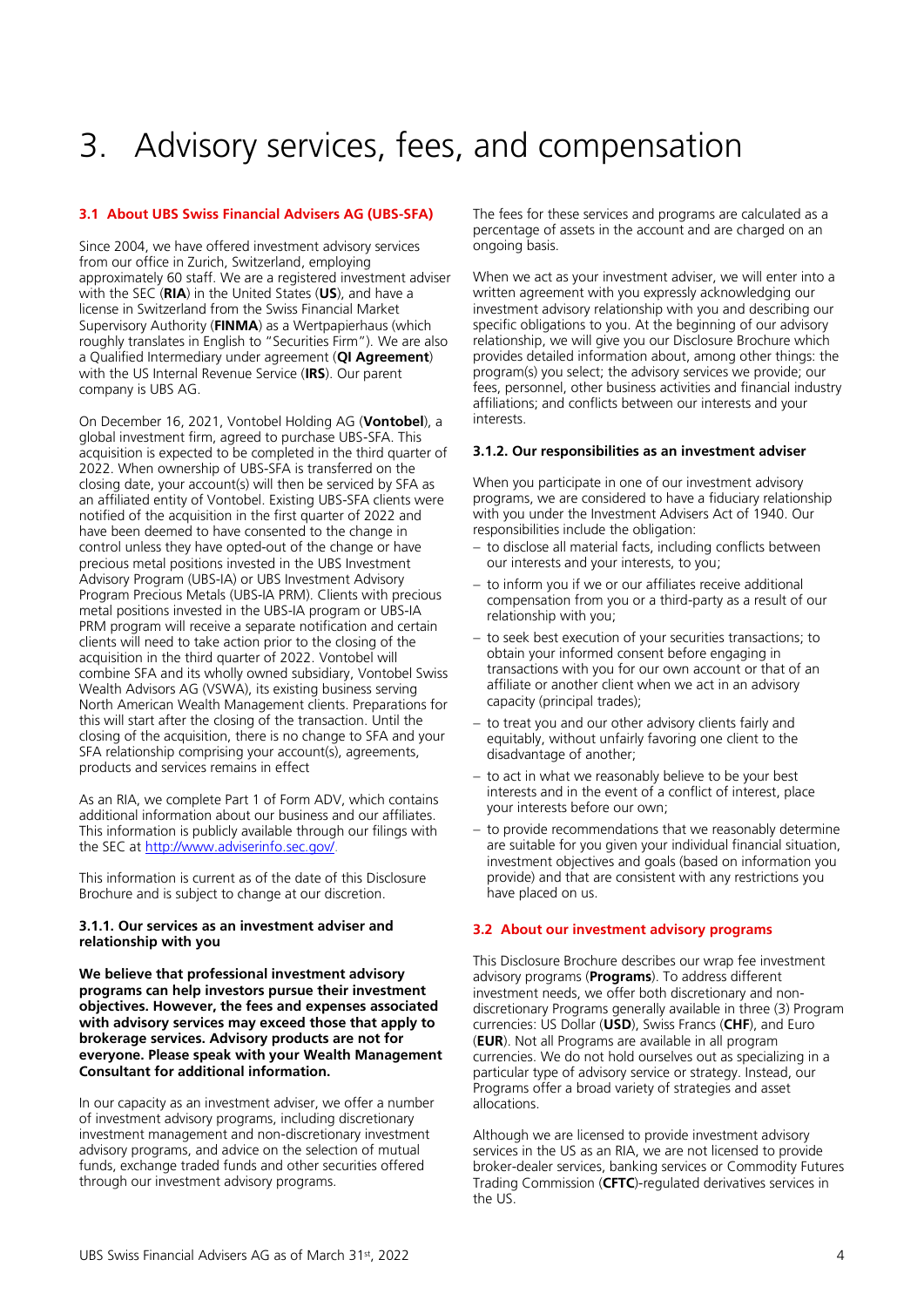# 3. Advisory services, fees, and compensation

## 3.1 About UBS Swiss Financial Advisers AG (UBS-SFA)

Since 2004, we have offered investment advisory services from our office in Zurich, Switzerland, employing approximately 60 staff. We are a registered investment adviser with the SEC (**RIA**) in the United States (**US**), and have a license in Switzerland from the Swiss Financial Market Supervisory Authority (**FINMA**) as a Wertpapierhaus (which roughly translates in English to "Securities Firm"). We are also a Qualified Intermediary under agreement (**QI Agreement**) with the US Internal Revenue Service (**IRS**). Our parent company is UBS AG.

On December 16, 2021, Vontobel Holding AG (**Vontobel**), a global investment firm, agreed to purchase UBS-SFA. This acquisition is expected to be completed in the third quarter of 2022. When ownership of UBS-SFA is transferred on the closing date, your account(s) will then be serviced by SFA as an affiliated entity of Vontobel. Existing UBS-SFA clients were notified of the acquisition in the first quarter of 2022 and have been deemed to have consented to the change in control unless they have opted-out of the change or have precious metal positions invested in the UBS Investment Advisory Program (UBS-IA) or UBS Investment Advisory Program Precious Metals (UBS-IA PRM). Clients with precious metal positions invested in the UBS-IA program or UBS-IA PRM program will receive a separate notification and certain clients will need to take action prior to the closing of the acquisition in the third quarter of 2022. Vontobel will combine SFA and its wholly owned subsidiary, Vontobel Swiss Wealth Advisors AG (VSWA), its existing business serving North American Wealth Management clients. Preparations for this will start after the closing of the transaction. Until the closing of the acquisition, there is no change to SFA and your SFA relationship comprising your account(s), agreements, products and services remains in effect

As an RIA, we complete Part 1 of Form ADV, which contains additional information about our business and our affiliates. This information is publicly available through our filings with the SEC at http://www.adviserinfo.sec.gov/.

This information is current as of the date of this Disclosure Brochure and is subject to change at our discretion.

### 3.1.1. Our services as an investment adviser and relationship with you

**We believe that professional investment advisory programs can help investors pursue their investment objectives. However, the fees and expenses associated with advisory services may exceed those that apply to brokerage services. Advisory products are not for everyone. Please speak with your Wealth Management Consultant for additional information.**

In our capacity as an investment adviser, we offer a number of investment advisory programs, including discretionary investment management and non-discretionary investment advisory programs, and advice on the selection of mutual funds, exchange traded funds and other securities offered through our investment advisory programs.

The fees for these services and programs are calculated as a percentage of assets in the account and are charged on an ongoing basis.

When we act as your investment adviser, we will enter into a written agreement with you expressly acknowledging our investment advisory relationship with you and describing our specific obligations to you. At the beginning of our advisory relationship, we will give you our Disclosure Brochure which provides detailed information about, among other things: the program(s) you select; the advisory services we provide; our fees, personnel, other business activities and financial industry affiliations; and conflicts between our interests and your interests.

### 3.1.2. Our responsibilities as an investment adviser

When you participate in one of our investment advisory programs, we are considered to have a fiduciary relationship with you under the Investment Advisers Act of 1940. Our responsibilities include the obligation:

- to disclose all material facts, including conflicts between our interests and your interests, to you;
- to inform you if we or our affiliates receive additional compensation from you or a third-party as a result of our relationship with you;
- to seek best execution of your securities transactions; to obtain your informed consent before engaging in transactions with you for our own account or that of an affiliate or another client when we act in an advisory capacity (principal trades);
- to treat you and our other advisory clients fairly and equitably, without unfairly favoring one client to the disadvantage of another;
- to act in what we reasonably believe to be your best interests and in the event of a conflict of interest, place your interests before our own;
- to provide recommendations that we reasonably determine are suitable for you given your individual financial situation, investment objectives and goals (based on information you provide) and that are consistent with any restrictions you have placed on us.

## 3.2 About our investment advisory programs

This Disclosure Brochure describes our wrap fee investment advisory programs (**Programs**). To address different investment needs, we offer both discretionary and non-discretionary Programs generally available in three (3) Program currencies: US Dollar (**USD**), Swiss Francs (**CHF**), and Euro (**EUR**). Not all Programs are available in all program currencies. We do not hold ourselves out as specializing in a particular type of advisory service or strategy. Instead, our Programs offer a broad variety of strategies and asset allocations.

Although we are licensed to provide investment advisory services in the US as an RIA, we are not licensed to provide broker-dealer services, banking services or Commodity Futures Trading Commission (**CFTC**)-regulated derivatives services in the US.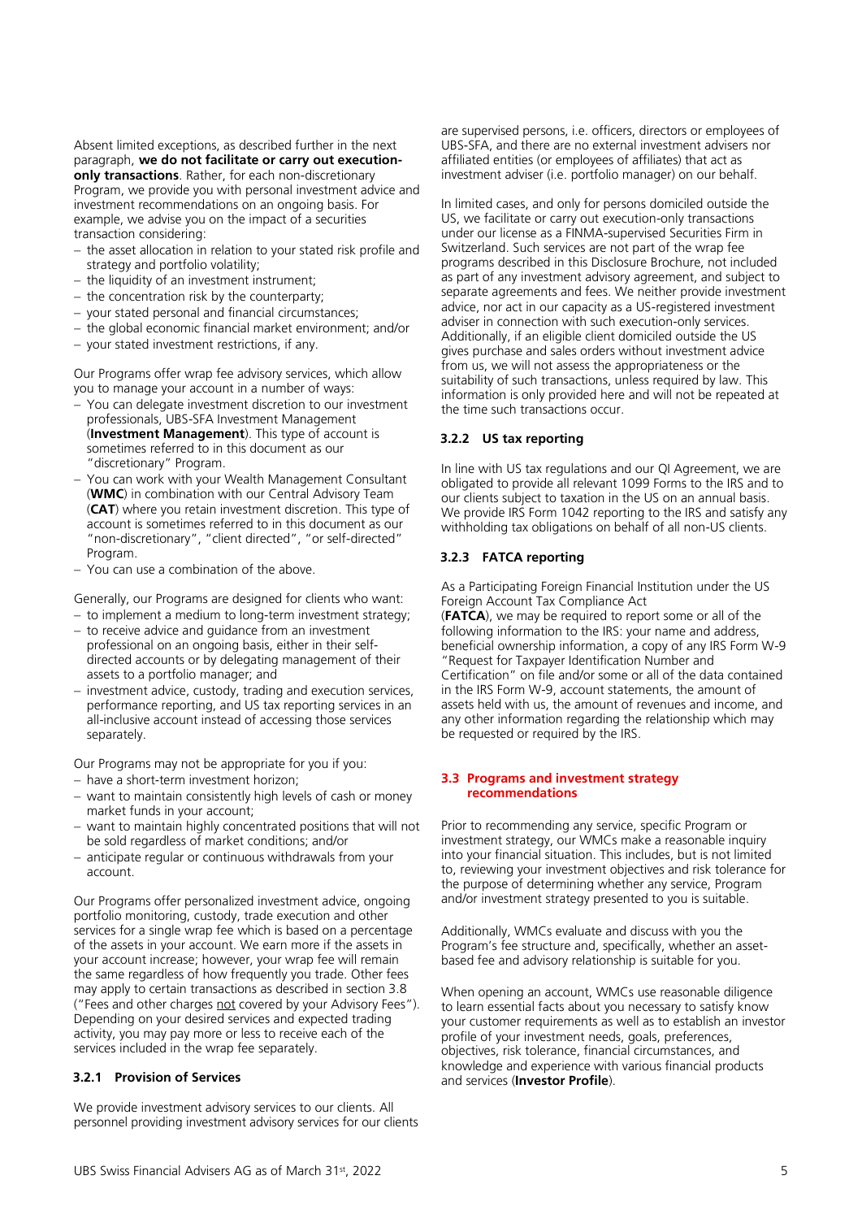Absent limited exceptions, as described further in the next paragraph, **we do not facilitate or carry out execution-only transactions**. Rather, for each non-discretionary Program, we provide you with personal investment advice and investment recommendations on an ongoing basis. For example, we advise you on the impact of a securities transaction considering:

- the asset allocation in relation to your stated risk profile and strategy and portfolio volatility;
- the liquidity of an investment instrument;
- the concentration risk by the counterparty;
- your stated personal and financial circumstances;
- the global economic financial market environment; and/or
- your stated investment restrictions, if any.

Our Programs offer wrap fee advisory services, which allow you to manage your account in a number of ways:

- You can delegate investment discretion to our investment professionals, UBS-SFA Investment Management (**Investment Management**). This type of account is sometimes referred to in this document as our "discretionary" Program.
- You can work with your Wealth Management Consultant (**WMC**) in combination with our Central Advisory Team (**CAT**) where you retain investment discretion. This type of account is sometimes referred to in this document as our "non-discretionary", "client directed", "or self-directed" Program.
- You can use a combination of the above.

Generally, our Programs are designed for clients who want:

- to implement a medium to long-term investment strategy;
- to receive advice and guidance from an investment professional on an ongoing basis, either in their self-directed accounts or by delegating management of their assets to a portfolio manager; and
- investment advice, custody, trading and execution services, performance reporting, and US tax reporting services in an all-inclusive account instead of accessing those services separately.

Our Programs may not be appropriate for you if you:

- have a short-term investment horizon;
- want to maintain consistently high levels of cash or money market funds in your account;
- want to maintain highly concentrated positions that will not be sold regardless of market conditions; and/or
- anticipate regular or continuous withdrawals from your account.

Our Programs offer personalized investment advice, ongoing portfolio monitoring, custody, trade execution and other services for a single wrap fee which is based on a percentage of the assets in your account. We earn more if the assets in your account increase; however, your wrap fee will remain the same regardless of how frequently you trade. Other fees may apply to certain transactions as described in section 3.8 ("Fees and other charges not covered by your Advisory Fees"). Depending on your desired services and expected trading activity, you may pay more or less to receive each of the services included in the wrap fee separately.

### 3.2.1 Provision of Services

We provide investment advisory services to our clients. All personnel providing investment advisory services for our clients are supervised persons, i.e. officers, directors or employees of UBS-SFA, and there are no external investment advisers nor affiliated entities (or employees of affiliates) that act as investment adviser (i.e. portfolio manager) on our behalf.

In limited cases, and only for persons domiciled outside the US, we facilitate or carry out execution-only transactions under our license as a FINMA-supervised Securities Firm in Switzerland. Such services are not part of the wrap fee programs described in this Disclosure Brochure, not included as part of any investment advisory agreement, and subject to separate agreements and fees. We neither provide investment advice, nor act in our capacity as a US-registered investment adviser in connection with such execution-only services. Additionally, if an eligible client domiciled outside the US gives purchase and sales orders without investment advice from us, we will not assess the appropriateness or the suitability of such transactions, unless required by law. This information is only provided here and will not be repeated at the time such transactions occur.

### 3.2.2 US tax reporting

In line with US tax regulations and our QI Agreement, we are obligated to provide all relevant 1099 Forms to the IRS and to our clients subject to taxation in the US on an annual basis. We provide IRS Form 1042 reporting to the IRS and satisfy any withholding tax obligations on behalf of all non-US clients.

### 3.2.3 FATCA reporting

As a Participating Foreign Financial Institution under the US Foreign Account Tax Compliance Act (**FATCA**), we may be required to report some or all of the following information to the IRS: your name and address, beneficial ownership information, a copy of any IRS Form W-9 "Request for Taxpayer Identification Number and Certification" on file and/or some or all of the data contained in the IRS Form W-9, account statements, the amount of assets held with us, the amount of revenues and income, and any other information regarding the relationship which may be requested or required by the IRS.

## 3.3 Programs and investment strategy recommendations

Prior to recommending any service, specific Program or investment strategy, our WMCs make a reasonable inquiry into your financial situation. This includes, but is not limited to, reviewing your investment objectives and risk tolerance for the purpose of determining whether any service, Program and/or investment strategy presented to you is suitable.

Additionally, WMCs evaluate and discuss with you the Program's fee structure and, specifically, whether an asset-based fee and advisory relationship is suitable for you.

When opening an account, WMCs use reasonable diligence to learn essential facts about you necessary to satisfy know your customer requirements as well as to establish an investor profile of your investment needs, goals, preferences, objectives, risk tolerance, financial circumstances, and knowledge and experience with various financial products and services (**Investor Profile**).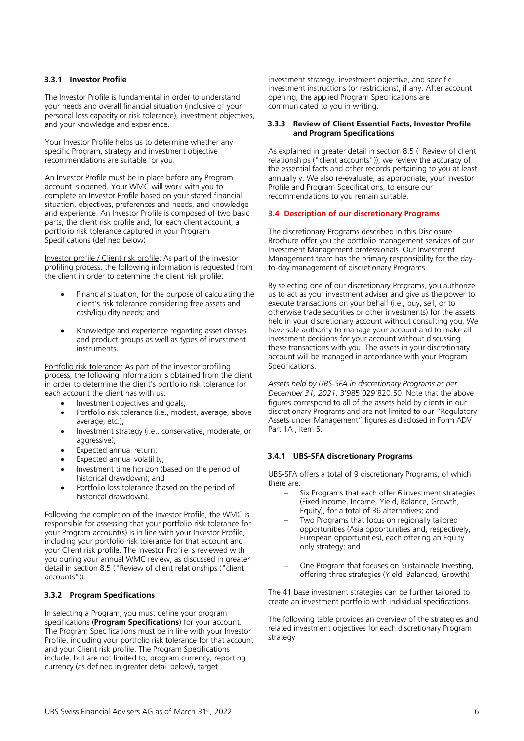### 3.3.1 Investor Profile

The Investor Profile is fundamental in order to understand your needs and overall financial situation (inclusive of your personal loss capacity or risk tolerance), investment objectives, and your knowledge and experience.

Your Investor Profile helps us to determine whether any specific Program, strategy and investment objective recommendations are suitable for you.

An Investor Profile must be in place before any Program account is opened. Your WMC will work with you to complete an Investor Profile based on your stated financial situation, objectives, preferences and needs, and knowledge and experience. An Investor Profile is composed of two basic parts, the client risk profile and, for each client account, a portfolio risk tolerance captured in your Program Specifications (defined below)

Investor profile / Client risk profile: As part of the investor profiling process, the following information is requested from the client in order to determine the client risk profile:

- Financial situation, for the purpose of calculating the client's risk tolerance considering free assets and cash/liquidity needs; and
- Knowledge and experience regarding asset classes and product groups as well as types of investment instruments.

Portfolio risk tolerance: As part of the investor profiling process, the following information is obtained from the client in order to determine the client's portfolio risk tolerance for each account the client has with us:

- Investment objectives and goals;
- Portfolio risk tolerance (i.e., modest, average, above average, etc.);
- Investment strategy (i.e., conservative, moderate, or aggressive);
- Expected annual return;
- Expected annual volatility;
- Investment time horizon (based on the period of historical drawdown); and
- Portfolio loss tolerance (based on the period of historical drawdown).

Following the completion of the Investor Profile, the WMC is responsible for assessing that your portfolio risk tolerance for your Program account(s) is in line with your Investor Profile, including your portfolio risk tolerance for that account and your Client risk profile. The Investor Profile is reviewed with you during your annual WMC review, as discussed in greater detail in section 8.5 ("Review of client relationships ("client accounts")).

### 3.3.2 Program Specifications

In selecting a Program, you must define your program specifications (**Program Specifications**) for your account. The Program Specifications must be in line with your Investor Profile, including your portfolio risk tolerance for that account and your Client risk profile. The Program Specifications include, but are not limited to, program currency, reporting currency (as defined in greater detail below), target investment strategy, investment objective, and specific investment instructions (or restrictions), if any. After account opening, the applied Program Specifications are communicated to you in writing.

### 3.3.3 Review of Client Essential Facts, Investor Profile and Program Specifications

As explained in greater detail in section 8.5 ("Review of client relationships ("client accounts")), we review the accuracy of the essential facts and other records pertaining to you at least annually y. We also re-evaluate, as appropriate, your Investor Profile and Program Specifications, to ensure our recommendations to you remain suitable.

## 3.4 Description of our discretionary Programs

The discretionary Programs described in this Disclosure Brochure offer you the portfolio management services of our Investment Management professionals. Our Investment Management team has the primary responsibility for the day-to-day management of discretionary Programs.

By selecting one of our discretionary Programs, you authorize us to act as your investment adviser and give us the power to execute transactions on your behalf (i.e., buy, sell, or to otherwise trade securities or other investments) for the assets held in your discretionary account without consulting you. We have sole authority to manage your account and to make all investment decisions for your account without discussing these transactions with you. The assets in your discretionary account will be managed in accordance with your Program Specifications.

*Assets held by UBS-SFA in discretionary Programs as per December 31, 2021:* 3'985'029'820.50. Note that the above figures correspond to all of the assets held by clients in our discretionary Programs and are not limited to our "Regulatory Assets under Management" figures as disclosed in Form ADV Part 1A , Item 5.

### 3.4.1 UBS-SFA discretionary Programs

UBS-SFA offers a total of 9 discretionary Programs, of which there are:

- Six Programs that each offer 6 investment strategies (Fixed Income, Income, Yield, Balance, Growth, Equity), for a total of 36 alternatives; and
- Two Programs that focus on regionally tailored opportunities (Asia opportunities and, respectively, European opportunities), each offering an Equity only strategy; and
- One Program that focuses on Sustainable Investing, offering three strategies (Yield, Balanced, Growth)

The 41 base investment strategies can be further tailored to create an investment portfolio with individual specifications.

The following table provides an overview of the strategies and related investment objectives for each discretionary Program strategy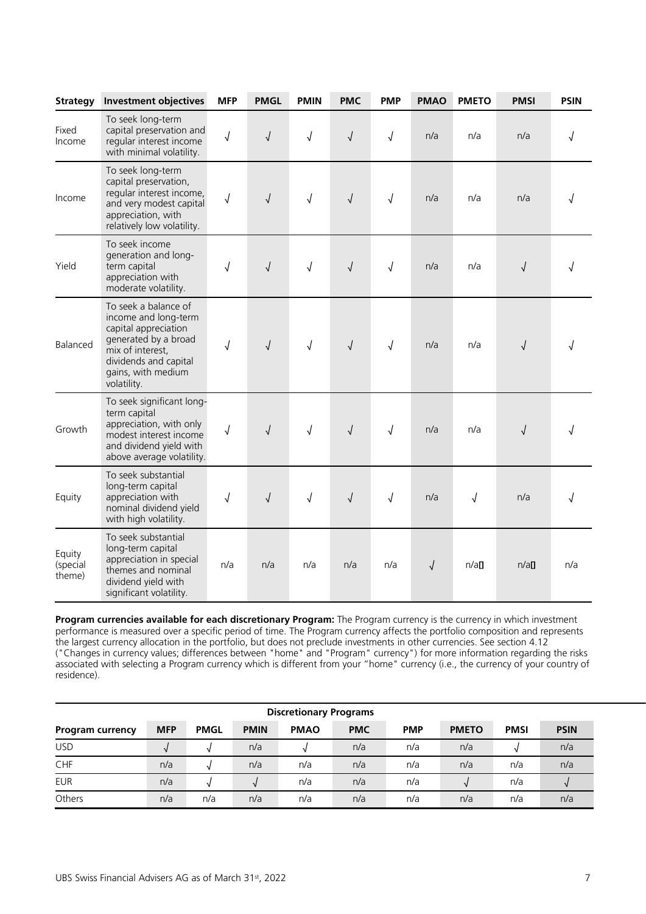| Strategy | Investment objectives | MFP | PMGL | PMIN | PMC | PMP | PMAO | PMETO | PMSI | PSIN |
|---|---|---|---|---|---|---|---|---|---|---|
| Fixed Income | To seek long-term capital preservation and regular interest income with minimal volatility. | √ | √ | √ | √ | √ | n/a | n/a | n/a | √ |
| Income | To seek long-term capital preservation, regular interest income, and very modest capital appreciation, with relatively low volatility. | √ | √ | √ | √ | √ | n/a | n/a | n/a | √ |
| Yield | To seek income generation and long-term capital appreciation with moderate volatility. | √ | √ | √ | √ | √ | n/a | n/a | √ | √ |
| Balanced | To seek a balance of income and long-term capital appreciation generated by a broad mix of interest, dividends and capital gains, with medium volatility. | √ | √ | √ | √ | √ | n/a | n/a | √ | √ |
| Growth | To seek significant long-term capital appreciation, with only modest interest income and dividend yield with above average volatility. | √ | √ | √ | √ | √ | n/a | n/a | √ | √ |
| Equity | To seek substantial long-term capital appreciation with nominal dividend yield with high volatility. | √ | √ | √ | √ | √ | n/a | √ | n/a | √ |
| Equity (special theme) | To seek substantial long-term capital appreciation in special themes and nominal dividend yield with significant volatility. | n/a | n/a | n/a | n/a | n/a | √ | n/a | n/a | n/a |

**Program currencies available for each discretionary Program:** The Program currency is the currency in which investment performance is measured over a specific period of time. The Program currency affects the portfolio composition and represents the largest currency allocation in the portfolio, but does not preclude investments in other currencies. See section 4.12 ("Changes in currency values; differences between "home" and "Program" currency") for more information regarding the risks associated with selecting a Program currency which is different from your "home" currency (i.e., the currency of your country of residence).

| | Discretionary Programs | | | | | | | | |
|---|---|---|---|---|---|---|---|---|---|
| **Program currency** | **MFP** | **PMGL** | **PMIN** | **PMAO** | **PMC** | **PMP** | **PMETO** | **PMSI** | **PSIN** |
| USD | √ | √ | n/a | √ | n/a | n/a | n/a | √ | n/a |
| CHF | n/a | √ | n/a | n/a | n/a | n/a | n/a | n/a | n/a |
| EUR | n/a | √ | √ | n/a | n/a | n/a | √ | n/a | √ |
| Others | n/a | n/a | n/a | n/a | n/a | n/a | n/a | n/a | n/a |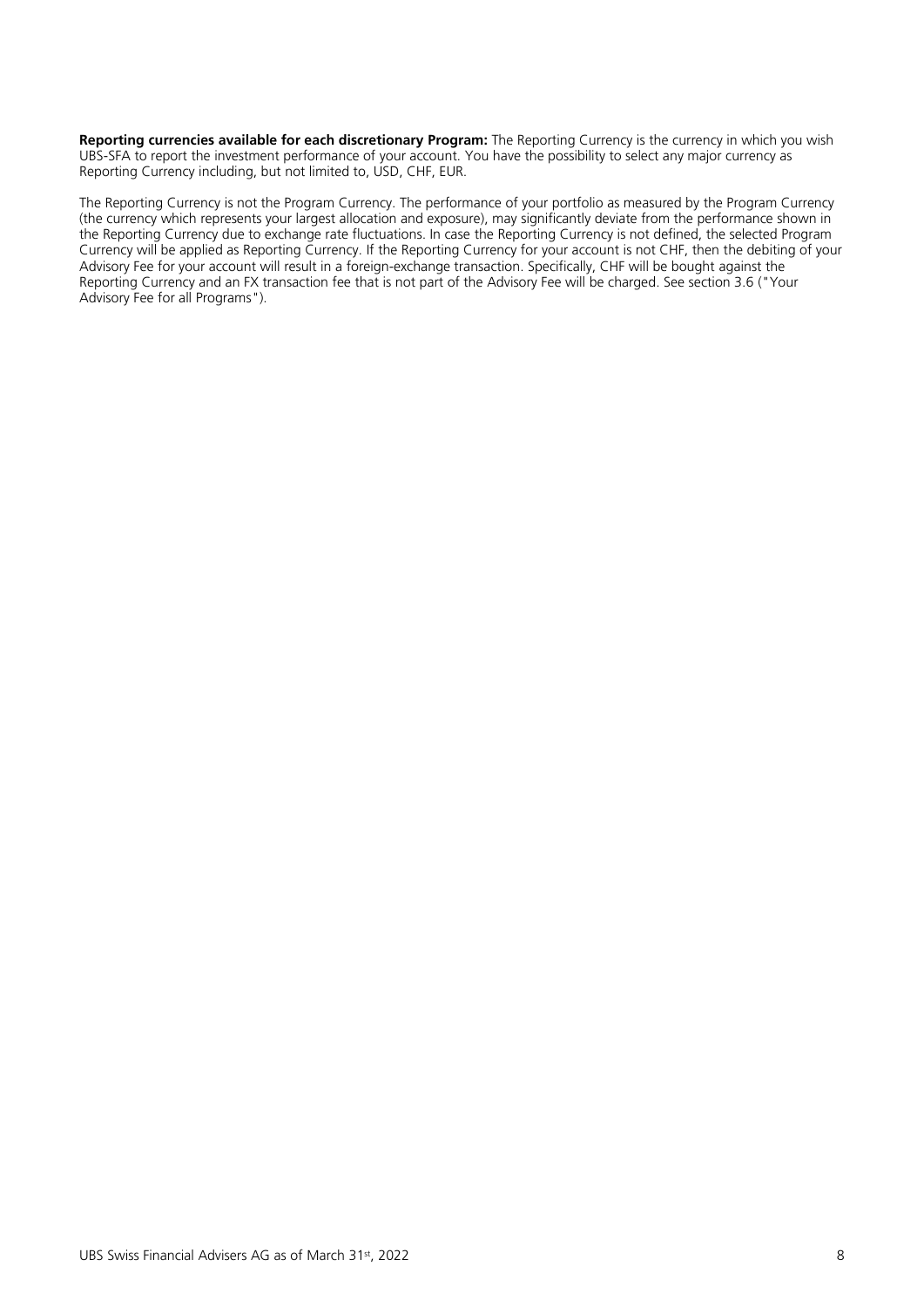**Reporting currencies available for each discretionary Program:** The Reporting Currency is the currency in which you wish UBS-SFA to report the investment performance of your account. You have the possibility to select any major currency as Reporting Currency including, but not limited to, USD, CHF, EUR.

The Reporting Currency is not the Program Currency. The performance of your portfolio as measured by the Program Currency (the currency which represents your largest allocation and exposure), may significantly deviate from the performance shown in the Reporting Currency due to exchange rate fluctuations. In case the Reporting Currency is not defined, the selected Program Currency will be applied as Reporting Currency. If the Reporting Currency for your account is not CHF, then the debiting of your Advisory Fee for your account will result in a foreign-exchange transaction. Specifically, CHF will be bought against the Reporting Currency and an FX transaction fee that is not part of the Advisory Fee will be charged. See section 3.6 ("Your Advisory Fee for all Programs").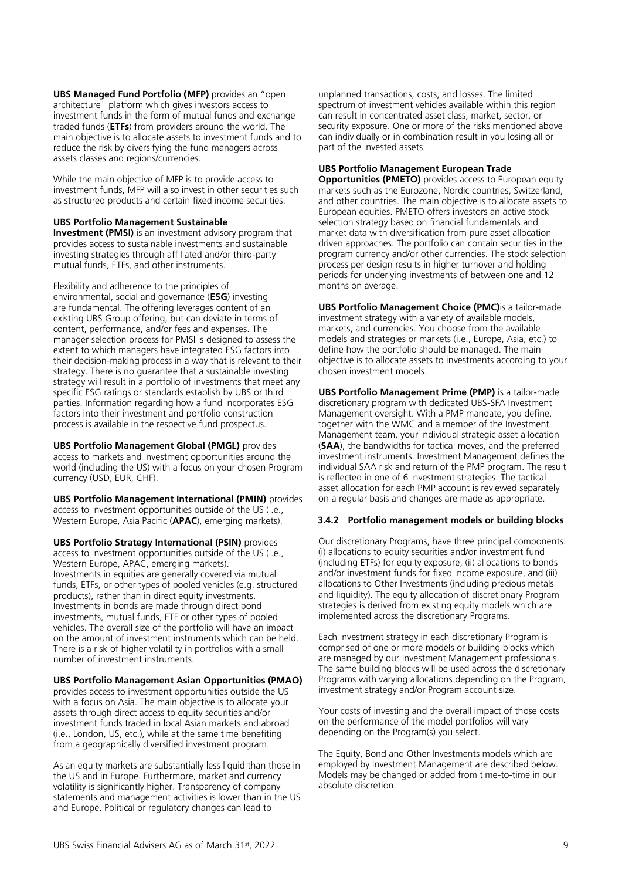**UBS Managed Fund Portfolio (MFP)** provides an "open architecture" platform which gives investors access to investment funds in the form of mutual funds and exchange traded funds (**ETFs**) from providers around the world. The main objective is to allocate assets to investment funds and to reduce the risk by diversifying the fund managers across assets classes and regions/currencies.

While the main objective of MFP is to provide access to investment funds, MFP will also invest in other securities such as structured products and certain fixed income securities.

**UBS Portfolio Management Sustainable Investment (PMSI)** is an investment advisory program that provides access to sustainable investments and sustainable investing strategies through affiliated and/or third-party mutual funds, ETFs, and other instruments.

Flexibility and adherence to the principles of environmental, social and governance (**ESG**) investing are fundamental. The offering leverages content of an existing UBS Group offering, but can deviate in terms of content, performance, and/or fees and expenses. The manager selection process for PMSI is designed to assess the extent to which managers have integrated ESG factors into their decision-making process in a way that is relevant to their strategy. There is no guarantee that a sustainable investing strategy will result in a portfolio of investments that meet any specific ESG ratings or standards establish by UBS or third parties. Information regarding how a fund incorporates ESG factors into their investment and portfolio construction process is available in the respective fund prospectus.

**UBS Portfolio Management Global (PMGL)** provides access to markets and investment opportunities around the world (including the US) with a focus on your chosen Program currency (USD, EUR, CHF).

**UBS Portfolio Management International (PMIN)** provides access to investment opportunities outside of the US (i.e., Western Europe, Asia Pacific (**APAC**), emerging markets).

**UBS Portfolio Strategy International (PSIN)** provides access to investment opportunities outside of the US (i.e., Western Europe, APAC, emerging markets). Investments in equities are generally covered via mutual funds, ETFs, or other types of pooled vehicles (e.g. structured products), rather than in direct equity investments. Investments in bonds are made through direct bond investments, mutual funds, ETF or other types of pooled vehicles. The overall size of the portfolio will have an impact on the amount of investment instruments which can be held. There is a risk of higher volatility in portfolios with a small number of investment instruments.

**UBS Portfolio Management Asian Opportunities (PMAO)** provides access to investment opportunities outside the US with a focus on Asia. The main objective is to allocate your assets through direct access to equity securities and/or investment funds traded in local Asian markets and abroad (i.e., London, US, etc.), while at the same time benefiting from a geographically diversified investment program.

Asian equity markets are substantially less liquid than those in the US and in Europe. Furthermore, market and currency volatility is significantly higher. Transparency of company statements and management activities is lower than in the US and Europe. Political or regulatory changes can lead to unplanned transactions, costs, and losses. The limited spectrum of investment vehicles available within this region can result in concentrated asset class, market, sector, or security exposure. One or more of the risks mentioned above can individually or in combination result in you losing all or part of the invested assets.

**UBS Portfolio Management European Trade Opportunities (PMETO)** provides access to European equity markets such as the Eurozone, Nordic countries, Switzerland, and other countries. The main objective is to allocate assets to European equities. PMETO offers investors an active stock selection strategy based on financial fundamentals and market data with diversification from pure asset allocation driven approaches. The portfolio can contain securities in the program currency and/or other currencies. The stock selection process per design results in higher turnover and holding periods for underlying investments of between one and 12 months on average.

**UBS Portfolio Management Choice (PMC)**is a tailor-made investment strategy with a variety of available models, markets, and currencies. You choose from the available models and strategies or markets (i.e., Europe, Asia, etc.) to define how the portfolio should be managed. The main objective is to allocate assets to investments according to your chosen investment models.

**UBS Portfolio Management Prime (PMP)** is a tailor-made discretionary program with dedicated UBS-SFA Investment Management oversight. With a PMP mandate, you define, together with the WMC and a member of the Investment Management team, your individual strategic asset allocation (**SAA**), the bandwidths for tactical moves, and the preferred investment instruments. Investment Management defines the individual SAA risk and return of the PMP program. The result is reflected in one of 6 investment strategies. The tactical asset allocation for each PMP account is reviewed separately on a regular basis and changes are made as appropriate.

### 3.4.2 Portfolio management models or building blocks

Our discretionary Programs, have three principal components: (i) allocations to equity securities and/or investment fund (including ETFs) for equity exposure, (ii) allocations to bonds and/or investment funds for fixed income exposure, and (iii) allocations to Other Investments (including precious metals and liquidity). The equity allocation of discretionary Program strategies is derived from existing equity models which are implemented across the discretionary Programs.

Each investment strategy in each discretionary Program is comprised of one or more models or building blocks which are managed by our Investment Management professionals. The same building blocks will be used across the discretionary Programs with varying allocations depending on the Program, investment strategy and/or Program account size.

Your costs of investing and the overall impact of those costs on the performance of the model portfolios will vary depending on the Program(s) you select.

The Equity, Bond and Other Investments models which are employed by Investment Management are described below. Models may be changed or added from time-to-time in our absolute discretion.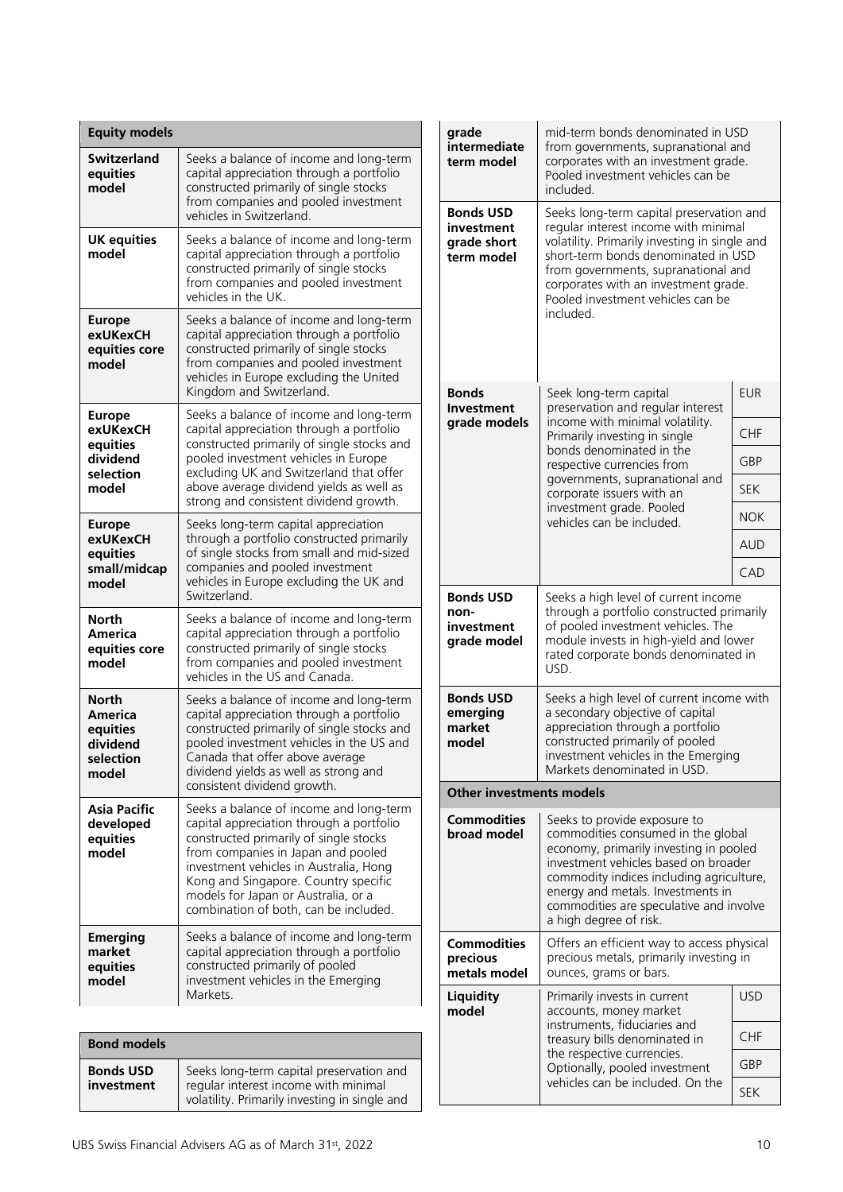| Equity models | |
|---|---|
| **Switzerland equities model** | Seeks a balance of income and long-term capital appreciation through a portfolio constructed primarily of single stocks from companies and pooled investment vehicles in Switzerland. |
| **UK equities model** | Seeks a balance of income and long-term capital appreciation through a portfolio constructed primarily of single stocks from companies and pooled investment vehicles in the UK. |
| **Europe exUKexCH equities core model** | Seeks a balance of income and long-term capital appreciation through a portfolio constructed primarily of single stocks from companies and pooled investment vehicles in Europe excluding the United Kingdom and Switzerland. |
| **Europe exUKexCH equities dividend selection model** | Seeks a balance of income and long-term capital appreciation through a portfolio constructed primarily of single stocks and pooled investment vehicles in Europe excluding UK and Switzerland that offer above average dividend yields as well as strong and consistent dividend growth. |
| **Europe exUKexCH equities small/midcap model** | Seeks long-term capital appreciation through a portfolio constructed primarily of single stocks from small and mid-sized companies and pooled investment vehicles in Europe excluding the UK and Switzerland. |
| **North America equities core model** | Seeks a balance of income and long-term capital appreciation through a portfolio constructed primarily of single stocks from companies and pooled investment vehicles in the US and Canada. |
| **North America equities dividend selection model** | Seeks a balance of income and long-term capital appreciation through a portfolio constructed primarily of single stocks and pooled investment vehicles in the US and Canada that offer above average dividend yields as well as strong and consistent dividend growth. |
| **Asia Pacific developed equities model** | Seeks a balance of income and long-term capital appreciation through a portfolio constructed primarily of single stocks from companies in Japan and pooled investment vehicles in Australia, Hong Kong and Singapore. Country specific models for Japan or Australia, or a combination of both, can be included. |
| **Emerging market equities model** | Seeks a balance of income and long-term capital appreciation through a portfolio constructed primarily of pooled investment vehicles in the Emerging Markets. |

| Bond models | | |
|---|---|---|
| **Bonds USD investment grade intermediate term model** | Seeks long-term capital preservation and regular interest income with minimal volatility. Primarily investing in single and mid-term bonds denominated in USD from governments, supranational and corporates with an investment grade. Pooled investment vehicles can be included. | |
| **Bonds USD investment grade short term model** | Seeks long-term capital preservation and regular interest income with minimal volatility. Primarily investing in single and short-term bonds denominated in USD from governments, supranational and corporates with an investment grade. Pooled investment vehicles can be included. | |
| **Bonds Investment grade models** | Seek long-term capital preservation and regular interest income with minimal volatility. Primarily investing in single bonds denominated in the respective currencies from governments, supranational and corporate issuers with an investment grade. Pooled vehicles can be included. | EUR |
| | | CHF |
| | | GBP |
| | | SEK |
| | | NOK |
| | | AUD |
| | | CAD |
| **Bonds USD non-investment grade model** | Seeks a high level of current income through a portfolio constructed primarily of pooled investment vehicles. The module invests in high-yield and lower rated corporate bonds denominated in USD. | |
| **Bonds USD emerging market model** | Seeks a high level of current income with a secondary objective of capital appreciation through a portfolio constructed primarily of pooled investment vehicles in the Emerging Markets denominated in USD. | |

| Other investments models | | |
|---|---|---|
| **Commodities broad model** | Seeks to provide exposure to commodities consumed in the global economy, primarily investing in pooled investment vehicles based on broader commodity indices including agriculture, energy and metals. Investments in commodities are speculative and involve a high degree of risk. | |
| **Commodities precious metals model** | Offers an efficient way to access physical precious metals, primarily investing in ounces, grams or bars. | |
| **Liquidity model** | Primarily invests in current accounts, money market instruments, fiduciaries and treasury bills denominated in the respective currencies. Optionally, pooled investment vehicles can be included. On the | USD |
| | | CHF |
| | | GBP |
| | | SEK |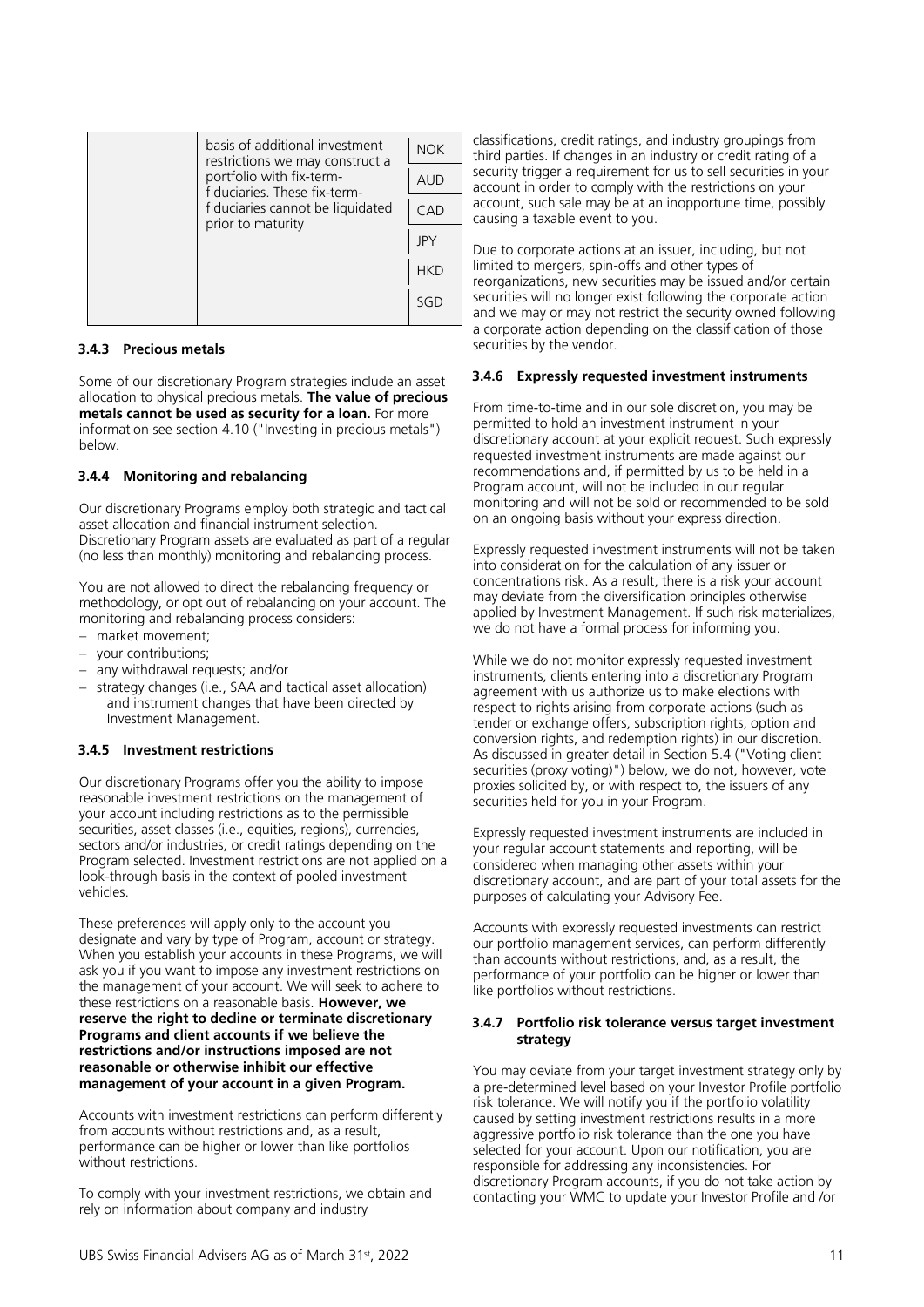| | basis of additional investment restrictions we may construct a portfolio with fix-term-fiduciaries. These fix-term-fiduciaries cannot be liquidated prior to maturity | NOK |
|---|---|---|
| | | AUD |
| | | CAD |
| | | JPY |
| | | HKD |
| | | SGD |

### 3.4.3 Precious metals

Some of our discretionary Program strategies include an asset allocation to physical precious metals. **The value of precious metals cannot be used as security for a loan.** For more information see section 4.10 ("Investing in precious metals") below.

### 3.4.4 Monitoring and rebalancing

Our discretionary Programs employ both strategic and tactical asset allocation and financial instrument selection. Discretionary Program assets are evaluated as part of a regular (no less than monthly) monitoring and rebalancing process.

You are not allowed to direct the rebalancing frequency or methodology, or opt out of rebalancing on your account. The monitoring and rebalancing process considers:

- market movement;
- your contributions;
- any withdrawal requests; and/or
- strategy changes (i.e., SAA and tactical asset allocation) and instrument changes that have been directed by Investment Management.

### 3.4.5 Investment restrictions

Our discretionary Programs offer you the ability to impose reasonable investment restrictions on the management of your account including restrictions as to the permissible securities, asset classes (i.e., equities, regions), currencies, sectors and/or industries, or credit ratings depending on the Program selected. Investment restrictions are not applied on a look-through basis in the context of pooled investment vehicles.

These preferences will apply only to the account you designate and vary by type of Program, account or strategy. When you establish your accounts in these Programs, we will ask you if you want to impose any investment restrictions on the management of your account. We will seek to adhere to these restrictions on a reasonable basis. **However, we reserve the right to decline or terminate discretionary Programs and client accounts if we believe the restrictions and/or instructions imposed are not reasonable or otherwise inhibit our effective management of your account in a given Program.**

Accounts with investment restrictions can perform differently from accounts without restrictions and, as a result, performance can be higher or lower than like portfolios without restrictions.

To comply with your investment restrictions, we obtain and rely on information about company and industry classifications, credit ratings, and industry groupings from third parties. If changes in an industry or credit rating of a security trigger a requirement for us to sell securities in your account in order to comply with the restrictions on your account, such sale may be at an inopportune time, possibly causing a taxable event to you.

Due to corporate actions at an issuer, including, but not limited to mergers, spin-offs and other types of reorganizations, new securities may be issued and/or certain securities will no longer exist following the corporate action and we may or may not restrict the security owned following a corporate action depending on the classification of those securities by the vendor.

### 3.4.6 Expressly requested investment instruments

From time-to-time and in our sole discretion, you may be permitted to hold an investment instrument in your discretionary account at your explicit request. Such expressly requested investment instruments are made against our recommendations and, if permitted by us to be held in a Program account, will not be included in our regular monitoring and will not be sold or recommended to be sold on an ongoing basis without your express direction.

Expressly requested investment instruments will not be taken into consideration for the calculation of any issuer or concentrations risk. As a result, there is a risk your account may deviate from the diversification principles otherwise applied by Investment Management. If such risk materializes, we do not have a formal process for informing you.

While we do not monitor expressly requested investment instruments, clients entering into a discretionary Program agreement with us authorize us to make elections with respect to rights arising from corporate actions (such as tender or exchange offers, subscription rights, option and conversion rights, and redemption rights) in our discretion. As discussed in greater detail in Section 5.4 ("Voting client securities (proxy voting)") below, we do not, however, vote proxies solicited by, or with respect to, the issuers of any securities held for you in your Program.

Expressly requested investment instruments are included in your regular account statements and reporting, will be considered when managing other assets within your discretionary account, and are part of your total assets for the purposes of calculating your Advisory Fee.

Accounts with expressly requested investments can restrict our portfolio management services, can perform differently than accounts without restrictions, and, as a result, the performance of your portfolio can be higher or lower than like portfolios without restrictions.

### 3.4.7 Portfolio risk tolerance versus target investment strategy

You may deviate from your target investment strategy only by a pre-determined level based on your Investor Profile portfolio risk tolerance. We will notify you if the portfolio volatility caused by setting investment restrictions results in a more aggressive portfolio risk tolerance than the one you have selected for your account. Upon our notification, you are responsible for addressing any inconsistencies. For discretionary Program accounts, if you do not take action by contacting your WMC to update your Investor Profile and /or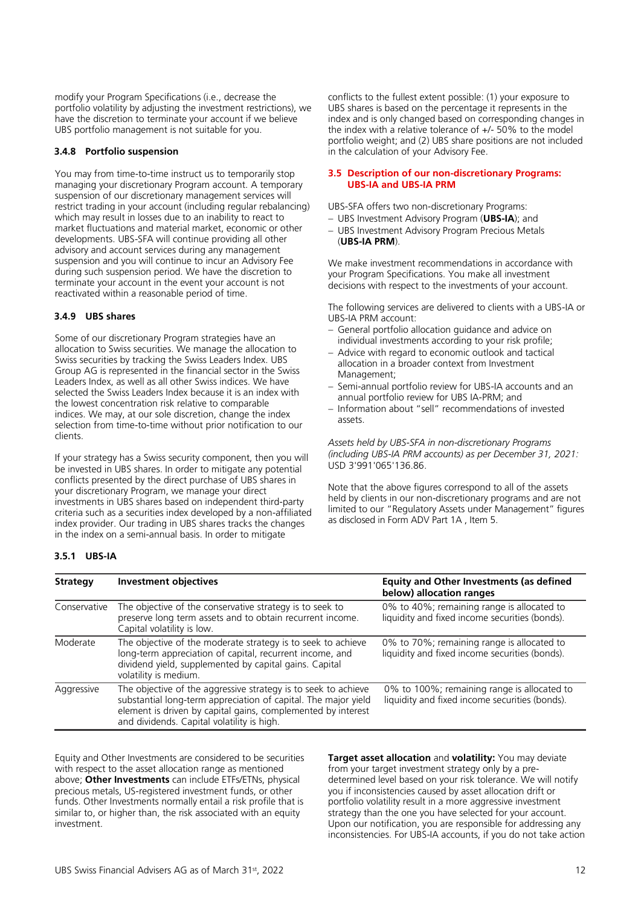modify your Program Specifications (i.e., decrease the portfolio volatility by adjusting the investment restrictions), we have the discretion to terminate your account if we believe UBS portfolio management is not suitable for you.

### 3.4.8 Portfolio suspension

You may from time-to-time instruct us to temporarily stop managing your discretionary Program account. A temporary suspension of our discretionary management services will restrict trading in your account (including regular rebalancing) which may result in losses due to an inability to react to market fluctuations and material market, economic or other developments. UBS-SFA will continue providing all other advisory and account services during any management suspension and you will continue to incur an Advisory Fee during such suspension period. We have the discretion to terminate your account in the event your account is not reactivated within a reasonable period of time.

### 3.4.9 UBS shares

Some of our discretionary Program strategies have an allocation to Swiss securities. We manage the allocation to Swiss securities by tracking the Swiss Leaders Index. UBS Group AG is represented in the financial sector in the Swiss Leaders Index, as well as all other Swiss indices. We have selected the Swiss Leaders Index because it is an index with the lowest concentration risk relative to comparable indices. We may, at our sole discretion, change the index selection from time-to-time without prior notification to our clients.

If your strategy has a Swiss security component, then you will be invested in UBS shares. In order to mitigate any potential conflicts presented by the direct purchase of UBS shares in your discretionary Program, we manage your direct investments in UBS shares based on independent third-party criteria such as a securities index developed by a non-affiliated index provider. Our trading in UBS shares tracks the changes in the index on a semi-annual basis. In order to mitigate conflicts to the fullest extent possible: (1) your exposure to UBS shares is based on the percentage it represents in the index and is only changed based on corresponding changes in the index with a relative tolerance of +/- 50% to the model portfolio weight; and (2) UBS share positions are not included in the calculation of your Advisory Fee.

## 3.5 Description of our non-discretionary Programs: UBS-IA and UBS-IA PRM

UBS-SFA offers two non-discretionary Programs:

- UBS Investment Advisory Program (**UBS-IA**); and
- UBS Investment Advisory Program Precious Metals (**UBS-IA PRM**).

We make investment recommendations in accordance with your Program Specifications. You make all investment decisions with respect to the investments of your account.

The following services are delivered to clients with a UBS-IA or UBS-IA PRM account:

- General portfolio allocation guidance and advice on individual investments according to your risk profile;
- Advice with regard to economic outlook and tactical allocation in a broader context from Investment Management;
- Semi-annual portfolio review for UBS-IA accounts and an annual portfolio review for UBS IA-PRM; and
- Information about "sell" recommendations of invested assets.

*Assets held by UBS-SFA in non-discretionary Programs (including UBS-IA PRM accounts) as per December 31, 2021: USD 3'991'065'136.86.*

Note that the above figures correspond to all of the assets held by clients in our non-discretionary programs and are not limited to our "Regulatory Assets under Management" figures as disclosed in Form ADV Part 1A , Item 5.

### 3.5.1 UBS-IA

| Strategy | Investment objectives | Equity and Other Investments (as defined below) allocation ranges |
|---|---|---|
| Conservative | The objective of the conservative strategy is to seek to preserve long term assets and to obtain recurrent income. Capital volatility is low. | 0% to 40%; remaining range is allocated to liquidity and fixed income securities (bonds). |
| Moderate | The objective of the moderate strategy is to seek to achieve long-term appreciation of capital, recurrent income, and dividend yield, supplemented by capital gains. Capital volatility is medium. | 0% to 70%; remaining range is allocated to liquidity and fixed income securities (bonds). |
| Aggressive | The objective of the aggressive strategy is to seek to achieve substantial long-term appreciation of capital. The major yield element is driven by capital gains, complemented by interest and dividends. Capital volatility is high. | 0% to 100%; remaining range is allocated to liquidity and fixed income securities (bonds). |

Equity and Other Investments are considered to be securities with respect to the asset allocation range as mentioned above; **Other Investments** can include ETFs/ETNs, physical precious metals, US-registered investment funds, or other funds. Other Investments normally entail a risk profile that is similar to, or higher than, the risk associated with an equity investment.

**Target asset allocation** and **volatility:** You may deviate from your target investment strategy only by a pre-determined level based on your risk tolerance. We will notify you if inconsistencies caused by asset allocation drift or portfolio volatility result in a more aggressive investment strategy than the one you have selected for your account. Upon our notification, you are responsible for addressing any inconsistencies. For UBS-IA accounts, if you do not take action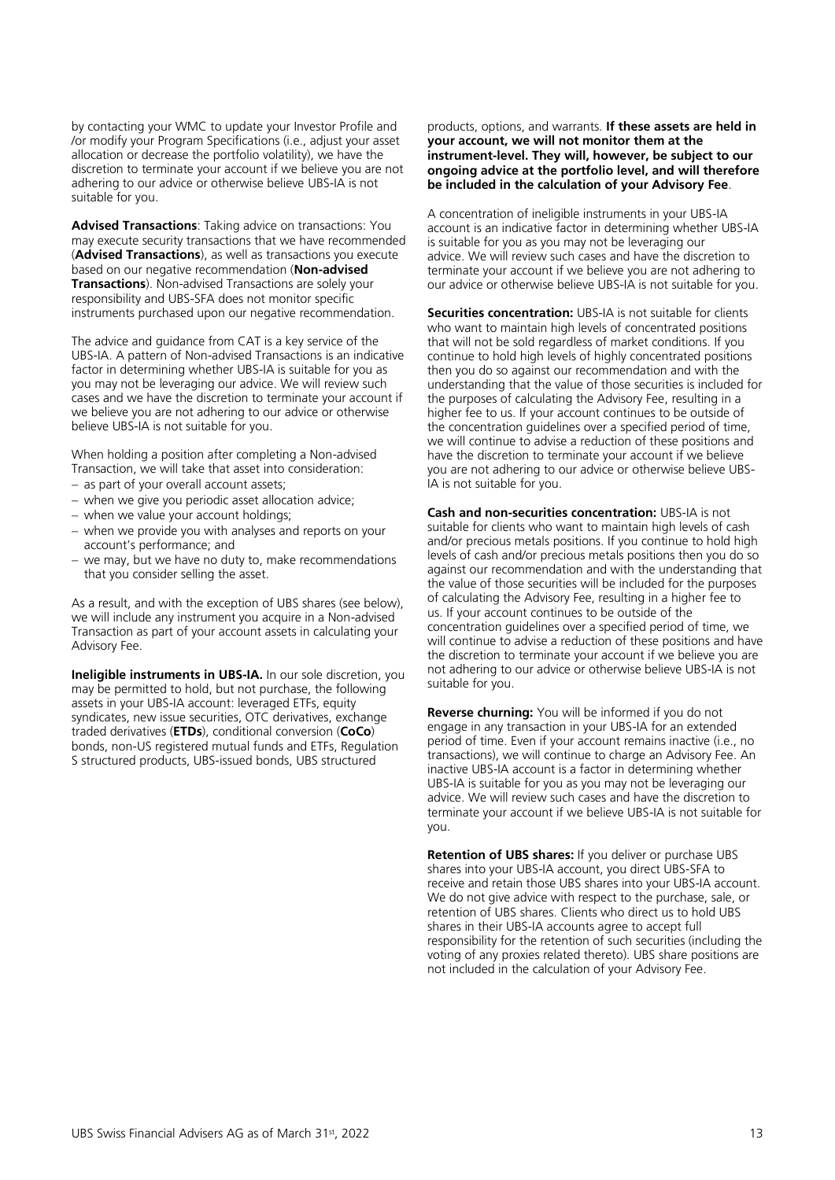by contacting your WMC to update your Investor Profile and /or modify your Program Specifications (i.e., adjust your asset allocation or decrease the portfolio volatility), we have the discretion to terminate your account if we believe you are not adhering to our advice or otherwise believe UBS-IA is not suitable for you.

**Advised Transactions**: Taking advice on transactions: You may execute security transactions that we have recommended (**Advised Transactions**), as well as transactions you execute based on our negative recommendation (**Non-advised Transactions**). Non-advised Transactions are solely your responsibility and UBS-SFA does not monitor specific instruments purchased upon our negative recommendation.

The advice and guidance from CAT is a key service of the UBS-IA. A pattern of Non-advised Transactions is an indicative factor in determining whether UBS-IA is suitable for you as you may not be leveraging our advice. We will review such cases and we have the discretion to terminate your account if we believe you are not adhering to our advice or otherwise believe UBS-IA is not suitable for you.

When holding a position after completing a Non-advised Transaction, we will take that asset into consideration:

- as part of your overall account assets;
- when we give you periodic asset allocation advice;
- when we value your account holdings;
- when we provide you with analyses and reports on your account's performance; and
- we may, but we have no duty to, make recommendations that you consider selling the asset.

As a result, and with the exception of UBS shares (see below), we will include any instrument you acquire in a Non-advised Transaction as part of your account assets in calculating your Advisory Fee.

**Ineligible instruments in UBS-IA.** In our sole discretion, you may be permitted to hold, but not purchase, the following assets in your UBS-IA account: leveraged ETFs, equity syndicates, new issue securities, OTC derivatives, exchange traded derivatives (**ETDs**), conditional conversion (**CoCo**) bonds, non-US registered mutual funds and ETFs, Regulation S structured products, UBS-issued bonds, UBS structured products, options, and warrants. **If these assets are held in your account, we will not monitor them at the instrument-level. They will, however, be subject to our ongoing advice at the portfolio level, and will therefore be included in the calculation of your Advisory Fee**.

A concentration of ineligible instruments in your UBS-IA account is an indicative factor in determining whether UBS-IA is suitable for you as you may not be leveraging our advice. We will review such cases and have the discretion to terminate your account if we believe you are not adhering to our advice or otherwise believe UBS-IA is not suitable for you.

**Securities concentration:** UBS-IA is not suitable for clients who want to maintain high levels of concentrated positions that will not be sold regardless of market conditions. If you continue to hold high levels of highly concentrated positions then you do so against our recommendation and with the understanding that the value of those securities is included for the purposes of calculating the Advisory Fee, resulting in a higher fee to us. If your account continues to be outside of the concentration guidelines over a specified period of time, we will continue to advise a reduction of these positions and have the discretion to terminate your account if we believe you are not adhering to our advice or otherwise believe UBS-IA is not suitable for you.

**Cash and non-securities concentration:** UBS-IA is not suitable for clients who want to maintain high levels of cash and/or precious metals positions. If you continue to hold high levels of cash and/or precious metals positions then you do so against our recommendation and with the understanding that the value of those securities will be included for the purposes of calculating the Advisory Fee, resulting in a higher fee to us. If your account continues to be outside of the concentration guidelines over a specified period of time, we will continue to advise a reduction of these positions and have the discretion to terminate your account if we believe you are not adhering to our advice or otherwise believe UBS-IA is not suitable for you.

**Reverse churning:** You will be informed if you do not engage in any transaction in your UBS-IA for an extended period of time. Even if your account remains inactive (i.e., no transactions), we will continue to charge an Advisory Fee. An inactive UBS-IA account is a factor in determining whether UBS-IA is suitable for you as you may not be leveraging our advice. We will review such cases and have the discretion to terminate your account if we believe UBS-IA is not suitable for you.

**Retention of UBS shares:** If you deliver or purchase UBS shares into your UBS-IA account, you direct UBS-SFA to receive and retain those UBS shares into your UBS-IA account. We do not give advice with respect to the purchase, sale, or retention of UBS shares. Clients who direct us to hold UBS shares in their UBS-IA accounts agree to accept full responsibility for the retention of such securities (including the voting of any proxies related thereto). UBS share positions are not included in the calculation of your Advisory Fee.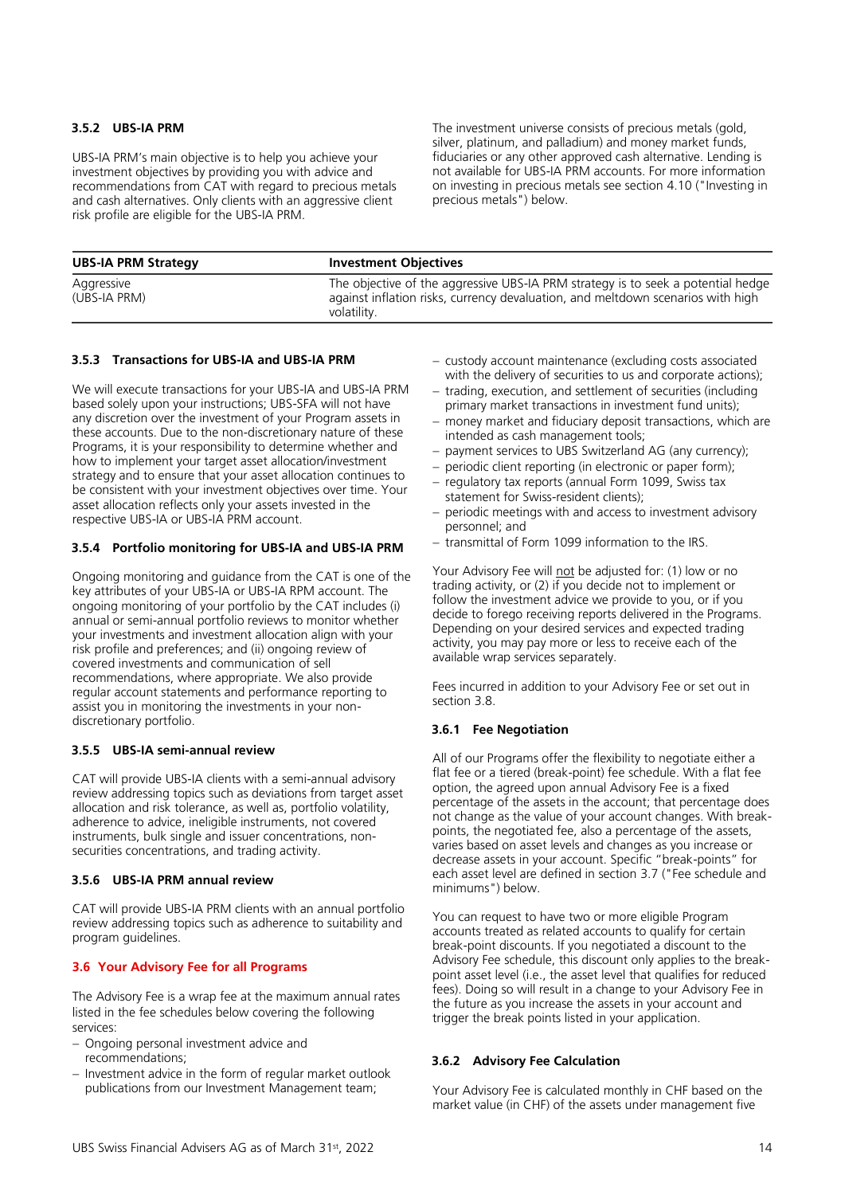### 3.5.2 UBS-IA PRM

UBS-IA PRM's main objective is to help you achieve your investment objectives by providing you with advice and recommendations from CAT with regard to precious metals and cash alternatives. Only clients with an aggressive client risk profile are eligible for the UBS-IA PRM.

The investment universe consists of precious metals (gold, silver, platinum, and palladium) and money market funds, fiduciaries or any other approved cash alternative. Lending is not available for UBS-IA PRM accounts. For more information on investing in precious metals see section 4.10 ("Investing in precious metals") below.

| UBS-IA PRM Strategy | Investment Objectives |
|---|---|
| Aggressive (UBS-IA PRM) | The objective of the aggressive UBS-IA PRM strategy is to seek a potential hedge against inflation risks, currency devaluation, and meltdown scenarios with high volatility. |

### 3.5.3 Transactions for UBS-IA and UBS-IA PRM

We will execute transactions for your UBS-IA and UBS-IA PRM based solely upon your instructions; UBS-SFA will not have any discretion over the investment of your Program assets in these accounts. Due to the non-discretionary nature of these Programs, it is your responsibility to determine whether and how to implement your target asset allocation/investment strategy and to ensure that your asset allocation continues to be consistent with your investment objectives over time. Your asset allocation reflects only your assets invested in the respective UBS-IA or UBS-IA PRM account.

### 3.5.4 Portfolio monitoring for UBS-IA and UBS-IA PRM

Ongoing monitoring and guidance from the CAT is one of the key attributes of your UBS-IA or UBS-IA RPM account. The ongoing monitoring of your portfolio by the CAT includes (i) annual or semi-annual portfolio reviews to monitor whether your investments and investment allocation align with your risk profile and preferences; and (ii) ongoing review of covered investments and communication of sell recommendations, where appropriate. We also provide regular account statements and performance reporting to assist you in monitoring the investments in your non-discretionary portfolio.

### 3.5.5 UBS-IA semi-annual review

CAT will provide UBS-IA clients with a semi-annual advisory review addressing topics such as deviations from target asset allocation and risk tolerance, as well as, portfolio volatility, adherence to advice, ineligible instruments, not covered instruments, bulk single and issuer concentrations, non-securities concentrations, and trading activity.

### 3.5.6 UBS-IA PRM annual review

CAT will provide UBS-IA PRM clients with an annual portfolio review addressing topics such as adherence to suitability and program guidelines.

## 3.6 Your Advisory Fee for all Programs

The Advisory Fee is a wrap fee at the maximum annual rates listed in the fee schedules below covering the following services:

- Ongoing personal investment advice and recommendations;
- Investment advice in the form of regular market outlook publications from our Investment Management team;
- custody account maintenance (excluding costs associated with the delivery of securities to us and corporate actions);
- trading, execution, and settlement of securities (including primary market transactions in investment fund units);
- money market and fiduciary deposit transactions, which are intended as cash management tools;
- payment services to UBS Switzerland AG (any currency);
- periodic client reporting (in electronic or paper form);
- regulatory tax reports (annual Form 1099, Swiss tax statement for Swiss-resident clients);
- periodic meetings with and access to investment advisory personnel; and
- transmittal of Form 1099 information to the IRS.

Your Advisory Fee will not be adjusted for: (1) low or no trading activity, or (2) if you decide not to implement or follow the investment advice we provide to you, or if you decide to forego receiving reports delivered in the Programs. Depending on your desired services and expected trading activity, you may pay more or less to receive each of the available wrap services separately.

Fees incurred in addition to your Advisory Fee or set out in section 3.8.

### 3.6.1 Fee Negotiation

All of our Programs offer the flexibility to negotiate either a flat fee or a tiered (break-point) fee schedule. With a flat fee option, the agreed upon annual Advisory Fee is a fixed percentage of the assets in the account; that percentage does not change as the value of your account changes. With break-points, the negotiated fee, also a percentage of the assets, varies based on asset levels and changes as you increase or decrease assets in your account. Specific "break-points" for each asset level are defined in section 3.7 ("Fee schedule and minimums") below.

You can request to have two or more eligible Program accounts treated as related accounts to qualify for certain break-point discounts. If you negotiated a discount to the Advisory Fee schedule, this discount only applies to the break-point asset level (i.e., the asset level that qualifies for reduced fees). Doing so will result in a change to your Advisory Fee in the future as you increase the assets in your account and trigger the break points listed in your application.

### 3.6.2 Advisory Fee Calculation

Your Advisory Fee is calculated monthly in CHF based on the market value (in CHF) of the assets under management five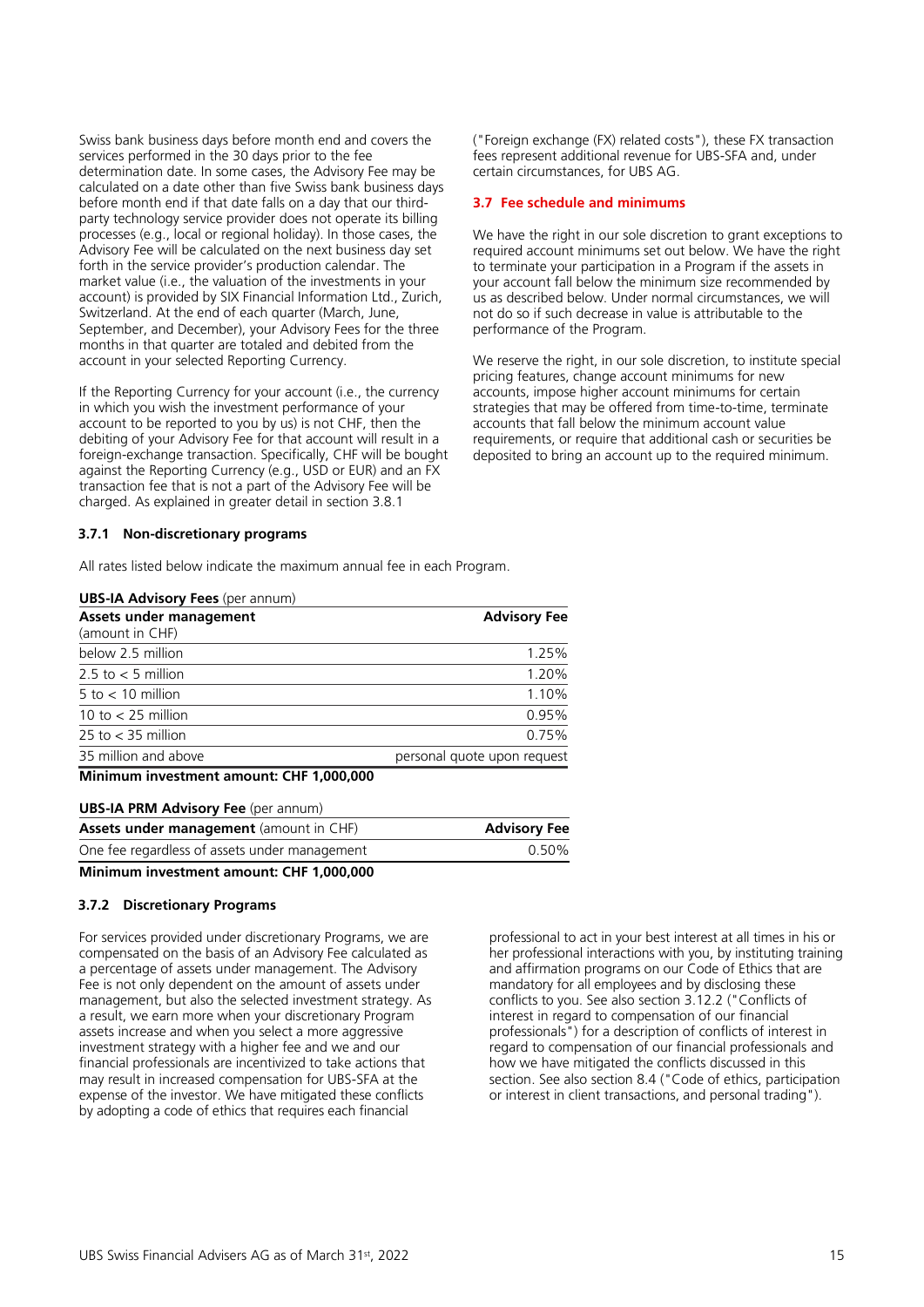Swiss bank business days before month end and covers the services performed in the 30 days prior to the fee determination date. In some cases, the Advisory Fee may be calculated on a date other than five Swiss bank business days before month end if that date falls on a day that our third-party technology service provider does not operate its billing processes (e.g., local or regional holiday). In those cases, the Advisory Fee will be calculated on the next business day set forth in the service provider's production calendar. The market value (i.e., the valuation of the investments in your account) is provided by SIX Financial Information Ltd., Zurich, Switzerland. At the end of each quarter (March, June, September, and December), your Advisory Fees for the three months in that quarter are totaled and debited from the account in your selected Reporting Currency.

If the Reporting Currency for your account (i.e., the currency in which you wish the investment performance of your account to be reported to you by us) is not CHF, then the debiting of your Advisory Fee for that account will result in a foreign-exchange transaction. Specifically, CHF will be bought against the Reporting Currency (e.g., USD or EUR) and an FX transaction fee that is not a part of the Advisory Fee will be charged. As explained in greater detail in section 3.8.1 ("Foreign exchange (FX) related costs"), these FX transaction fees represent additional revenue for UBS-SFA and, under certain circumstances, for UBS AG.

## 3.7 Fee schedule and minimums

We have the right in our sole discretion to grant exceptions to required account minimums set out below. We have the right to terminate your participation in a Program if the assets in your account fall below the minimum size recommended by us as described below. Under normal circumstances, we will not do so if such decrease in value is attributable to the performance of the Program.

We reserve the right, in our sole discretion, to institute special pricing features, change account minimums for new accounts, impose higher account minimums for certain strategies that may be offered from time-to-time, terminate accounts that fall below the minimum account value requirements, or require that additional cash or securities be deposited to bring an account up to the required minimum.

### 3.7.1 Non-discretionary programs

All rates listed below indicate the maximum annual fee in each Program.

**UBS-IA Advisory Fees** (per annum)

| **Assets under management** (amount in CHF) | **Advisory Fee** |
|---|---|
| below 2.5 million | 1.25% |
| 2.5 to < 5 million | 1.20% |
| 5 to < 10 million | 1.10% |
| 10 to < 25 million | 0.95% |
| 25 to < 35 million | 0.75% |
| 35 million and above | personal quote upon request |

**Minimum investment amount: CHF 1,000,000**

**UBS-IA PRM Advisory Fee** (per annum)

| **Assets under management** (amount in CHF) | **Advisory Fee** |
|---|---|
| One fee regardless of assets under management | 0.50% |

**Minimum investment amount: CHF 1,000,000**

### 3.7.2 Discretionary Programs

For services provided under discretionary Programs, we are compensated on the basis of an Advisory Fee calculated as a percentage of assets under management. The Advisory Fee is not only dependent on the amount of assets under management, but also the selected investment strategy. As a result, we earn more when your discretionary Program assets increase and when you select a more aggressive investment strategy with a higher fee and we and our financial professionals are incentivized to take actions that may result in increased compensation for UBS-SFA at the expense of the investor. We have mitigated these conflicts by adopting a code of ethics that requires each financial professional to act in your best interest at all times in his or her professional interactions with you, by instituting training and affirmation programs on our Code of Ethics that are mandatory for all employees and by disclosing these conflicts to you. See also section 3.12.2 ("Conflicts of interest in regard to compensation of our financial professionals") for a description of conflicts of interest in regard to compensation of our financial professionals and how we have mitigated the conflicts discussed in this section. See also section 8.4 ("Code of ethics, participation or interest in client transactions, and personal trading").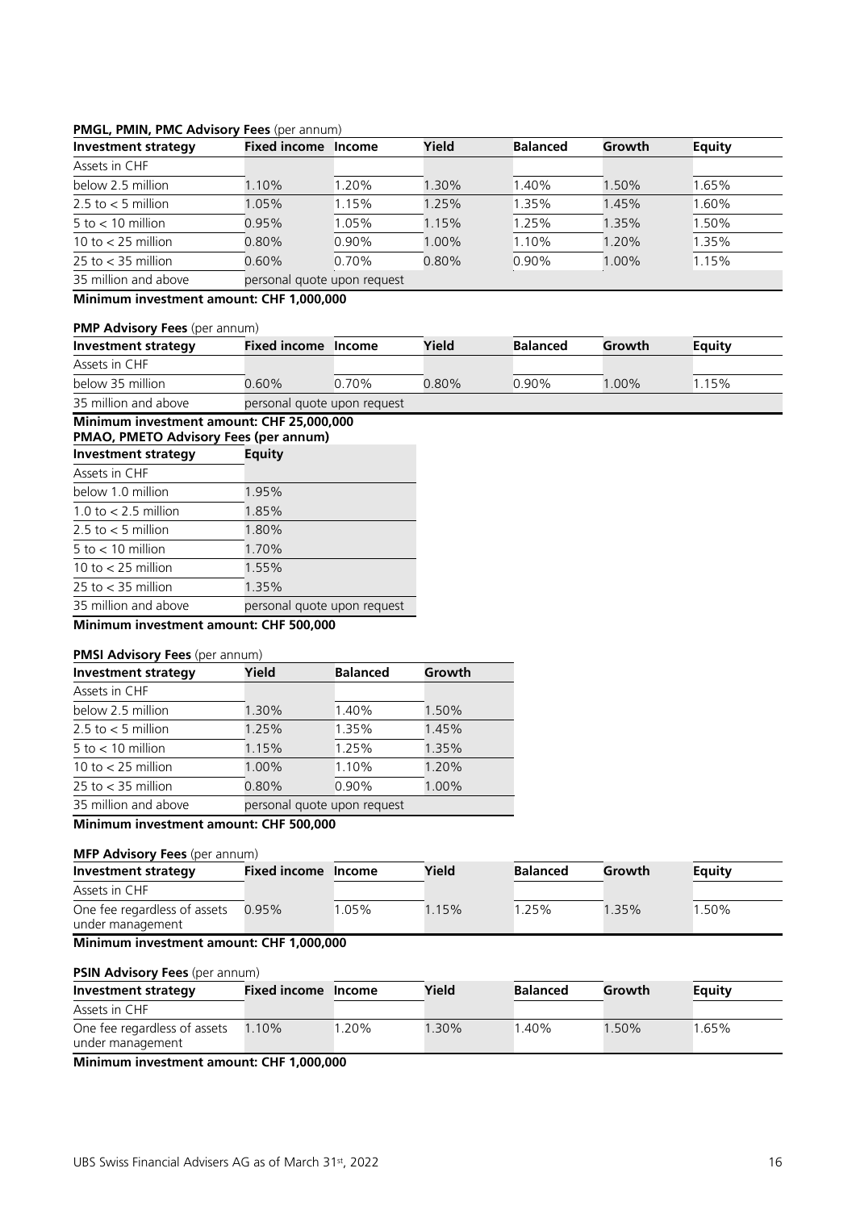**PMGL, PMIN, PMC Advisory Fees** (per annum)

| Investment strategy | Fixed income | Income | Yield | Balanced | Growth | Equity |
|---|---|---|---|---|---|---|
| Assets in CHF | | | | | | |
| below 2.5 million | 1.10% | 1.20% | 1.30% | 1.40% | 1.50% | 1.65% |
| 2.5 to < 5 million | 1.05% | 1.15% | 1.25% | 1.35% | 1.45% | 1.60% |
| 5 to < 10 million | 0.95% | 1.05% | 1.15% | 1.25% | 1.35% | 1.50% |
| 10 to < 25 million | 0.80% | 0.90% | 1.00% | 1.10% | 1.20% | 1.35% |
| 25 to < 35 million | 0.60% | 0.70% | 0.80% | 0.90% | 1.00% | 1.15% |
| 35 million and above | personal quote upon request | | | | | |

**Minimum investment amount: CHF 1,000,000**

**PMP Advisory Fees** (per annum)

| Investment strategy | Fixed income | Income | Yield | Balanced | Growth | Equity |
|---|---|---|---|---|---|---|
| Assets in CHF | | | | | | |
| below 35 million | 0.60% | 0.70% | 0.80% | 0.90% | 1.00% | 1.15% |
| 35 million and above | personal quote upon request | | | | | |

**Minimum investment amount: CHF 25,000,000**

**PMAO, PMETO Advisory Fees (per annum)**

| Investment strategy | Equity |
|---|---|
| Assets in CHF | |
| below 1.0 million | 1.95% |
| 1.0 to < 2.5 million | 1.85% |
| 2.5 to < 5 million | 1.80% |
| 5 to < 10 million | 1.70% |
| 10 to < 25 million | 1.55% |
| 25 to < 35 million | 1.35% |
| 35 million and above | personal quote upon request |

**Minimum investment amount: CHF 500,000**

**PMSI Advisory Fees** (per annum)

| Investment strategy | Yield | Balanced | Growth |
|---|---|---|---|
| Assets in CHF | | | |
| below 2.5 million | 1.30% | 1.40% | 1.50% |
| 2.5 to < 5 million | 1.25% | 1.35% | 1.45% |
| 5 to < 10 million | 1.15% | 1.25% | 1.35% |
| 10 to < 25 million | 1.00% | 1.10% | 1.20% |
| 25 to < 35 million | 0.80% | 0.90% | 1.00% |
| 35 million and above | personal quote upon request | | |

**Minimum investment amount: CHF 500,000**

**MFP Advisory Fees** (per annum)

| Investment strategy | Fixed income | Income | Yield | Balanced | Growth | Equity |
|---|---|---|---|---|---|---|
| Assets in CHF | | | | | | |
| One fee regardless of assets under management | 0.95% | 1.05% | 1.15% | 1.25% | 1.35% | 1.50% |

**Minimum investment amount: CHF 1,000,000**

**PSIN Advisory Fees** (per annum)

| Investment strategy | Fixed income | Income | Yield | Balanced | Growth | Equity |
|---|---|---|---|---|---|---|
| Assets in CHF | | | | | | |
| One fee regardless of assets under management | 1.10% | 1.20% | 1.30% | 1.40% | 1.50% | 1.65% |

**Minimum investment amount: CHF 1,000,000**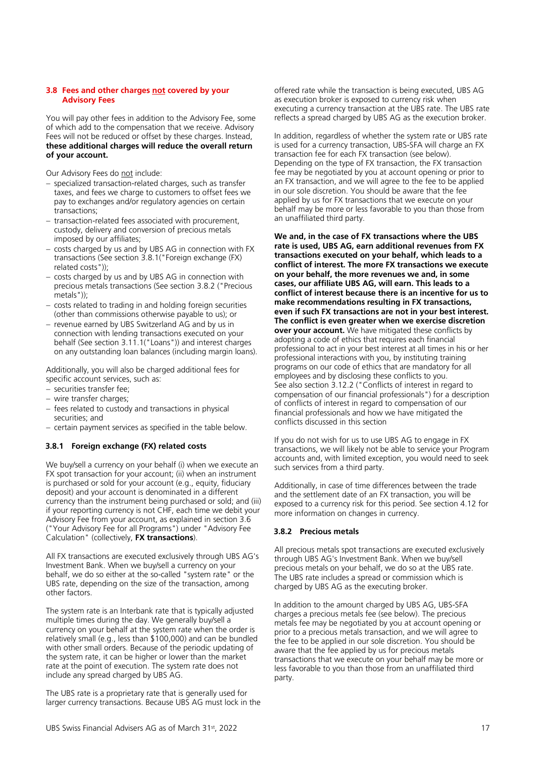### 3.8 Fees and other charges not covered by your Advisory Fees

You will pay other fees in addition to the Advisory Fee, some of which add to the compensation that we receive. Advisory Fees will not be reduced or offset by these charges. Instead, **these additional charges will reduce the overall return of your account.**

Our Advisory Fees do not include:

- specialized transaction-related charges, such as transfer taxes, and fees we charge to customers to offset fees we pay to exchanges and/or regulatory agencies on certain transactions;
- transaction-related fees associated with procurement, custody, delivery and conversion of precious metals imposed by our affiliates;
- costs charged by us and by UBS AG in connection with FX transactions (See section 3.8.1("Foreign exchange (FX) related costs"));
- costs charged by us and by UBS AG in connection with precious metals transactions (See section 3.8.2 ("Precious metals"));
- costs related to trading in and holding foreign securities (other than commissions otherwise payable to us); or
- revenue earned by UBS Switzerland AG and by us in connection with lending transactions executed on your behalf (See section 3.11.1("Loans")) and interest charges on any outstanding loan balances (including margin loans).

Additionally, you will also be charged additional fees for specific account services, such as:

- securities transfer fee;
- wire transfer charges;
- fees related to custody and transactions in physical securities; and
- certain payment services as specified in the table below.

#### 3.8.1 Foreign exchange (FX) related costs

We buy/sell a currency on your behalf (i) when we execute an FX spot transaction for your account; (ii) when an instrument is purchased or sold for your account (e.g., equity, fiduciary deposit) and your account is denominated in a different currency than the instrument being purchased or sold; and (iii) if your reporting currency is not CHF, each time we debit your Advisory Fee from your account, as explained in section 3.6 ("Your Advisory Fee for all Programs") under "Advisory Fee Calculation" (collectively, **FX transactions**).

All FX transactions are executed exclusively through UBS AG's Investment Bank. When we buy/sell a currency on your behalf, we do so either at the so-called "system rate" or the UBS rate, depending on the size of the transaction, among other factors.

The system rate is an Interbank rate that is typically adjusted multiple times during the day. We generally buy/sell a currency on your behalf at the system rate when the order is relatively small (e.g., less than $100,000) and can be bundled with other small orders. Because of the periodic updating of the system rate, it can be higher or lower than the market rate at the point of execution. The system rate does not include any spread charged by UBS AG.

The UBS rate is a proprietary rate that is generally used for larger currency transactions. Because UBS AG must lock in the offered rate while the transaction is being executed, UBS AG as execution broker is exposed to currency risk when executing a currency transaction at the UBS rate. The UBS rate reflects a spread charged by UBS AG as the execution broker.

In addition, regardless of whether the system rate or UBS rate is used for a currency transaction, UBS-SFA will charge an FX transaction fee for each FX transaction (see below). Depending on the type of FX transaction, the FX transaction fee may be negotiated by you at account opening or prior to an FX transaction, and we will agree to the fee to be applied in our sole discretion. You should be aware that the fee applied by us for FX transactions that we execute on your behalf may be more or less favorable to you than those from an unaffiliated third party.

**We and, in the case of FX transactions where the UBS rate is used, UBS AG, earn additional revenues from FX transactions executed on your behalf, which leads to a conflict of interest. The more FX transactions we execute on your behalf, the more revenues we and, in some cases, our affiliate UBS AG, will earn. This leads to a conflict of interest because there is an incentive for us to make recommendations resulting in FX transactions, even if such FX transactions are not in your best interest. The conflict is even greater when we exercise discretion over your account.** We have mitigated these conflicts by adopting a code of ethics that requires each financial professional to act in your best interest at all times in his or her professional interactions with you, by instituting training programs on our code of ethics that are mandatory for all employees and by disclosing these conflicts to you. See also section 3.12.2 ("Conflicts of interest in regard to compensation of our financial professionals") for a description of conflicts of interest in regard to compensation of our financial professionals and how we have mitigated the conflicts discussed in this section

If you do not wish for us to use UBS AG to engage in FX transactions, we will likely not be able to service your Program accounts and, with limited exception, you would need to seek such services from a third party.

Additionally, in case of time differences between the trade and the settlement date of an FX transaction, you will be exposed to a currency risk for this period. See section 4.12 for more information on changes in currency.

#### 3.8.2 Precious metals

All precious metals spot transactions are executed exclusively through UBS AG's Investment Bank. When we buy/sell precious metals on your behalf, we do so at the UBS rate. The UBS rate includes a spread or commission which is charged by UBS AG as the executing broker.

In addition to the amount charged by UBS AG, UBS-SFA charges a precious metals fee (see below). The precious metals fee may be negotiated by you at account opening or prior to a precious metals transaction, and we will agree to the fee to be applied in our sole discretion. You should be aware that the fee applied by us for precious metals transactions that we execute on your behalf may be more or less favorable to you than those from an unaffiliated third party.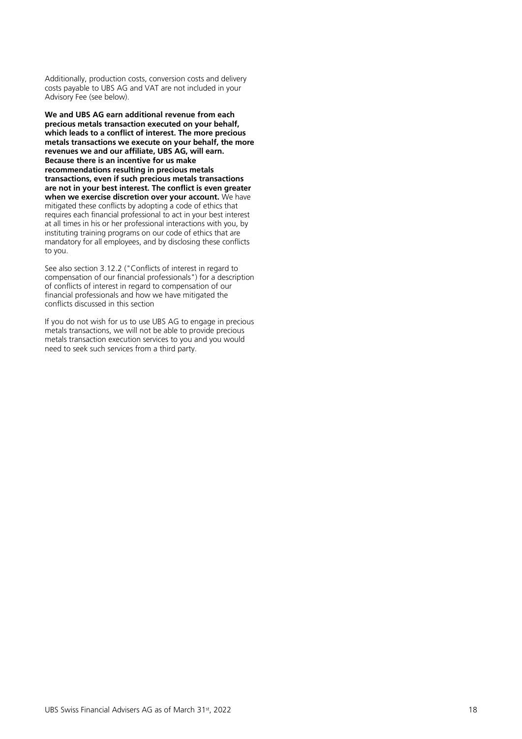Additionally, production costs, conversion costs and delivery costs payable to UBS AG and VAT are not included in your Advisory Fee (see below).

**We and UBS AG earn additional revenue from each precious metals transaction executed on your behalf, which leads to a conflict of interest. The more precious metals transactions we execute on your behalf, the more revenues we and our affiliate, UBS AG, will earn. Because there is an incentive for us make recommendations resulting in precious metals transactions, even if such precious metals transactions are not in your best interest. The conflict is even greater when we exercise discretion over your account.** We have mitigated these conflicts by adopting a code of ethics that requires each financial professional to act in your best interest at all times in his or her professional interactions with you, by instituting training programs on our code of ethics that are mandatory for all employees, and by disclosing these conflicts to you.

See also section 3.12.2 ("Conflicts of interest in regard to compensation of our financial professionals") for a description of conflicts of interest in regard to compensation of our financial professionals and how we have mitigated the conflicts discussed in this section

If you do not wish for us to use UBS AG to engage in precious metals transactions, we will not be able to provide precious metals transaction execution services to you and you would need to seek such services from a third party.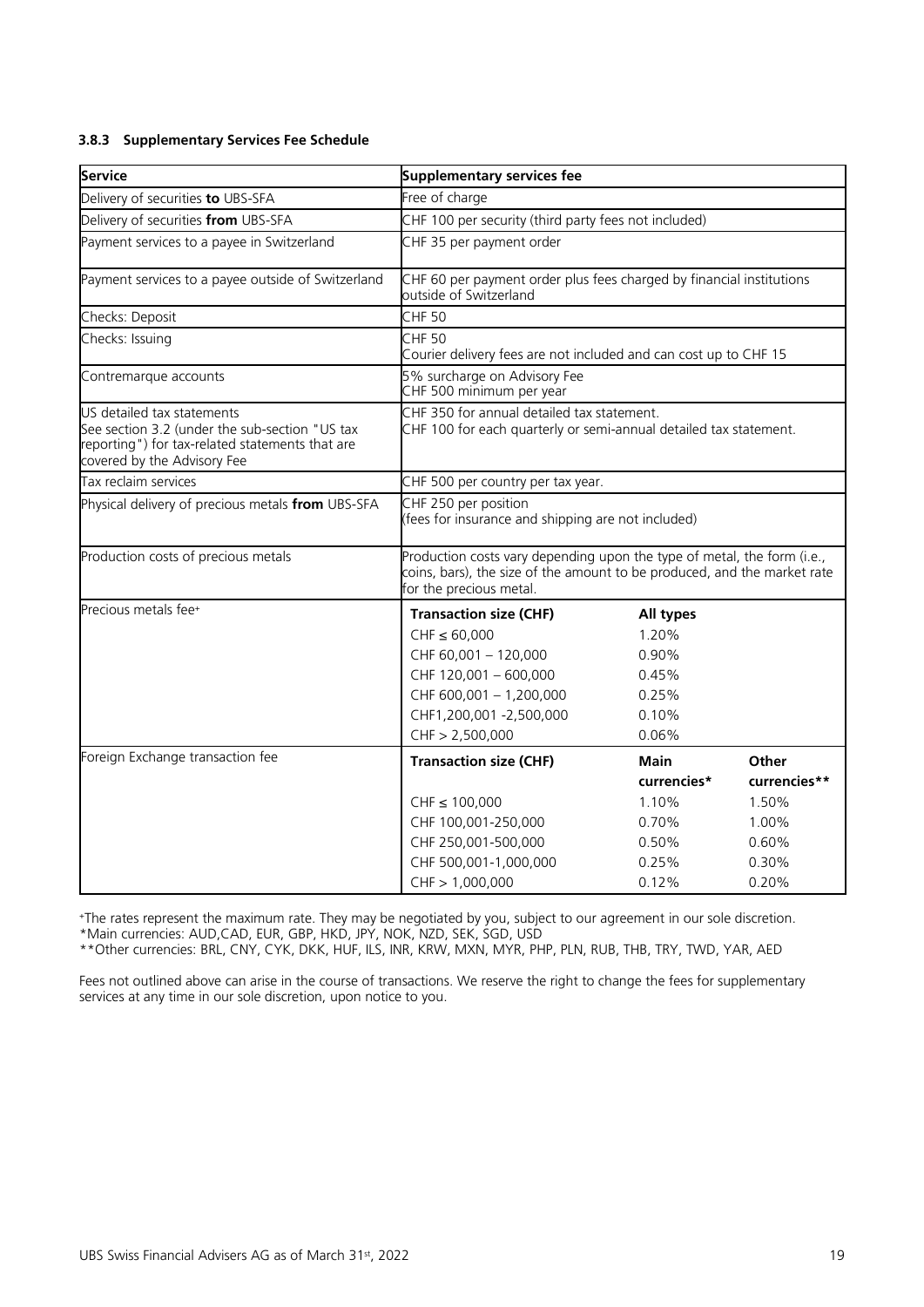### 3.8.3 Supplementary Services Fee Schedule

| Service | Supplementary services fee | | |
|---|---|---|---|
| Delivery of securities **to** UBS-SFA | Free of charge | | |
| Delivery of securities **from** UBS-SFA | CHF 100 per security (third party fees not included) | | |
| Payment services to a payee in Switzerland | CHF 35 per payment order | | |
| Payment services to a payee outside of Switzerland | CHF 60 per payment order plus fees charged by financial institutions outside of Switzerland | | |
| Checks: Deposit | CHF 50 | | |
| Checks: Issuing | CHF 50<br>Courier delivery fees are not included and can cost up to CHF 15 | | |
| Contremarque accounts | 5% surcharge on Advisory Fee<br>CHF 500 minimum per year | | |
| US detailed tax statements<br>See section 3.2 (under the sub-section "US tax reporting") for tax-related statements that are covered by the Advisory Fee | CHF 350 for annual detailed tax statement.<br>CHF 100 for each quarterly or semi-annual detailed tax statement. | | |
| Tax reclaim services | CHF 500 per country per tax year. | | |
| Physical delivery of precious metals **from** UBS-SFA | CHF 250 per position<br>(fees for insurance and shipping are not included) | | |
| Production costs of precious metals | Production costs vary depending upon the type of metal, the form (i.e., coins, bars), the size of the amount to be produced, and the market rate for the precious metal. | | |
| Precious metals fee+ | **Transaction size (CHF)** | **All types** | |
| | CHF ≤ 60,000 | 1.20% | |
| | CHF 60,001 – 120,000 | 0.90% | |
| | CHF 120,001 – 600,000 | 0.45% | |
| | CHF 600,001 – 1,200,000 | 0.25% | |
| | CHF1,200,001 -2,500,000 | 0.10% | |
| | CHF > 2,500,000 | 0.06% | |
| Foreign Exchange transaction fee | **Transaction size (CHF)** | **Main currencies*** | **Other currencies**** |
| | CHF ≤ 100,000 | 1.10% | 1.50% |
| | CHF 100,001-250,000 | 0.70% | 1.00% |
| | CHF 250,001-500,000 | 0.50% | 0.60% |
| | CHF 500,001-1,000,000 | 0.25% | 0.30% |
| | CHF > 1,000,000 | 0.12% | 0.20% |

+The rates represent the maximum rate. They may be negotiated by you, subject to our agreement in our sole discretion.
*Main currencies: AUD,CAD, EUR, GBP, HKD, JPY, NOK, NZD, SEK, SGD, USD
**Other currencies: BRL, CNY, CYK, DKK, HUF, ILS, INR, KRW, MXN, MYR, PHP, PLN, RUB, THB, TRY, TWD, YAR, AED

Fees not outlined above can arise in the course of transactions. We reserve the right to change the fees for supplementary services at any time in our sole discretion, upon notice to you.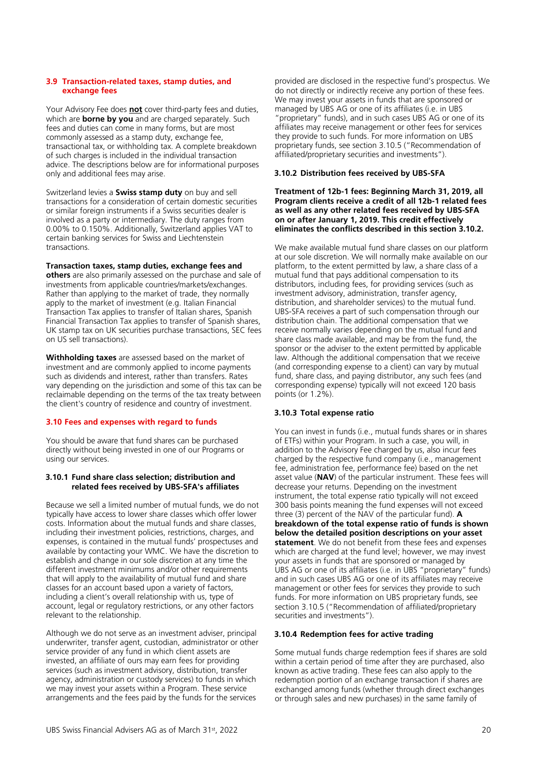### 3.9 Transaction-related taxes, stamp duties, and exchange fees

Your Advisory Fee does **not** cover third-party fees and duties, which are **borne by you** and are charged separately. Such fees and duties can come in many forms, but are most commonly assessed as a stamp duty, exchange fee, transactional tax, or withholding tax. A complete breakdown of such charges is included in the individual transaction advice. The descriptions below are for informational purposes only and additional fees may arise.

Switzerland levies a **Swiss stamp duty** on buy and sell transactions for a consideration of certain domestic securities or similar foreign instruments if a Swiss securities dealer is involved as a party or intermediary. The duty ranges from 0.00% to 0.150%. Additionally, Switzerland applies VAT to certain banking services for Swiss and Liechtenstein transactions.

**Transaction taxes, stamp duties, exchange fees and others** are also primarily assessed on the purchase and sale of investments from applicable countries/markets/exchanges. Rather than applying to the market of trade, they normally apply to the market of investment (e.g. Italian Financial Transaction Tax applies to transfer of Italian shares, Spanish Financial Transaction Tax applies to transfer of Spanish shares, UK stamp tax on UK securities purchase transactions, SEC fees on US sell transactions).

**Withholding taxes** are assessed based on the market of investment and are commonly applied to income payments such as dividends and interest, rather than transfers. Rates vary depending on the jurisdiction and some of this tax can be reclaimable depending on the terms of the tax treaty between the client's country of residence and country of investment.

### 3.10 Fees and expenses with regard to funds

You should be aware that fund shares can be purchased directly without being invested in one of our Programs or using our services.

#### 3.10.1 Fund share class selection; distribution and related fees received by UBS-SFA's affiliates

Because we sell a limited number of mutual funds, we do not typically have access to lower share classes which offer lower costs. Information about the mutual funds and share classes, including their investment policies, restrictions, charges, and expenses, is contained in the mutual funds' prospectuses and available by contacting your WMC. We have the discretion to establish and change in our sole discretion at any time the different investment minimums and/or other requirements that will apply to the availability of mutual fund and share classes for an account based upon a variety of factors, including a client's overall relationship with us, type of account, legal or regulatory restrictions, or any other factors relevant to the relationship.

Although we do not serve as an investment adviser, principal underwriter, transfer agent, custodian, administrator or other service provider of any fund in which client assets are invested, an affiliate of ours may earn fees for providing services (such as investment advisory, distribution, transfer agency, administration or custody services) to funds in which we may invest your assets within a Program. These service arrangements and the fees paid by the funds for the services provided are disclosed in the respective fund's prospectus. We do not directly or indirectly receive any portion of these fees. We may invest your assets in funds that are sponsored or managed by UBS AG or one of its affiliates (i.e. in UBS "proprietary" funds), and in such cases UBS AG or one of its affiliates may receive management or other fees for services they provide to such funds. For more information on UBS proprietary funds, see section 3.10.5 ("Recommendation of affiliated/proprietary securities and investments").

#### 3.10.2 Distribution fees received by UBS-SFA

**Treatment of 12b-1 fees: Beginning March 31, 2019, all Program clients receive a credit of all 12b-1 related fees as well as any other related fees received by UBS-SFA on or after January 1, 2019. This credit effectively eliminates the conflicts described in this section 3.10.2.**

We make available mutual fund share classes on our platform at our sole discretion. We will normally make available on our platform, to the extent permitted by law, a share class of a mutual fund that pays additional compensation to its distributors, including fees, for providing services (such as investment advisory, administration, transfer agency, distribution, and shareholder services) to the mutual fund. UBS-SFA receives a part of such compensation through our distribution chain. The additional compensation that we receive normally varies depending on the mutual fund and share class made available, and may be from the fund, the sponsor or the adviser to the extent permitted by applicable law. Although the additional compensation that we receive (and corresponding expense to a client) can vary by mutual fund, share class, and paying distributor, any such fees (and corresponding expense) typically will not exceed 120 basis points (or 1.2%).

#### 3.10.3 Total expense ratio

You can invest in funds (i.e., mutual funds shares or in shares of ETFs) within your Program. In such a case, you will, in addition to the Advisory Fee charged by us, also incur fees charged by the respective fund company (i.e., management fee, administration fee, performance fee) based on the net asset value (**NAV**) of the particular instrument. These fees will decrease your returns. Depending on the investment instrument, the total expense ratio typically will not exceed 300 basis points meaning the fund expenses will not exceed three (3) percent of the NAV of the particular fund). **A breakdown of the total expense ratio of funds is shown below the detailed position descriptions on your asset statement**. We do not benefit from these fees and expenses which are charged at the fund level; however, we may invest your assets in funds that are sponsored or managed by UBS AG or one of its affiliates (i.e. in UBS "proprietary" funds) and in such cases UBS AG or one of its affiliates may receive management or other fees for services they provide to such funds. For more information on UBS proprietary funds, see section 3.10.5 ("Recommendation of affiliated/proprietary securities and investments").

#### 3.10.4 Redemption fees for active trading

Some mutual funds charge redemption fees if shares are sold within a certain period of time after they are purchased, also known as active trading. These fees can also apply to the redemption portion of an exchange transaction if shares are exchanged among funds (whether through direct exchanges or through sales and new purchases) in the same family of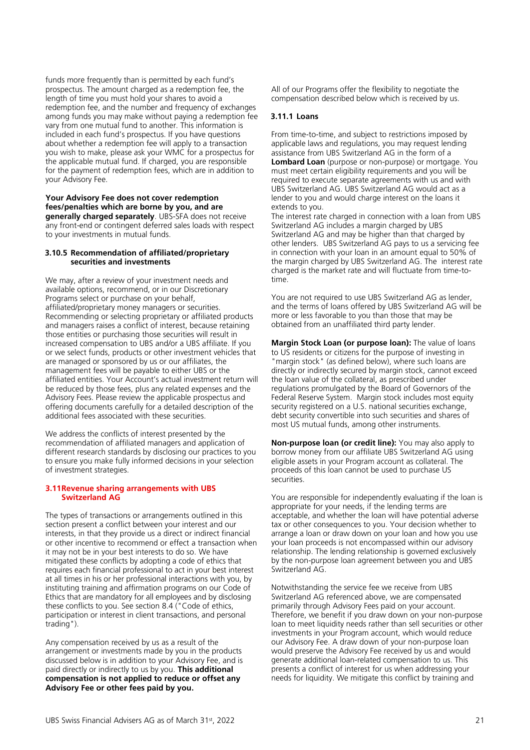funds more frequently than is permitted by each fund's prospectus. The amount charged as a redemption fee, the length of time you must hold your shares to avoid a redemption fee, and the number and frequency of exchanges among funds you may make without paying a redemption fee vary from one mutual fund to another. This information is included in each fund's prospectus. If you have questions about whether a redemption fee will apply to a transaction you wish to make, please ask your WMC for a prospectus for the applicable mutual fund. If charged, you are responsible for the payment of redemption fees, which are in addition to your Advisory Fee.

**Your Advisory Fee does not cover redemption fees/penalties which are borne by you, and are generally charged separately**. UBS-SFA does not receive any front-end or contingent deferred sales loads with respect to your investments in mutual funds.

### 3.10.5 Recommendation of affiliated/proprietary securities and investments

We may, after a review of your investment needs and available options, recommend, or in our Discretionary Programs select or purchase on your behalf, affiliated/proprietary money managers or securities. Recommending or selecting proprietary or affiliated products and managers raises a conflict of interest, because retaining those entities or purchasing those securities will result in increased compensation to UBS and/or a UBS affiliate. If you or we select funds, products or other investment vehicles that are managed or sponsored by us or our affiliates, the management fees will be payable to either UBS or the affiliated entities. Your Account's actual investment return will be reduced by those fees, plus any related expenses and the Advisory Fees. Please review the applicable prospectus and offering documents carefully for a detailed description of the additional fees associated with these securities.

We address the conflicts of interest presented by the recommendation of affiliated managers and application of different research standards by disclosing our practices to you to ensure you make fully informed decisions in your selection of investment strategies.

## 3.11 Revenue sharing arrangements with UBS Switzerland AG

The types of transactions or arrangements outlined in this section present a conflict between your interest and our interests, in that they provide us a direct or indirect financial or other incentive to recommend or effect a transaction when it may not be in your best interests to do so. We have mitigated these conflicts by adopting a code of ethics that requires each financial professional to act in your best interest at all times in his or her professional interactions with you, by instituting training and affirmation programs on our Code of Ethics that are mandatory for all employees and by disclosing these conflicts to you. See section 8.4 ("Code of ethics, participation or interest in client transactions, and personal trading").

Any compensation received by us as a result of the arrangement or investments made by you in the products discussed below is in addition to your Advisory Fee, and is paid directly or indirectly to us by you. **This additional compensation is not applied to reduce or offset any Advisory Fee or other fees paid by you.**

All of our Programs offer the flexibility to negotiate the compensation described below which is received by us.

### 3.11.1 Loans

From time-to-time, and subject to restrictions imposed by applicable laws and regulations, you may request lending assistance from UBS Switzerland AG in the form of a **Lombard Loan** (purpose or non-purpose) or mortgage. You must meet certain eligibility requirements and you will be required to execute separate agreements with us and with UBS Switzerland AG. UBS Switzerland AG would act as a lender to you and would charge interest on the loans it extends to you.
The interest rate charged in connection with a loan from UBS Switzerland AG includes a margin charged by UBS Switzerland AG and may be higher than that charged by other lenders. UBS Switzerland AG pays to us a servicing fee in connection with your loan in an amount equal to 50% of the margin charged by UBS Switzerland AG. The interest rate charged is the market rate and will fluctuate from time-to-time.

You are not required to use UBS Switzerland AG as lender, and the terms of loans offered by UBS Switzerland AG will be more or less favorable to you than those that may be obtained from an unaffiliated third party lender.

**Margin Stock Loan (or purpose loan):** The value of loans to US residents or citizens for the purpose of investing in "margin stock" (as defined below), where such loans are directly or indirectly secured by margin stock, cannot exceed the loan value of the collateral, as prescribed under regulations promulgated by the Board of Governors of the Federal Reserve System. Margin stock includes most equity security registered on a U.S. national securities exchange, debt security convertible into such securities and shares of most US mutual funds, among other instruments.

**Non-purpose loan (or credit line):** You may also apply to borrow money from our affiliate UBS Switzerland AG using eligible assets in your Program account as collateral. The proceeds of this loan cannot be used to purchase US securities.

You are responsible for independently evaluating if the loan is appropriate for your needs, if the lending terms are acceptable, and whether the loan will have potential adverse tax or other consequences to you. Your decision whether to arrange a loan or draw down on your loan and how you use your loan proceeds is not encompassed within our advisory relationship. The lending relationship is governed exclusively by the non-purpose loan agreement between you and UBS Switzerland AG.

Notwithstanding the service fee we receive from UBS Switzerland AG referenced above, we are compensated primarily through Advisory Fees paid on your account. Therefore, we benefit if you draw down on your non-purpose loan to meet liquidity needs rather than sell securities or other investments in your Program account, which would reduce our Advisory Fee. A draw down of your non-purpose loan would preserve the Advisory Fee received by us and would generate additional loan-related compensation to us. This presents a conflict of interest for us when addressing your needs for liquidity. We mitigate this conflict by training and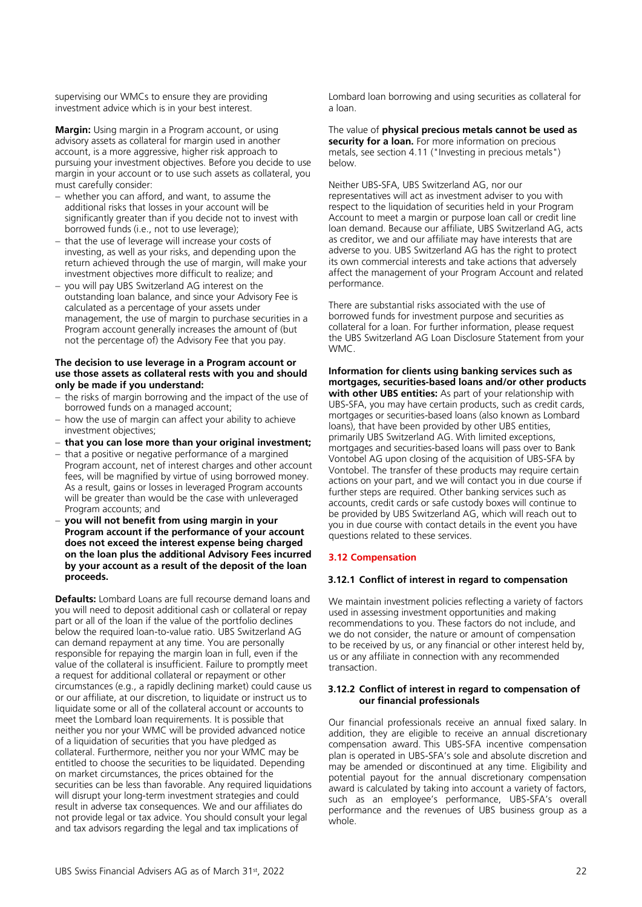supervising our WMCs to ensure they are providing investment advice which is in your best interest.

**Margin:** Using margin in a Program account, or using advisory assets as collateral for margin used in another account, is a more aggressive, higher risk approach to pursuing your investment objectives. Before you decide to use margin in your account or to use such assets as collateral, you must carefully consider:

- whether you can afford, and want, to assume the additional risks that losses in your account will be significantly greater than if you decide not to invest with borrowed funds (i.e., not to use leverage);
- that the use of leverage will increase your costs of investing, as well as your risks, and depending upon the return achieved through the use of margin, will make your investment objectives more difficult to realize; and
- you will pay UBS Switzerland AG interest on the outstanding loan balance, and since your Advisory Fee is calculated as a percentage of your assets under management, the use of margin to purchase securities in a Program account generally increases the amount of (but not the percentage of) the Advisory Fee that you pay.

**The decision to use leverage in a Program account or use those assets as collateral rests with you and should only be made if you understand:**

- the risks of margin borrowing and the impact of the use of borrowed funds on a managed account;
- how the use of margin can affect your ability to achieve investment objectives;
- **that you can lose more than your original investment;**
- that a positive or negative performance of a margined Program account, net of interest charges and other account fees, will be magnified by virtue of using borrowed money. As a result, gains or losses in leveraged Program accounts will be greater than would be the case with unleveraged Program accounts; and
- **you will not benefit from using margin in your Program account if the performance of your account does not exceed the interest expense being charged on the loan plus the additional Advisory Fees incurred by your account as a result of the deposit of the loan proceeds.**

**Defaults:** Lombard Loans are full recourse demand loans and you will need to deposit additional cash or collateral or repay part or all of the loan if the value of the portfolio declines below the required loan-to-value ratio. UBS Switzerland AG can demand repayment at any time. You are personally responsible for repaying the margin loan in full, even if the value of the collateral is insufficient. Failure to promptly meet a request for additional collateral or repayment or other circumstances (e.g., a rapidly declining market) could cause us or our affiliate, at our discretion, to liquidate or instruct us to liquidate some or all of the collateral account or accounts to meet the Lombard loan requirements. It is possible that neither you nor your WMC will be provided advanced notice of a liquidation of securities that you have pledged as collateral. Furthermore, neither you nor your WMC may be entitled to choose the securities to be liquidated. Depending on market circumstances, the prices obtained for the securities can be less than favorable. Any required liquidations will disrupt your long-term investment strategies and could result in adverse tax consequences. We and our affiliates do not provide legal or tax advice. You should consult your legal and tax advisors regarding the legal and tax implications of Lombard loan borrowing and using securities as collateral for a loan.

The value of **physical precious metals cannot be used as security for a loan.** For more information on precious metals, see section 4.11 ("Investing in precious metals") below.

Neither UBS-SFA, UBS Switzerland AG, nor our representatives will act as investment adviser to you with respect to the liquidation of securities held in your Program Account to meet a margin or purpose loan call or credit line loan demand. Because our affiliate, UBS Switzerland AG, acts as creditor, we and our affiliate may have interests that are adverse to you. UBS Switzerland AG has the right to protect its own commercial interests and take actions that adversely affect the management of your Program Account and related performance.

There are substantial risks associated with the use of borrowed funds for investment purpose and securities as collateral for a loan. For further information, please request the UBS Switzerland AG Loan Disclosure Statement from your WMC.

**Information for clients using banking services such as mortgages, securities-based loans and/or other products with other UBS entities:** As part of your relationship with UBS-SFA, you may have certain products, such as credit cards, mortgages or securities-based loans (also known as Lombard loans), that have been provided by other UBS entities, primarily UBS Switzerland AG. With limited exceptions, mortgages and securities-based loans will pass over to Bank Vontobel AG upon closing of the acquisition of UBS-SFA by Vontobel. The transfer of these products may require certain actions on your part, and we will contact you in due course if further steps are required. Other banking services such as accounts, credit cards or safe custody boxes will continue to be provided by UBS Switzerland AG, which will reach out to you in due course with contact details in the event you have questions related to these services.

## 3.12 Compensation

### 3.12.1 Conflict of interest in regard to compensation

We maintain investment policies reflecting a variety of factors used in assessing investment opportunities and making recommendations to you. These factors do not include, and we do not consider, the nature or amount of compensation to be received by us, or any financial or other interest held by, us or any affiliate in connection with any recommended transaction.

### 3.12.2 Conflict of interest in regard to compensation of our financial professionals

Our financial professionals receive an annual fixed salary. In addition, they are eligible to receive an annual discretionary compensation award. This UBS-SFA incentive compensation plan is operated in UBS-SFA's sole and absolute discretion and may be amended or discontinued at any time. Eligibility and potential payout for the annual discretionary compensation award is calculated by taking into account a variety of factors, such as an employee's performance, UBS-SFA's overall performance and the revenues of UBS business group as a whole.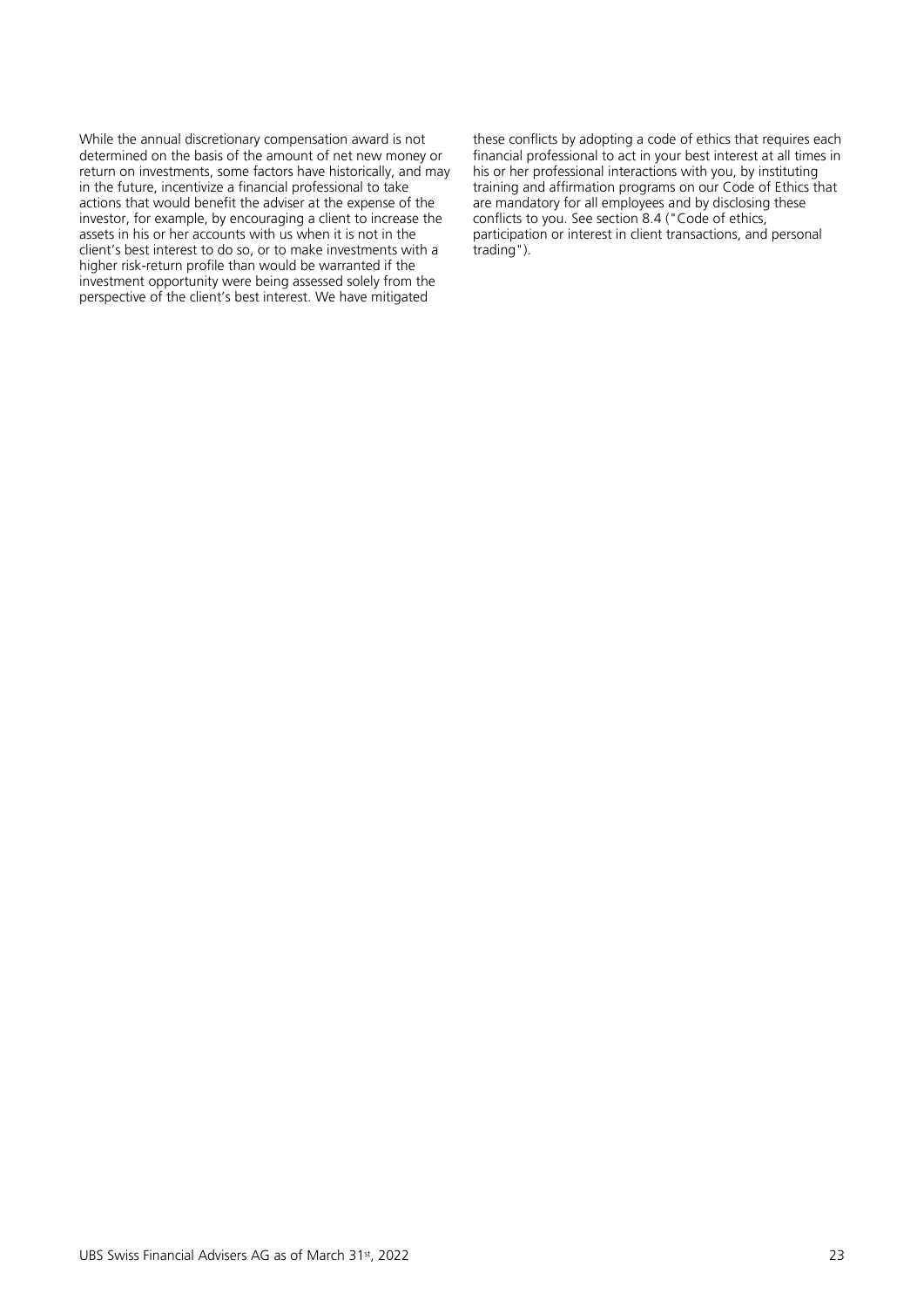While the annual discretionary compensation award is not determined on the basis of the amount of net new money or return on investments, some factors have historically, and may in the future, incentivize a financial professional to take actions that would benefit the adviser at the expense of the investor, for example, by encouraging a client to increase the assets in his or her accounts with us when it is not in the client's best interest to do so, or to make investments with a higher risk-return profile than would be warranted if the investment opportunity were being assessed solely from the perspective of the client's best interest. We have mitigated these conflicts by adopting a code of ethics that requires each financial professional to act in your best interest at all times in his or her professional interactions with you, by instituting training and affirmation programs on our Code of Ethics that are mandatory for all employees and by disclosing these conflicts to you. See section 8.4 ("Code of ethics, participation or interest in client transactions, and personal trading").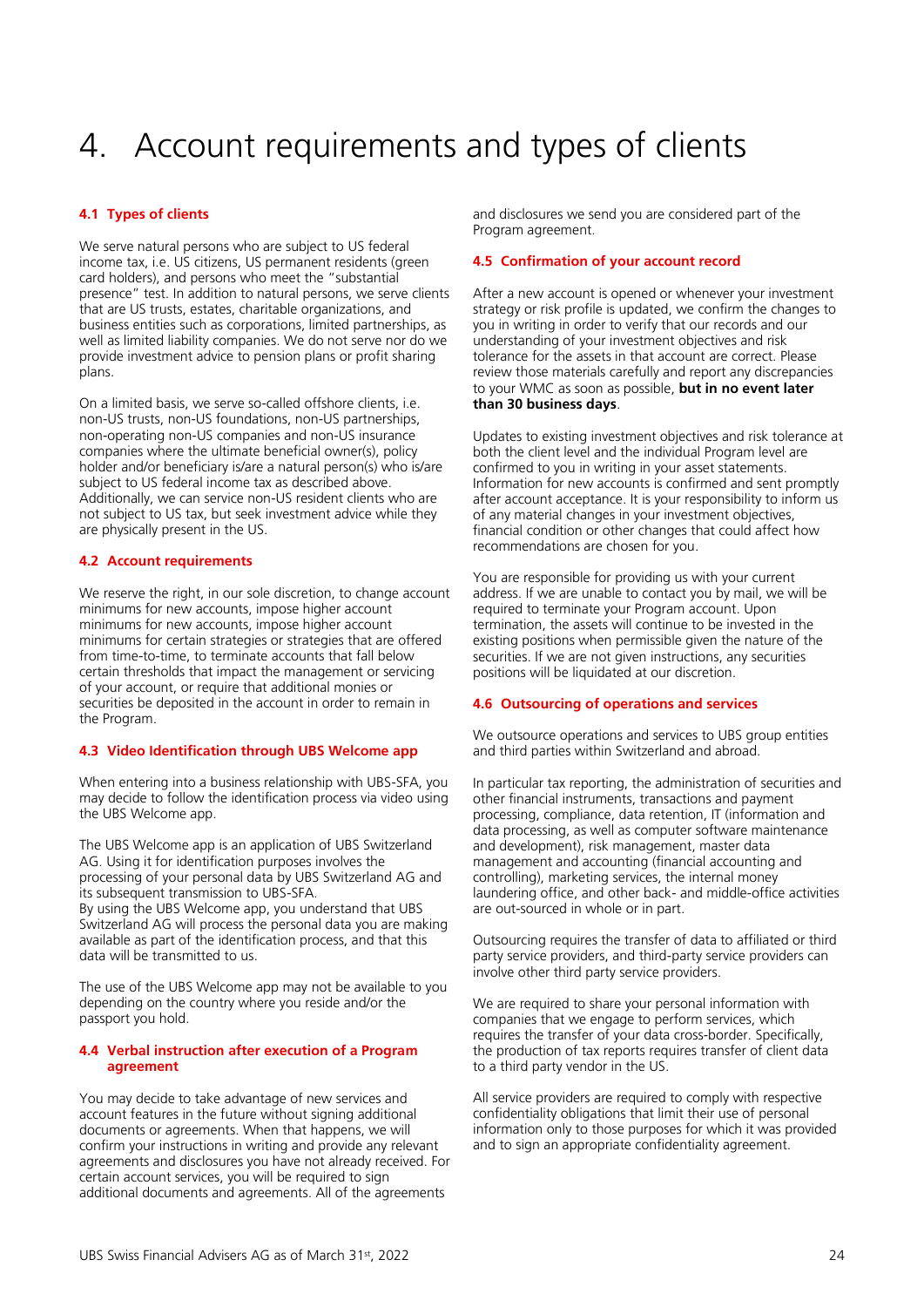# 4. Account requirements and types of clients

## 4.1 Types of clients

We serve natural persons who are subject to US federal income tax, i.e. US citizens, US permanent residents (green card holders), and persons who meet the "substantial presence" test. In addition to natural persons, we serve clients that are US trusts, estates, charitable organizations, and business entities such as corporations, limited partnerships, as well as limited liability companies. We do not serve nor do we provide investment advice to pension plans or profit sharing plans.

On a limited basis, we serve so-called offshore clients, i.e. non-US trusts, non-US foundations, non-US partnerships, non-operating non-US companies and non-US insurance companies where the ultimate beneficial owner(s), policy holder and/or beneficiary is/are a natural person(s) who is/are subject to US federal income tax as described above. Additionally, we can service non-US resident clients who are not subject to US tax, but seek investment advice while they are physically present in the US.

## 4.2 Account requirements

We reserve the right, in our sole discretion, to change account minimums for new accounts, impose higher account minimums for new accounts, impose higher account minimums for certain strategies or strategies that are offered from time-to-time, to terminate accounts that fall below certain thresholds that impact the management or servicing of your account, or require that additional monies or securities be deposited in the account in order to remain in the Program.

## 4.3 Video Identification through UBS Welcome app

When entering into a business relationship with UBS-SFA, you may decide to follow the identification process via video using the UBS Welcome app.

The UBS Welcome app is an application of UBS Switzerland AG. Using it for identification purposes involves the processing of your personal data by UBS Switzerland AG and its subsequent transmission to UBS-SFA.
By using the UBS Welcome app, you understand that UBS Switzerland AG will process the personal data you are making available as part of the identification process, and that this data will be transmitted to us.

The use of the UBS Welcome app may not be available to you depending on the country where you reside and/or the passport you hold.

## 4.4 Verbal instruction after execution of a Program agreement

You may decide to take advantage of new services and account features in the future without signing additional documents or agreements. When that happens, we will confirm your instructions in writing and provide any relevant agreements and disclosures you have not already received. For certain account services, you will be required to sign additional documents and agreements. All of the agreements and disclosures we send you are considered part of the Program agreement.

## 4.5 Confirmation of your account record

After a new account is opened or whenever your investment strategy or risk profile is updated, we confirm the changes to you in writing in order to verify that our records and our understanding of your investment objectives and risk tolerance for the assets in that account are correct. Please review those materials carefully and report any discrepancies to your WMC as soon as possible, **but in no event later than 30 business days**.

Updates to existing investment objectives and risk tolerance at both the client level and the individual Program level are confirmed to you in writing in your asset statements. Information for new accounts is confirmed and sent promptly after account acceptance. It is your responsibility to inform us of any material changes in your investment objectives, financial condition or other changes that could affect how recommendations are chosen for you.

You are responsible for providing us with your current address. If we are unable to contact you by mail, we will be required to terminate your Program account. Upon termination, the assets will continue to be invested in the existing positions when permissible given the nature of the securities. If we are not given instructions, any securities positions will be liquidated at our discretion.

## 4.6 Outsourcing of operations and services

We outsource operations and services to UBS group entities and third parties within Switzerland and abroad.

In particular tax reporting, the administration of securities and other financial instruments, transactions and payment processing, compliance, data retention, IT (information and data processing, as well as computer software maintenance and development), risk management, master data management and accounting (financial accounting and controlling), marketing services, the internal money laundering office, and other back- and middle-office activities are out-sourced in whole or in part.

Outsourcing requires the transfer of data to affiliated or third party service providers, and third-party service providers can involve other third party service providers.

We are required to share your personal information with companies that we engage to perform services, which requires the transfer of your data cross-border. Specifically, the production of tax reports requires transfer of client data to a third party vendor in the US.

All service providers are required to comply with respective confidentiality obligations that limit their use of personal information only to those purposes for which it was provided and to sign an appropriate confidentiality agreement.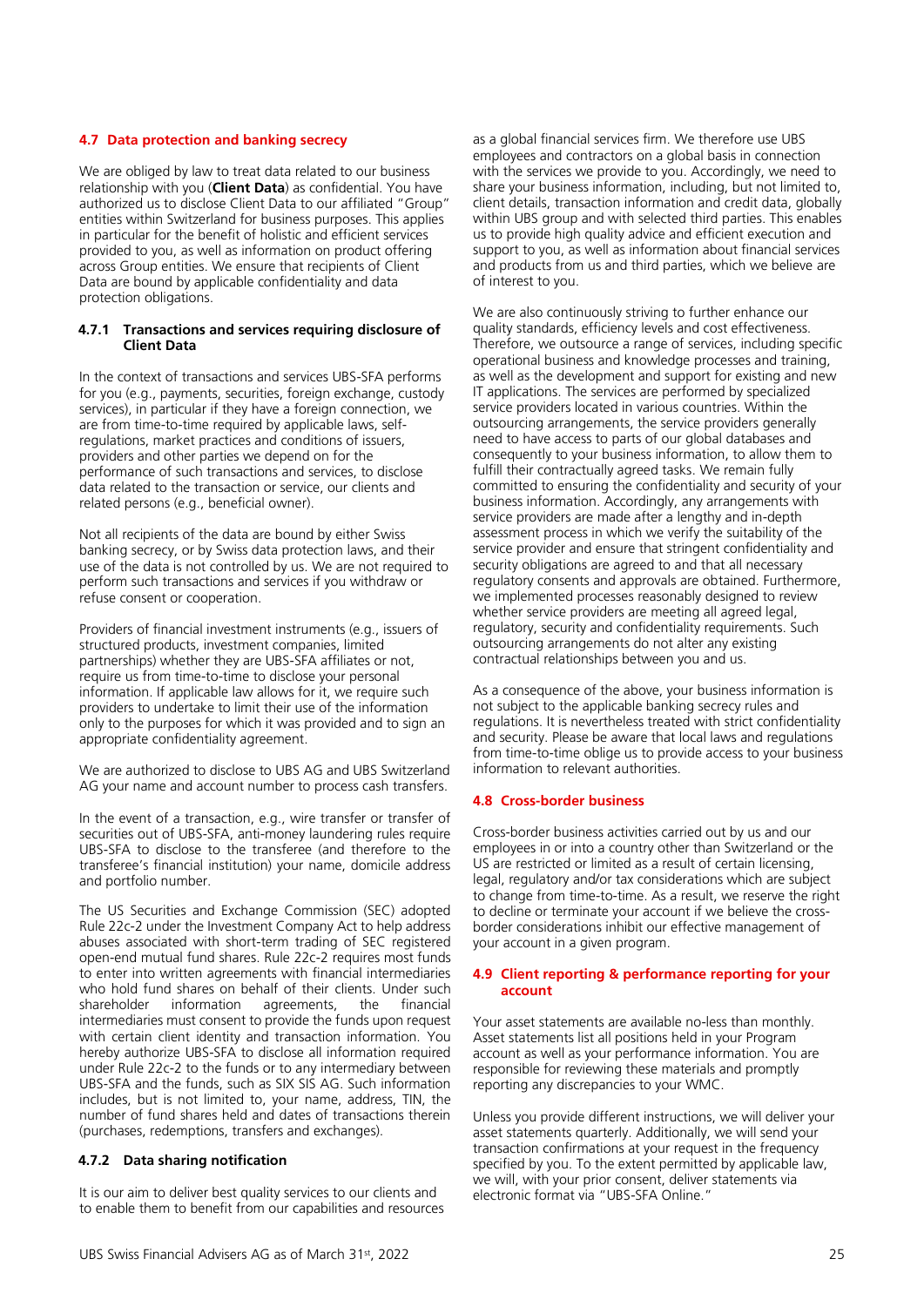## 4.7 Data protection and banking secrecy

We are obliged by law to treat data related to our business relationship with you (**Client Data**) as confidential. You have authorized us to disclose Client Data to our affiliated "Group" entities within Switzerland for business purposes. This applies in particular for the benefit of holistic and efficient services provided to you, as well as information on product offering across Group entities. We ensure that recipients of Client Data are bound by applicable confidentiality and data protection obligations.

### 4.7.1 Transactions and services requiring disclosure of Client Data

In the context of transactions and services UBS-SFA performs for you (e.g., payments, securities, foreign exchange, custody services), in particular if they have a foreign connection, we are from time-to-time required by applicable laws, self-regulations, market practices and conditions of issuers, providers and other parties we depend on for the performance of such transactions and services, to disclose data related to the transaction or service, our clients and related persons (e.g., beneficial owner).

Not all recipients of the data are bound by either Swiss banking secrecy, or by Swiss data protection laws, and their use of the data is not controlled by us. We are not required to perform such transactions and services if you withdraw or refuse consent or cooperation.

Providers of financial investment instruments (e.g., issuers of structured products, investment companies, limited partnerships) whether they are UBS-SFA affiliates or not, require us from time-to-time to disclose your personal information. If applicable law allows for it, we require such providers to undertake to limit their use of the information only to the purposes for which it was provided and to sign an appropriate confidentiality agreement.

We are authorized to disclose to UBS AG and UBS Switzerland AG your name and account number to process cash transfers.

In the event of a transaction, e.g., wire transfer or transfer of securities out of UBS-SFA, anti-money laundering rules require UBS-SFA to disclose to the transferee (and therefore to the transferee's financial institution) your name, domicile address and portfolio number.

The US Securities and Exchange Commission (SEC) adopted Rule 22c-2 under the Investment Company Act to help address abuses associated with short-term trading of SEC registered open-end mutual fund shares. Rule 22c-2 requires most funds to enter into written agreements with financial intermediaries who hold fund shares on behalf of their clients. Under such shareholder information agreements, the financial intermediaries must consent to provide the funds upon request with certain client identity and transaction information. You hereby authorize UBS-SFA to disclose all information required under Rule 22c-2 to the funds or to any intermediary between UBS-SFA and the funds, such as SIX SIS AG. Such information includes, but is not limited to, your name, address, TIN, the number of fund shares held and dates of transactions therein (purchases, redemptions, transfers and exchanges).

### 4.7.2 Data sharing notification

It is our aim to deliver best quality services to our clients and to enable them to benefit from our capabilities and resources as a global financial services firm. We therefore use UBS employees and contractors on a global basis in connection with the services we provide to you. Accordingly, we need to share your business information, including, but not limited to, client details, transaction information and credit data, globally within UBS group and with selected third parties. This enables us to provide high quality advice and efficient execution and support to you, as well as information about financial services and products from us and third parties, which we believe are of interest to you.

We are also continuously striving to further enhance our quality standards, efficiency levels and cost effectiveness. Therefore, we outsource a range of services, including specific operational business and knowledge processes and training, as well as the development and support for existing and new IT applications. The services are performed by specialized service providers located in various countries. Within the outsourcing arrangements, the service providers generally need to have access to parts of our global databases and consequently to your business information, to allow them to fulfill their contractually agreed tasks. We remain fully committed to ensuring the confidentiality and security of your business information. Accordingly, any arrangements with service providers are made after a lengthy and in-depth assessment process in which we verify the suitability of the service provider and ensure that stringent confidentiality and security obligations are agreed to and that all necessary regulatory consents and approvals are obtained. Furthermore, we implemented processes reasonably designed to review whether service providers are meeting all agreed legal, regulatory, security and confidentiality requirements. Such outsourcing arrangements do not alter any existing contractual relationships between you and us.

As a consequence of the above, your business information is not subject to the applicable banking secrecy rules and regulations. It is nevertheless treated with strict confidentiality and security. Please be aware that local laws and regulations from time-to-time oblige us to provide access to your business information to relevant authorities.

## 4.8 Cross-border business

Cross-border business activities carried out by us and our employees in or into a country other than Switzerland or the US are restricted or limited as a result of certain licensing, legal, regulatory and/or tax considerations which are subject to change from time-to-time. As a result, we reserve the right to decline or terminate your account if we believe the cross-border considerations inhibit our effective management of your account in a given program.

## 4.9 Client reporting & performance reporting for your account

Your asset statements are available no-less than monthly. Asset statements list all positions held in your Program account as well as your performance information. You are responsible for reviewing these materials and promptly reporting any discrepancies to your WMC.

Unless you provide different instructions, we will deliver your asset statements quarterly. Additionally, we will send your transaction confirmations at your request in the frequency specified by you. To the extent permitted by applicable law, we will, with your prior consent, deliver statements via electronic format via "UBS-SFA Online."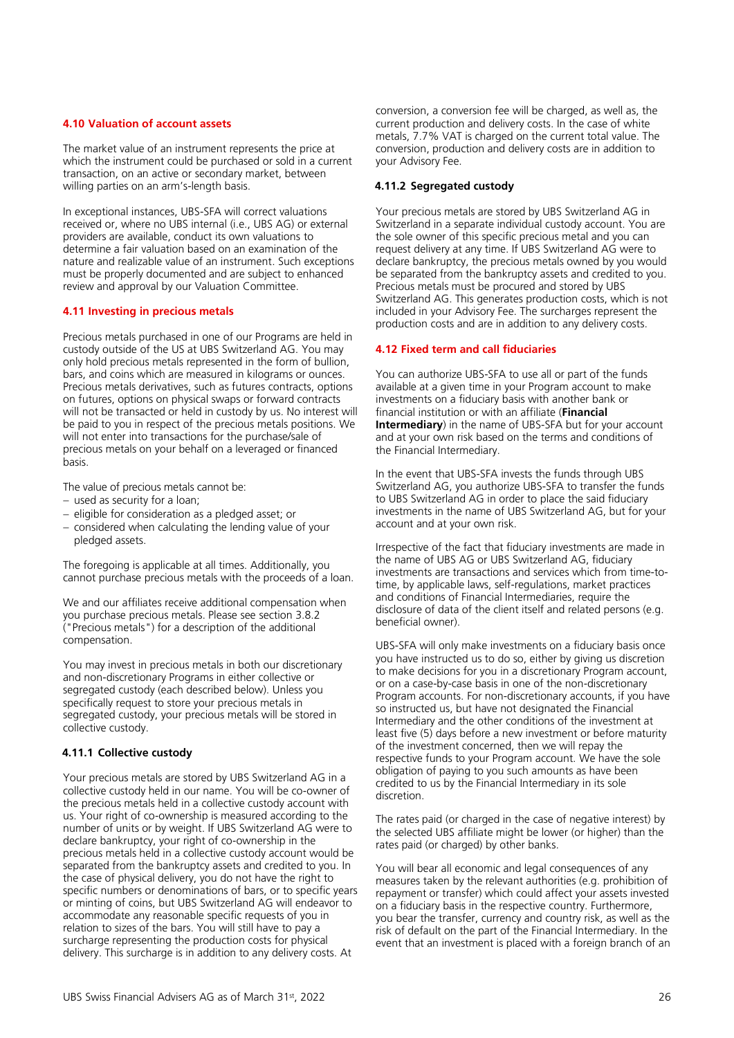### 4.10 Valuation of account assets

The market value of an instrument represents the price at which the instrument could be purchased or sold in a current transaction, on an active or secondary market, between willing parties on an arm's-length basis.

In exceptional instances, UBS-SFA will correct valuations received or, where no UBS internal (i.e., UBS AG) or external providers are available, conduct its own valuations to determine a fair valuation based on an examination of the nature and realizable value of an instrument. Such exceptions must be properly documented and are subject to enhanced review and approval by our Valuation Committee.

### 4.11 Investing in precious metals

Precious metals purchased in one of our Programs are held in custody outside of the US at UBS Switzerland AG. You may only hold precious metals represented in the form of bullion, bars, and coins which are measured in kilograms or ounces. Precious metals derivatives, such as futures contracts, options on futures, options on physical swaps or forward contracts will not be transacted or held in custody by us. No interest will be paid to you in respect of the precious metals positions. We will not enter into transactions for the purchase/sale of precious metals on your behalf on a leveraged or financed basis.

The value of precious metals cannot be:

- used as security for a loan;
- eligible for consideration as a pledged asset; or
- considered when calculating the lending value of your pledged assets.

The foregoing is applicable at all times. Additionally, you cannot purchase precious metals with the proceeds of a loan.

We and our affiliates receive additional compensation when you purchase precious metals. Please see section 3.8.2 ("Precious metals") for a description of the additional compensation.

You may invest in precious metals in both our discretionary and non-discretionary Programs in either collective or segregated custody (each described below). Unless you specifically request to store your precious metals in segregated custody, your precious metals will be stored in collective custody.

#### 4.11.1 Collective custody

Your precious metals are stored by UBS Switzerland AG in a collective custody held in our name. You will be co-owner of the precious metals held in a collective custody account with us. Your right of co-ownership is measured according to the number of units or by weight. If UBS Switzerland AG were to declare bankruptcy, your right of co-ownership in the precious metals held in a collective custody account would be separated from the bankruptcy assets and credited to you. In the case of physical delivery, you do not have the right to specific numbers or denominations of bars, or to specific years or minting of coins, but UBS Switzerland AG will endeavor to accommodate any reasonable specific requests of you in relation to sizes of the bars. You will still have to pay a surcharge representing the production costs for physical delivery. This surcharge is in addition to any delivery costs. At conversion, a conversion fee will be charged, as well as, the current production and delivery costs. In the case of white metals, 7.7% VAT is charged on the current total value. The conversion, production and delivery costs are in addition to your Advisory Fee.

#### 4.11.2 Segregated custody

Your precious metals are stored by UBS Switzerland AG in Switzerland in a separate individual custody account. You are the sole owner of this specific precious metal and you can request delivery at any time. If UBS Switzerland AG were to declare bankruptcy, the precious metals owned by you would be separated from the bankruptcy assets and credited to you. Precious metals must be procured and stored by UBS Switzerland AG. This generates production costs, which is not included in your Advisory Fee. The surcharges represent the production costs and are in addition to any delivery costs.

### 4.12 Fixed term and call fiduciaries

You can authorize UBS-SFA to use all or part of the funds available at a given time in your Program account to make investments on a fiduciary basis with another bank or financial institution or with an affiliate (**Financial Intermediary**) in the name of UBS-SFA but for your account and at your own risk based on the terms and conditions of the Financial Intermediary.

In the event that UBS-SFA invests the funds through UBS Switzerland AG, you authorize UBS-SFA to transfer the funds to UBS Switzerland AG in order to place the said fiduciary investments in the name of UBS Switzerland AG, but for your account and at your own risk.

Irrespective of the fact that fiduciary investments are made in the name of UBS AG or UBS Switzerland AG, fiduciary investments are transactions and services which from time-to-time, by applicable laws, self-regulations, market practices and conditions of Financial Intermediaries, require the disclosure of data of the client itself and related persons (e.g. beneficial owner).

UBS-SFA will only make investments on a fiduciary basis once you have instructed us to do so, either by giving us discretion to make decisions for you in a discretionary Program account, or on a case-by-case basis in one of the non-discretionary Program accounts. For non-discretionary accounts, if you have so instructed us, but have not designated the Financial Intermediary and the other conditions of the investment at least five (5) days before a new investment or before maturity of the investment concerned, then we will repay the respective funds to your Program account. We have the sole obligation of paying to you such amounts as have been credited to us by the Financial Intermediary in its sole discretion.

The rates paid (or charged in the case of negative interest) by the selected UBS affiliate might be lower (or higher) than the rates paid (or charged) by other banks.

You will bear all economic and legal consequences of any measures taken by the relevant authorities (e.g. prohibition of repayment or transfer) which could affect your assets invested on a fiduciary basis in the respective country. Furthermore, you bear the transfer, currency and country risk, as well as the risk of default on the part of the Financial Intermediary. In the event that an investment is placed with a foreign branch of an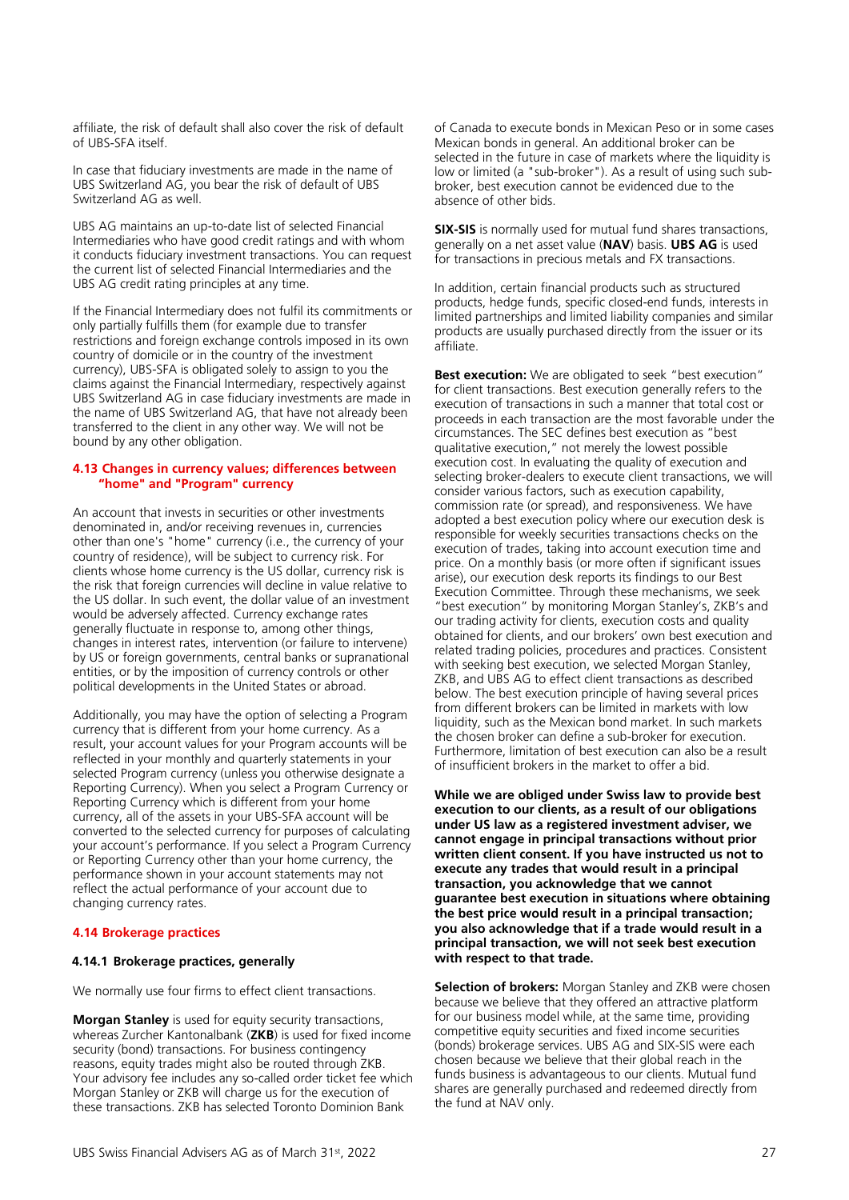affiliate, the risk of default shall also cover the risk of default of UBS-SFA itself.

In case that fiduciary investments are made in the name of UBS Switzerland AG, you bear the risk of default of UBS Switzerland AG as well.

UBS AG maintains an up-to-date list of selected Financial Intermediaries who have good credit ratings and with whom it conducts fiduciary investment transactions. You can request the current list of selected Financial Intermediaries and the UBS AG credit rating principles at any time.

If the Financial Intermediary does not fulfil its commitments or only partially fulfills them (for example due to transfer restrictions and foreign exchange controls imposed in its own country of domicile or in the country of the investment currency), UBS-SFA is obligated solely to assign to you the claims against the Financial Intermediary, respectively against UBS Switzerland AG in case fiduciary investments are made in the name of UBS Switzerland AG, that have not already been transferred to the client in any other way. We will not be bound by any other obligation.

### 4.13 Changes in currency values; differences between "home" and "Program" currency

An account that invests in securities or other investments denominated in, and/or receiving revenues in, currencies other than one's "home" currency (i.e., the currency of your country of residence), will be subject to currency risk. For clients whose home currency is the US dollar, currency risk is the risk that foreign currencies will decline in value relative to the US dollar. In such event, the dollar value of an investment would be adversely affected. Currency exchange rates generally fluctuate in response to, among other things, changes in interest rates, intervention (or failure to intervene) by US or foreign governments, central banks or supranational entities, or by the imposition of currency controls or other political developments in the United States or abroad.

Additionally, you may have the option of selecting a Program currency that is different from your home currency. As a result, your account values for your Program accounts will be reflected in your monthly and quarterly statements in your selected Program currency (unless you otherwise designate a Reporting Currency). When you select a Program Currency or Reporting Currency which is different from your home currency, all of the assets in your UBS-SFA account will be converted to the selected currency for purposes of calculating your account's performance. If you select a Program Currency or Reporting Currency other than your home currency, the performance shown in your account statements may not reflect the actual performance of your account due to changing currency rates.

### 4.14 Brokerage practices

#### 4.14.1 Brokerage practices, generally

We normally use four firms to effect client transactions.

**Morgan Stanley** is used for equity security transactions, whereas Zurcher Kantonalbank (**ZKB**) is used for fixed income security (bond) transactions. For business contingency reasons, equity trades might also be routed through ZKB. Your advisory fee includes any so-called order ticket fee which Morgan Stanley or ZKB will charge us for the execution of these transactions. ZKB has selected Toronto Dominion Bank of Canada to execute bonds in Mexican Peso or in some cases Mexican bonds in general. An additional broker can be selected in the future in case of markets where the liquidity is low or limited (a "sub-broker"). As a result of using such sub-broker, best execution cannot be evidenced due to the absence of other bids.

**SIX-SIS** is normally used for mutual fund shares transactions, generally on a net asset value (**NAV**) basis. **UBS AG** is used for transactions in precious metals and FX transactions.

In addition, certain financial products such as structured products, hedge funds, specific closed-end funds, interests in limited partnerships and limited liability companies and similar products are usually purchased directly from the issuer or its affiliate.

**Best execution:** We are obligated to seek "best execution" for client transactions. Best execution generally refers to the execution of transactions in such a manner that total cost or proceeds in each transaction are the most favorable under the circumstances. The SEC defines best execution as "best qualitative execution," not merely the lowest possible execution cost. In evaluating the quality of execution and selecting broker-dealers to execute client transactions, we will consider various factors, such as execution capability, commission rate (or spread), and responsiveness. We have adopted a best execution policy where our execution desk is responsible for weekly securities transactions checks on the execution of trades, taking into account execution time and price. On a monthly basis (or more often if significant issues arise), our execution desk reports its findings to our Best Execution Committee. Through these mechanisms, we seek "best execution" by monitoring Morgan Stanley's, ZKB's and our trading activity for clients, execution costs and quality obtained for clients, and our brokers' own best execution and related trading policies, procedures and practices. Consistent with seeking best execution, we selected Morgan Stanley, ZKB, and UBS AG to effect client transactions as described below. The best execution principle of having several prices from different brokers can be limited in markets with low liquidity, such as the Mexican bond market. In such markets the chosen broker can define a sub-broker for execution. Furthermore, limitation of best execution can also be a result of insufficient brokers in the market to offer a bid.

**While we are obliged under Swiss law to provide best execution to our clients, as a result of our obligations under US law as a registered investment adviser, we cannot engage in principal transactions without prior written client consent. If you have instructed us not to execute any trades that would result in a principal transaction, you acknowledge that we cannot guarantee best execution in situations where obtaining the best price would result in a principal transaction; you also acknowledge that if a trade would result in a principal transaction, we will not seek best execution with respect to that trade.**

**Selection of brokers:** Morgan Stanley and ZKB were chosen because we believe that they offered an attractive platform for our business model while, at the same time, providing competitive equity securities and fixed income securities (bonds) brokerage services. UBS AG and SIX-SIS were each chosen because we believe that their global reach in the funds business is advantageous to our clients. Mutual fund shares are generally purchased and redeemed directly from the fund at NAV only.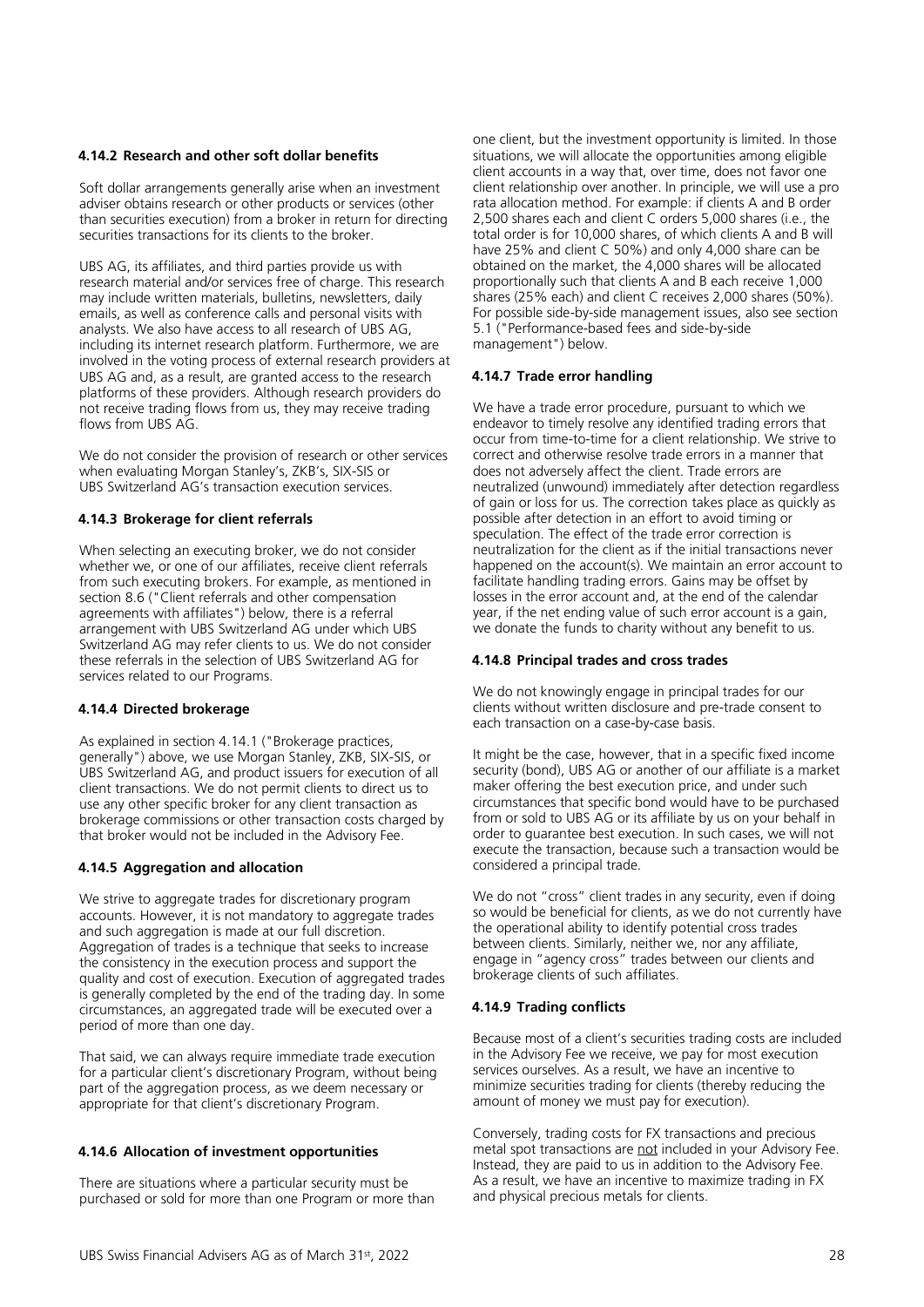#### 4.14.2 Research and other soft dollar benefits

Soft dollar arrangements generally arise when an investment adviser obtains research or other products or services (other than securities execution) from a broker in return for directing securities transactions for its clients to the broker.

UBS AG, its affiliates, and third parties provide us with research material and/or services free of charge. This research may include written materials, bulletins, newsletters, daily emails, as well as conference calls and personal visits with analysts. We also have access to all research of UBS AG, including its internet research platform. Furthermore, we are involved in the voting process of external research providers at UBS AG and, as a result, are granted access to the research platforms of these providers. Although research providers do not receive trading flows from us, they may receive trading flows from UBS AG.

We do not consider the provision of research or other services when evaluating Morgan Stanley's, ZKB's, SIX-SIS or UBS Switzerland AG's transaction execution services.

#### 4.14.3 Brokerage for client referrals

When selecting an executing broker, we do not consider whether we, or one of our affiliates, receive client referrals from such executing brokers. For example, as mentioned in section 8.6 ("Client referrals and other compensation agreements with affiliates") below, there is a referral arrangement with UBS Switzerland AG under which UBS Switzerland AG may refer clients to us. We do not consider these referrals in the selection of UBS Switzerland AG for services related to our Programs.

#### 4.14.4 Directed brokerage

As explained in section 4.14.1 ("Brokerage practices, generally") above, we use Morgan Stanley, ZKB, SIX-SIS, or UBS Switzerland AG, and product issuers for execution of all client transactions. We do not permit clients to direct us to use any other specific broker for any client transaction as brokerage commissions or other transaction costs charged by that broker would not be included in the Advisory Fee.

#### 4.14.5 Aggregation and allocation

We strive to aggregate trades for discretionary program accounts. However, it is not mandatory to aggregate trades and such aggregation is made at our full discretion. Aggregation of trades is a technique that seeks to increase the consistency in the execution process and support the quality and cost of execution. Execution of aggregated trades is generally completed by the end of the trading day. In some circumstances, an aggregated trade will be executed over a period of more than one day.

That said, we can always require immediate trade execution for a particular client's discretionary Program, without being part of the aggregation process, as we deem necessary or appropriate for that client's discretionary Program.

#### 4.14.6 Allocation of investment opportunities

There are situations where a particular security must be purchased or sold for more than one Program or more than one client, but the investment opportunity is limited. In those situations, we will allocate the opportunities among eligible client accounts in a way that, over time, does not favor one client relationship over another. In principle, we will use a pro rata allocation method. For example: if clients A and B order 2,500 shares each and client C orders 5,000 shares (i.e., the total order is for 10,000 shares, of which clients A and B will have 25% and client C 50%) and only 4,000 share can be obtained on the market, the 4,000 shares will be allocated proportionally such that clients A and B each receive 1,000 shares (25% each) and client C receives 2,000 shares (50%). For possible side-by-side management issues, also see section 5.1 ("Performance-based fees and side-by-side management") below.

#### 4.14.7 Trade error handling

We have a trade error procedure, pursuant to which we endeavor to timely resolve any identified trading errors that occur from time-to-time for a client relationship. We strive to correct and otherwise resolve trade errors in a manner that does not adversely affect the client. Trade errors are neutralized (unwound) immediately after detection regardless of gain or loss for us. The correction takes place as quickly as possible after detection in an effort to avoid timing or speculation. The effect of the trade error correction is neutralization for the client as if the initial transactions never happened on the account(s). We maintain an error account to facilitate handling trading errors. Gains may be offset by losses in the error account and, at the end of the calendar year, if the net ending value of such error account is a gain, we donate the funds to charity without any benefit to us.

#### 4.14.8 Principal trades and cross trades

We do not knowingly engage in principal trades for our clients without written disclosure and pre-trade consent to each transaction on a case-by-case basis.

It might be the case, however, that in a specific fixed income security (bond), UBS AG or another of our affiliate is a market maker offering the best execution price, and under such circumstances that specific bond would have to be purchased from or sold to UBS AG or its affiliate by us on your behalf in order to guarantee best execution. In such cases, we will not execute the transaction, because such a transaction would be considered a principal trade.

We do not "cross" client trades in any security, even if doing so would be beneficial for clients, as we do not currently have the operational ability to identify potential cross trades between clients. Similarly, neither we, nor any affiliate, engage in "agency cross" trades between our clients and brokerage clients of such affiliates.

#### 4.14.9 Trading conflicts

Because most of a client's securities trading costs are included in the Advisory Fee we receive, we pay for most execution services ourselves. As a result, we have an incentive to minimize securities trading for clients (thereby reducing the amount of money we must pay for execution).

Conversely, trading costs for FX transactions and precious metal spot transactions are not included in your Advisory Fee. Instead, they are paid to us in addition to the Advisory Fee. As a result, we have an incentive to maximize trading in FX and physical precious metals for clients.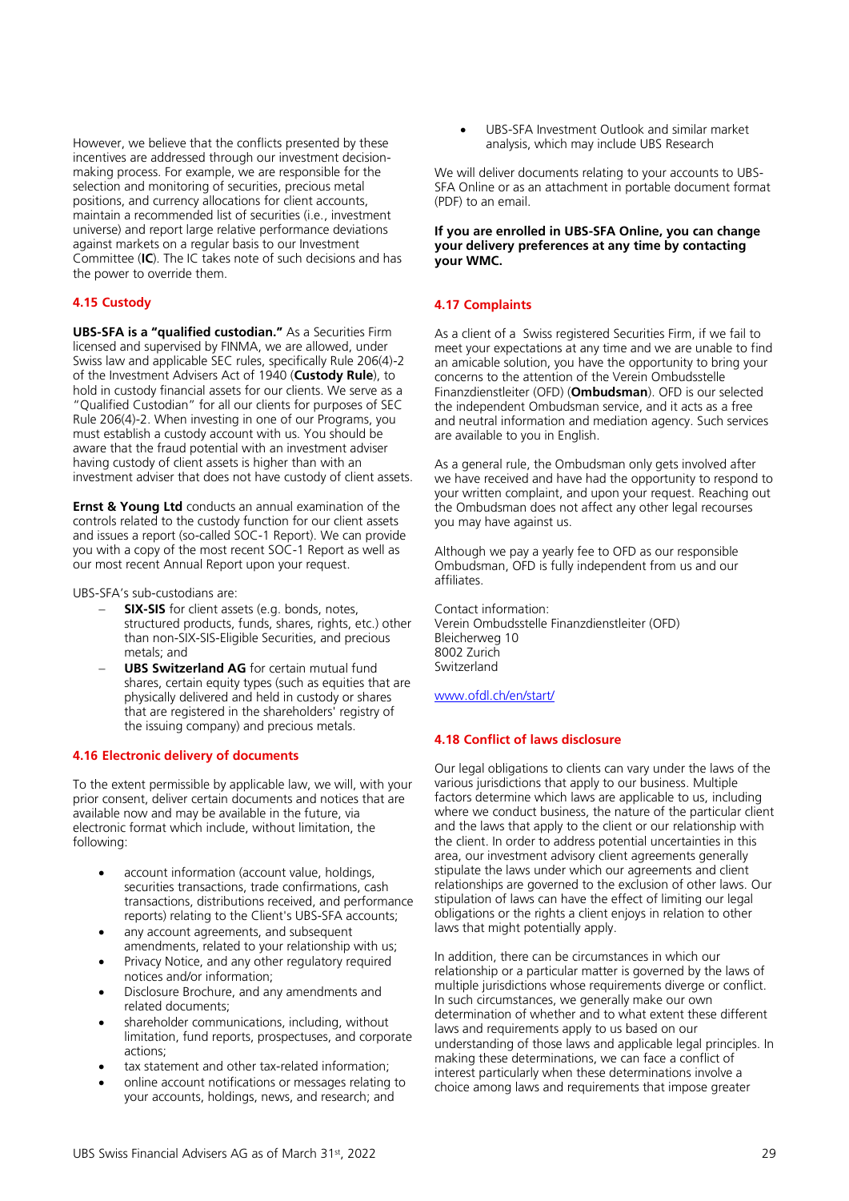However, we believe that the conflicts presented by these incentives are addressed through our investment decision-making process. For example, we are responsible for the selection and monitoring of securities, precious metal positions, and currency allocations for client accounts, maintain a recommended list of securities (i.e., investment universe) and report large relative performance deviations against markets on a regular basis to our Investment Committee (**IC**). The IC takes note of such decisions and has the power to override them.

### 4.15 Custody

**UBS-SFA is a "qualified custodian."** As a Securities Firm licensed and supervised by FINMA, we are allowed, under Swiss law and applicable SEC rules, specifically Rule 206(4)-2 of the Investment Advisers Act of 1940 (**Custody Rule**), to hold in custody financial assets for our clients. We serve as a "Qualified Custodian" for all our clients for purposes of SEC Rule 206(4)-2. When investing in one of our Programs, you must establish a custody account with us. You should be aware that the fraud potential with an investment adviser having custody of client assets is higher than with an investment adviser that does not have custody of client assets.

**Ernst & Young Ltd** conducts an annual examination of the controls related to the custody function for our client assets and issues a report (so-called SOC-1 Report). We can provide you with a copy of the most recent SOC-1 Report as well as our most recent Annual Report upon your request.

UBS-SFA's sub-custodians are:

- **SIX-SIS** for client assets (e.g. bonds, notes, structured products, funds, shares, rights, etc.) other than non-SIX-SIS-Eligible Securities, and precious metals; and
- **UBS Switzerland AG** for certain mutual fund shares, certain equity types (such as equities that are physically delivered and held in custody or shares that are registered in the shareholders' registry of the issuing company) and precious metals.

### 4.16 Electronic delivery of documents

To the extent permissible by applicable law, we will, with your prior consent, deliver certain documents and notices that are available now and may be available in the future, via electronic format which include, without limitation, the following:

- account information (account value, holdings, securities transactions, trade confirmations, cash transactions, distributions received, and performance reports) relating to the Client's UBS-SFA accounts;
- any account agreements, and subsequent amendments, related to your relationship with us;
- Privacy Notice, and any other regulatory required notices and/or information;
- Disclosure Brochure, and any amendments and related documents;
- shareholder communications, including, without limitation, fund reports, prospectuses, and corporate actions;
- tax statement and other tax-related information;
- online account notifications or messages relating to your accounts, holdings, news, and research; and
- UBS-SFA Investment Outlook and similar market analysis, which may include UBS Research

We will deliver documents relating to your accounts to UBS-SFA Online or as an attachment in portable document format (PDF) to an email.

**If you are enrolled in UBS-SFA Online, you can change your delivery preferences at any time by contacting your WMC.**

### 4.17 Complaints

As a client of a Swiss registered Securities Firm, if we fail to meet your expectations at any time and we are unable to find an amicable solution, you have the opportunity to bring your concerns to the attention of the Verein Ombudsstelle Finanzdienstleiter (OFD) (**Ombudsman**). OFD is our selected the independent Ombudsman service, and it acts as a free and neutral information and mediation agency. Such services are available to you in English.

As a general rule, the Ombudsman only gets involved after we have received and have had the opportunity to respond to your written complaint, and upon your request. Reaching out the Ombudsman does not affect any other legal recourses you may have against us.

Although we pay a yearly fee to OFD as our responsible Ombudsman, OFD is fully independent from us and our affiliates.

Contact information:
Verein Ombudsstelle Finanzdienstleiter (OFD)
Bleicherweg 10
8002 Zurich
Switzerland

www.ofdl.ch/en/start/

### 4.18 Conflict of laws disclosure

Our legal obligations to clients can vary under the laws of the various jurisdictions that apply to our business. Multiple factors determine which laws are applicable to us, including where we conduct business, the nature of the particular client and the laws that apply to the client or our relationship with the client. In order to address potential uncertainties in this area, our investment advisory client agreements generally stipulate the laws under which our agreements and client relationships are governed to the exclusion of other laws. Our stipulation of laws can have the effect of limiting our legal obligations or the rights a client enjoys in relation to other laws that might potentially apply.

In addition, there can be circumstances in which our relationship or a particular matter is governed by the laws of multiple jurisdictions whose requirements diverge or conflict. In such circumstances, we generally make our own determination of whether and to what extent these different laws and requirements apply to us based on our understanding of those laws and applicable legal principles. In making these determinations, we can face a conflict of interest particularly when these determinations involve a choice among laws and requirements that impose greater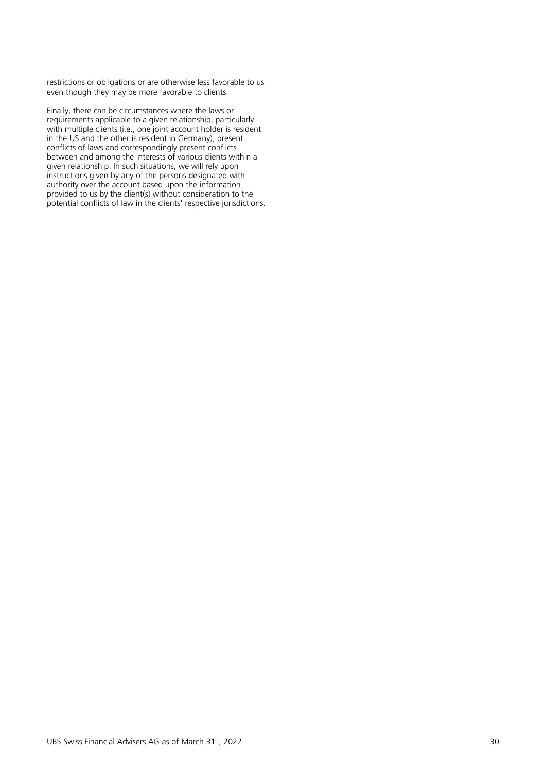restrictions or obligations or are otherwise less favorable to us even though they may be more favorable to clients.

Finally, there can be circumstances where the laws or requirements applicable to a given relationship, particularly with multiple clients (i.e., one joint account holder is resident in the US and the other is resident in Germany), present conflicts of laws and correspondingly present conflicts between and among the interests of various clients within a given relationship. In such situations, we will rely upon instructions given by any of the persons designated with authority over the account based upon the information provided to us by the client(s) without consideration to the potential conflicts of law in the clients' respective jurisdictions.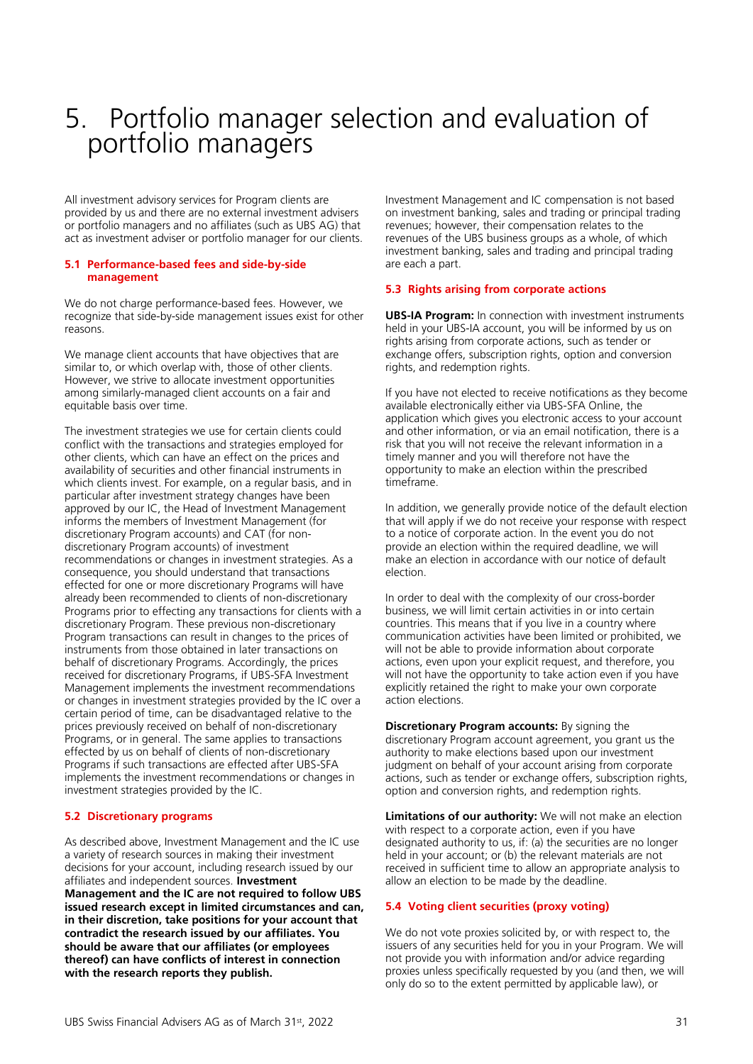# 5. Portfolio manager selection and evaluation of portfolio managers

All investment advisory services for Program clients are provided by us and there are no external investment advisers or portfolio managers and no affiliates (such as UBS AG) that act as investment adviser or portfolio manager for our clients.

## 5.1 Performance-based fees and side-by-side management

We do not charge performance-based fees. However, we recognize that side-by-side management issues exist for other reasons.

We manage client accounts that have objectives that are similar to, or which overlap with, those of other clients. However, we strive to allocate investment opportunities among similarly-managed client accounts on a fair and equitable basis over time.

The investment strategies we use for certain clients could conflict with the transactions and strategies employed for other clients, which can have an effect on the prices and availability of securities and other financial instruments in which clients invest. For example, on a regular basis, and in particular after investment strategy changes have been approved by our IC, the Head of Investment Management informs the members of Investment Management (for discretionary Program accounts) and CAT (for non-discretionary Program accounts) of investment recommendations or changes in investment strategies. As a consequence, you should understand that transactions effected for one or more discretionary Programs will have already been recommended to clients of non-discretionary Programs prior to effecting any transactions for clients with a discretionary Program. These previous non-discretionary Program transactions can result in changes to the prices of instruments from those obtained in later transactions on behalf of discretionary Programs. Accordingly, the prices received for discretionary Programs, if UBS-SFA Investment Management implements the investment recommendations or changes in investment strategies provided by the IC over a certain period of time, can be disadvantaged relative to the prices previously received on behalf of non-discretionary Programs, or in general. The same applies to transactions effected by us on behalf of clients of non-discretionary Programs if such transactions are effected after UBS-SFA implements the investment recommendations or changes in investment strategies provided by the IC.

## 5.2 Discretionary programs

As described above, Investment Management and the IC use a variety of research sources in making their investment decisions for your account, including research issued by our affiliates and independent sources. **Investment Management and the IC are not required to follow UBS issued research except in limited circumstances and can, in their discretion, take positions for your account that contradict the research issued by our affiliates. You should be aware that our affiliates (or employees thereof) can have conflicts of interest in connection with the research reports they publish.**

Investment Management and IC compensation is not based on investment banking, sales and trading or principal trading revenues; however, their compensation relates to the revenues of the UBS business groups as a whole, of which investment banking, sales and trading and principal trading are each a part.

## 5.3 Rights arising from corporate actions

**UBS-IA Program:** In connection with investment instruments held in your UBS-IA account, you will be informed by us on rights arising from corporate actions, such as tender or exchange offers, subscription rights, option and conversion rights, and redemption rights.

If you have not elected to receive notifications as they become available electronically either via UBS-SFA Online, the application which gives you electronic access to your account and other information, or via an email notification, there is a risk that you will not receive the relevant information in a timely manner and you will therefore not have the opportunity to make an election within the prescribed timeframe.

In addition, we generally provide notice of the default election that will apply if we do not receive your response with respect to a notice of corporate action. In the event you do not provide an election within the required deadline, we will make an election in accordance with our notice of default election.

In order to deal with the complexity of our cross-border business, we will limit certain activities in or into certain countries. This means that if you live in a country where communication activities have been limited or prohibited, we will not be able to provide information about corporate actions, even upon your explicit request, and therefore, you will not have the opportunity to take action even if you have explicitly retained the right to make your own corporate action elections.

**Discretionary Program accounts:** By signing the discretionary Program account agreement, you grant us the authority to make elections based upon our investment judgment on behalf of your account arising from corporate actions, such as tender or exchange offers, subscription rights, option and conversion rights, and redemption rights.

**Limitations of our authority:** We will not make an election with respect to a corporate action, even if you have designated authority to us, if: (a) the securities are no longer held in your account; or (b) the relevant materials are not received in sufficient time to allow an appropriate analysis to allow an election to be made by the deadline.

## 5.4 Voting client securities (proxy voting)

We do not vote proxies solicited by, or with respect to, the issuers of any securities held for you in your Program. We will not provide you with information and/or advice regarding proxies unless specifically requested by you (and then, we will only do so to the extent permitted by applicable law), or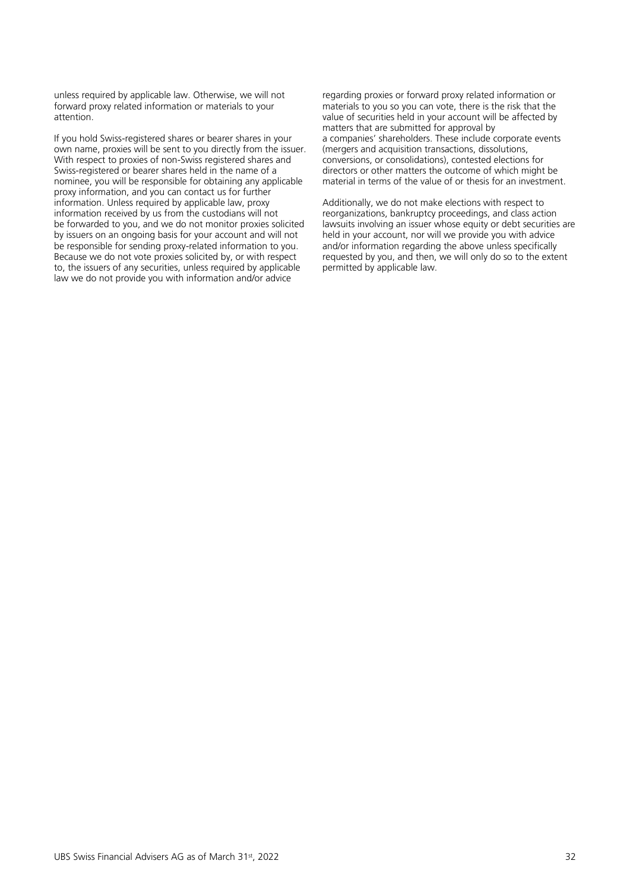unless required by applicable law. Otherwise, we will not forward proxy related information or materials to your attention.

If you hold Swiss-registered shares or bearer shares in your own name, proxies will be sent to you directly from the issuer. With respect to proxies of non-Swiss registered shares and Swiss-registered or bearer shares held in the name of a nominee, you will be responsible for obtaining any applicable proxy information, and you can contact us for further information. Unless required by applicable law, proxy information received by us from the custodians will not be forwarded to you, and we do not monitor proxies solicited by issuers on an ongoing basis for your account and will not be responsible for sending proxy-related information to you. Because we do not vote proxies solicited by, or with respect to, the issuers of any securities, unless required by applicable law we do not provide you with information and/or advice regarding proxies or forward proxy related information or materials to you so you can vote, there is the risk that the value of securities held in your account will be affected by matters that are submitted for approval by a companies' shareholders. These include corporate events (mergers and acquisition transactions, dissolutions, conversions, or consolidations), contested elections for directors or other matters the outcome of which might be material in terms of the value of or thesis for an investment.

Additionally, we do not make elections with respect to reorganizations, bankruptcy proceedings, and class action lawsuits involving an issuer whose equity or debt securities are held in your account, nor will we provide you with advice and/or information regarding the above unless specifically requested by you, and then, we will only do so to the extent permitted by applicable law.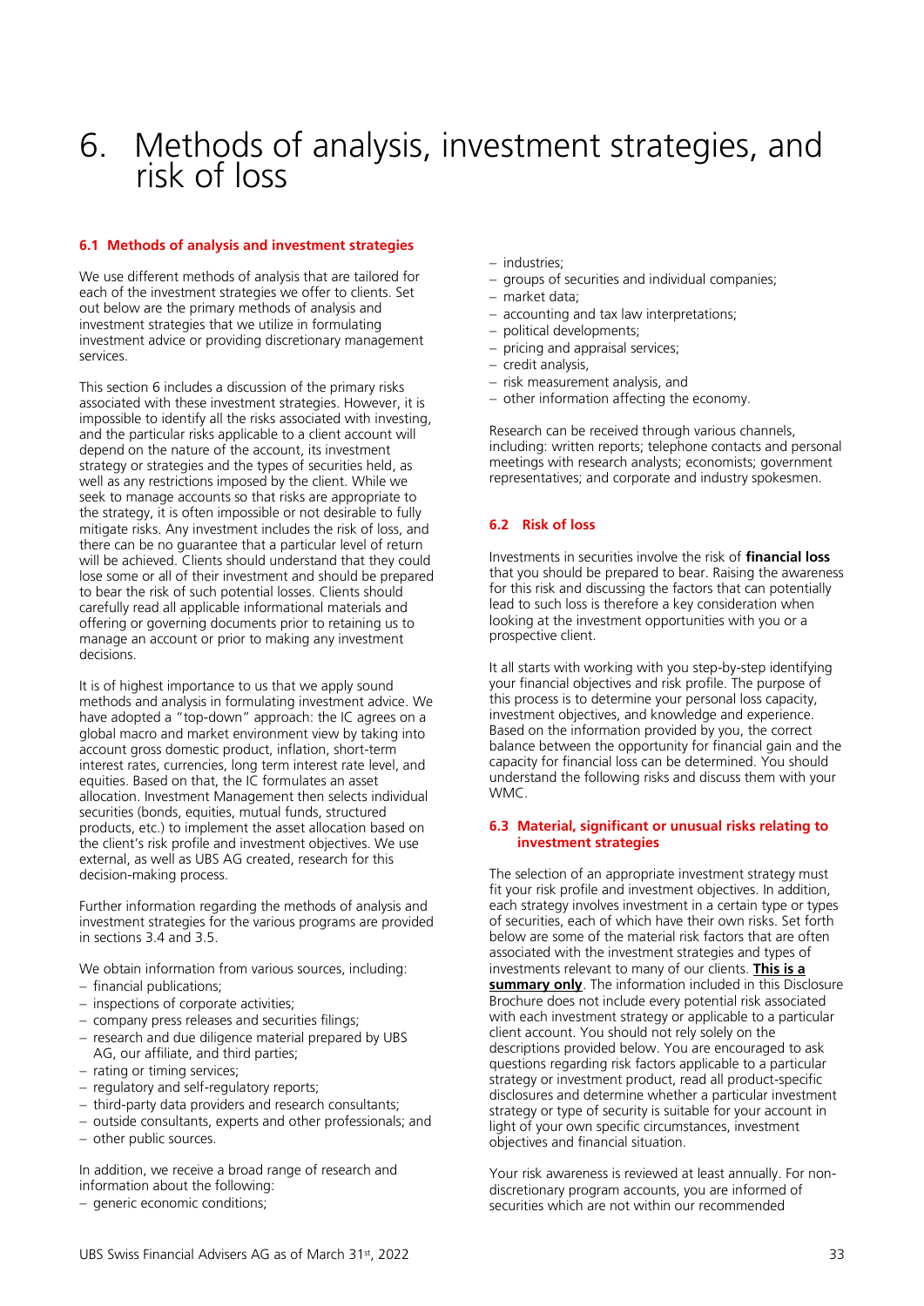# 6. Methods of analysis, investment strategies, and risk of loss

## 6.1 Methods of analysis and investment strategies

We use different methods of analysis that are tailored for each of the investment strategies we offer to clients. Set out below are the primary methods of analysis and investment strategies that we utilize in formulating investment advice or providing discretionary management services.

This section 6 includes a discussion of the primary risks associated with these investment strategies. However, it is impossible to identify all the risks associated with investing, and the particular risks applicable to a client account will depend on the nature of the account, its investment strategy or strategies and the types of securities held, as well as any restrictions imposed by the client. While we seek to manage accounts so that risks are appropriate to the strategy, it is often impossible or not desirable to fully mitigate risks. Any investment includes the risk of loss, and there can be no guarantee that a particular level of return will be achieved. Clients should understand that they could lose some or all of their investment and should be prepared to bear the risk of such potential losses. Clients should carefully read all applicable informational materials and offering or governing documents prior to retaining us to manage an account or prior to making any investment decisions.

It is of highest importance to us that we apply sound methods and analysis in formulating investment advice. We have adopted a "top-down" approach: the IC agrees on a global macro and market environment view by taking into account gross domestic product, inflation, short-term interest rates, currencies, long term interest rate level, and equities. Based on that, the IC formulates an asset allocation. Investment Management then selects individual securities (bonds, equities, mutual funds, structured products, etc.) to implement the asset allocation based on the client's risk profile and investment objectives. We use external, as well as UBS AG created, research for this decision-making process.

Further information regarding the methods of analysis and investment strategies for the various programs are provided in sections 3.4 and 3.5.

We obtain information from various sources, including:

- financial publications;
- inspections of corporate activities;
- company press releases and securities filings;
- research and due diligence material prepared by UBS AG, our affiliate, and third parties;
- rating or timing services;
- regulatory and self-regulatory reports;
- third-party data providers and research consultants;
- outside consultants, experts and other professionals; and
- other public sources.

In addition, we receive a broad range of research and information about the following:

- generic economic conditions;
- industries;
- groups of securities and individual companies;
- market data;
- accounting and tax law interpretations;
- political developments;
- pricing and appraisal services;
- credit analysis,
- risk measurement analysis, and
- other information affecting the economy.

Research can be received through various channels, including: written reports; telephone contacts and personal meetings with research analysts; economists; government representatives; and corporate and industry spokesmen.

## 6.2 Risk of loss

Investments in securities involve the risk of **financial loss** that you should be prepared to bear. Raising the awareness for this risk and discussing the factors that can potentially lead to such loss is therefore a key consideration when looking at the investment opportunities with you or a prospective client.

It all starts with working with you step-by-step identifying your financial objectives and risk profile. The purpose of this process is to determine your personal loss capacity, investment objectives, and knowledge and experience. Based on the information provided by you, the correct balance between the opportunity for financial gain and the capacity for financial loss can be determined. You should understand the following risks and discuss them with your WMC.

## 6.3 Material, significant or unusual risks relating to investment strategies

The selection of an appropriate investment strategy must fit your risk profile and investment objectives. In addition, each strategy involves investment in a certain type or types of securities, each of which have their own risks. Set forth below are some of the material risk factors that are often associated with the investment strategies and types of investments relevant to many of our clients. **This is a summary only**. The information included in this Disclosure Brochure does not include every potential risk associated with each investment strategy or applicable to a particular client account. You should not rely solely on the descriptions provided below. You are encouraged to ask questions regarding risk factors applicable to a particular strategy or investment product, read all product-specific disclosures and determine whether a particular investment strategy or type of security is suitable for your account in light of your own specific circumstances, investment objectives and financial situation.

Your risk awareness is reviewed at least annually. For non-discretionary program accounts, you are informed of securities which are not within our recommended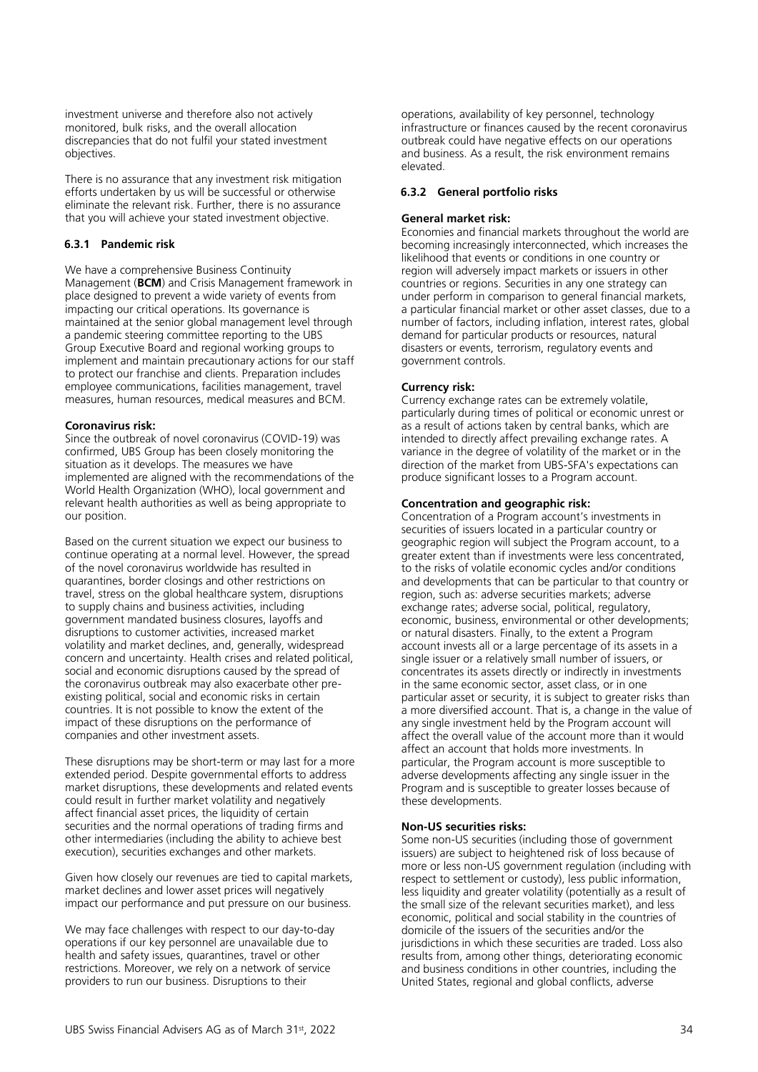investment universe and therefore also not actively monitored, bulk risks, and the overall allocation discrepancies that do not fulfil your stated investment objectives.

There is no assurance that any investment risk mitigation efforts undertaken by us will be successful or otherwise eliminate the relevant risk. Further, there is no assurance that you will achieve your stated investment objective.

### 6.3.1 Pandemic risk

We have a comprehensive Business Continuity Management (**BCM**) and Crisis Management framework in place designed to prevent a wide variety of events from impacting our critical operations. Its governance is maintained at the senior global management level through a pandemic steering committee reporting to the UBS Group Executive Board and regional working groups to implement and maintain precautionary actions for our staff to protect our franchise and clients. Preparation includes employee communications, facilities management, travel measures, human resources, medical measures and BCM.

**Coronavirus risk:**
Since the outbreak of novel coronavirus (COVID-19) was confirmed, UBS Group has been closely monitoring the situation as it develops. The measures we have implemented are aligned with the recommendations of the World Health Organization (WHO), local government and relevant health authorities as well as being appropriate to our position.

Based on the current situation we expect our business to continue operating at a normal level. However, the spread of the novel coronavirus worldwide has resulted in quarantines, border closings and other restrictions on travel, stress on the global healthcare system, disruptions to supply chains and business activities, including government mandated business closures, layoffs and disruptions to customer activities, increased market volatility and market declines, and, generally, widespread concern and uncertainty. Health crises and related political, social and economic disruptions caused by the spread of the coronavirus outbreak may also exacerbate other pre-existing political, social and economic risks in certain countries. It is not possible to know the extent of the impact of these disruptions on the performance of companies and other investment assets.

These disruptions may be short-term or may last for a more extended period. Despite governmental efforts to address market disruptions, these developments and related events could result in further market volatility and negatively affect financial asset prices, the liquidity of certain securities and the normal operations of trading firms and other intermediaries (including the ability to achieve best execution), securities exchanges and other markets.

Given how closely our revenues are tied to capital markets, market declines and lower asset prices will negatively impact our performance and put pressure on our business.

We may face challenges with respect to our day-to-day operations if our key personnel are unavailable due to health and safety issues, quarantines, travel or other restrictions. Moreover, we rely on a network of service providers to run our business. Disruptions to their operations, availability of key personnel, technology infrastructure or finances caused by the recent coronavirus outbreak could have negative effects on our operations and business. As a result, the risk environment remains elevated.

### 6.3.2 General portfolio risks

**General market risk:**
Economies and financial markets throughout the world are becoming increasingly interconnected, which increases the likelihood that events or conditions in one country or region will adversely impact markets or issuers in other countries or regions. Securities in any one strategy can under perform in comparison to general financial markets, a particular financial market or other asset classes, due to a number of factors, including inflation, interest rates, global demand for particular products or resources, natural disasters or events, terrorism, regulatory events and government controls.

**Currency risk:**
Currency exchange rates can be extremely volatile, particularly during times of political or economic unrest or as a result of actions taken by central banks, which are intended to directly affect prevailing exchange rates. A variance in the degree of volatility of the market or in the direction of the market from UBS-SFA's expectations can produce significant losses to a Program account.

**Concentration and geographic risk:**
Concentration of a Program account's investments in securities of issuers located in a particular country or geographic region will subject the Program account, to a greater extent than if investments were less concentrated, to the risks of volatile economic cycles and/or conditions and developments that can be particular to that country or region, such as: adverse securities markets; adverse exchange rates; adverse social, political, regulatory, economic, business, environmental or other developments; or natural disasters. Finally, to the extent a Program account invests all or a large percentage of its assets in a single issuer or a relatively small number of issuers, or concentrates its assets directly or indirectly in investments in the same economic sector, asset class, or in one particular asset or security, it is subject to greater risks than a more diversified account. That is, a change in the value of any single investment held by the Program account will affect the overall value of the account more than it would affect an account that holds more investments. In particular, the Program account is more susceptible to adverse developments affecting any single issuer in the Program and is susceptible to greater losses because of these developments.

**Non-US securities risks:**
Some non-US securities (including those of government issuers) are subject to heightened risk of loss because of more or less non-US government regulation (including with respect to settlement or custody), less public information, less liquidity and greater volatility (potentially as a result of the small size of the relevant securities market), and less economic, political and social stability in the countries of domicile of the issuers of the securities and/or the jurisdictions in which these securities are traded. Loss also results from, among other things, deteriorating economic and business conditions in other countries, including the United States, regional and global conflicts, adverse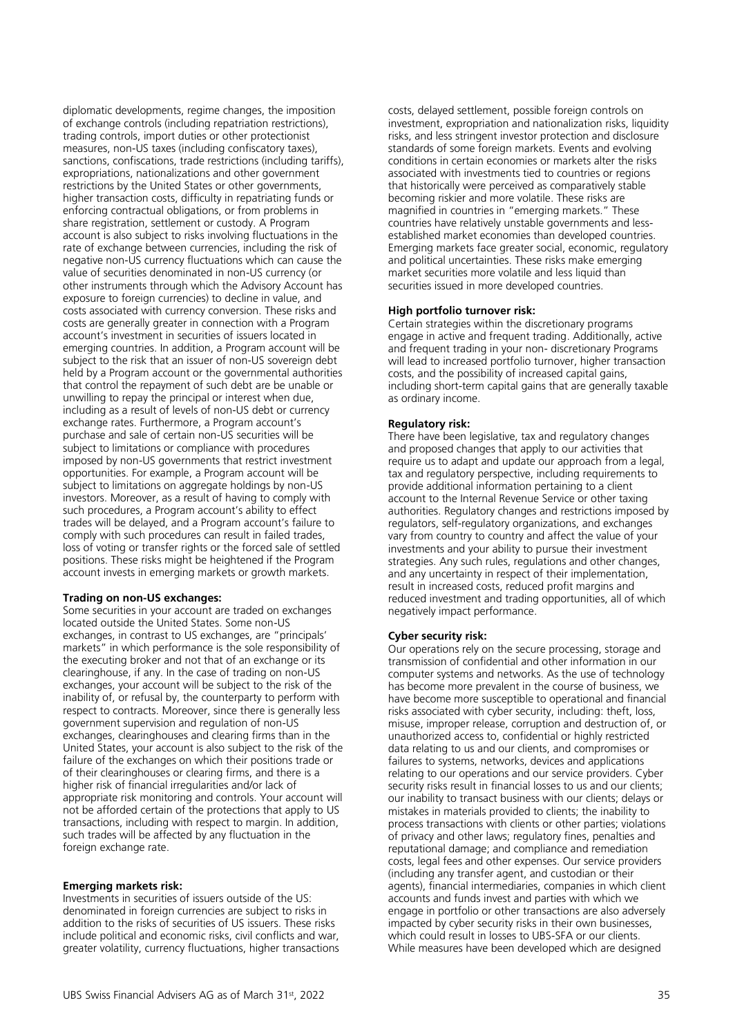diplomatic developments, regime changes, the imposition of exchange controls (including repatriation restrictions), trading controls, import duties or other protectionist measures, non-US taxes (including confiscatory taxes), sanctions, confiscations, trade restrictions (including tariffs), expropriations, nationalizations and other government restrictions by the United States or other governments, higher transaction costs, difficulty in repatriating funds or enforcing contractual obligations, or from problems in share registration, settlement or custody. A Program account is also subject to risks involving fluctuations in the rate of exchange between currencies, including the risk of negative non-US currency fluctuations which can cause the value of securities denominated in non-US currency (or other instruments through which the Advisory Account has exposure to foreign currencies) to decline in value, and costs associated with currency conversion. These risks and costs are generally greater in connection with a Program account's investment in securities of issuers located in emerging countries. In addition, a Program account will be subject to the risk that an issuer of non-US sovereign debt held by a Program account or the governmental authorities that control the repayment of such debt are be unable or unwilling to repay the principal or interest when due, including as a result of levels of non-US debt or currency exchange rates. Furthermore, a Program account's purchase and sale of certain non-US securities will be subject to limitations or compliance with procedures imposed by non-US governments that restrict investment opportunities. For example, a Program account will be subject to limitations on aggregate holdings by non-US investors. Moreover, as a result of having to comply with such procedures, a Program account's ability to effect trades will be delayed, and a Program account's failure to comply with such procedures can result in failed trades, loss of voting or transfer rights or the forced sale of settled positions. These risks might be heightened if the Program account invests in emerging markets or growth markets.

**Trading on non-US exchanges:**
Some securities in your account are traded on exchanges located outside the United States. Some non-US exchanges, in contrast to US exchanges, are "principals' markets" in which performance is the sole responsibility of the executing broker and not that of an exchange or its clearinghouse, if any. In the case of trading on non-US exchanges, your account will be subject to the risk of the inability of, or refusal by, the counterparty to perform with respect to contracts. Moreover, since there is generally less government supervision and regulation of non-US exchanges, clearinghouses and clearing firms than in the United States, your account is also subject to the risk of the failure of the exchanges on which their positions trade or of their clearinghouses or clearing firms, and there is a higher risk of financial irregularities and/or lack of appropriate risk monitoring and controls. Your account will not be afforded certain of the protections that apply to US transactions, including with respect to margin. In addition, such trades will be affected by any fluctuation in the foreign exchange rate.

**Emerging markets risk:**
Investments in securities of issuers outside of the US: denominated in foreign currencies are subject to risks in addition to the risks of securities of US issuers. These risks include political and economic risks, civil conflicts and war, greater volatility, currency fluctuations, higher transactions costs, delayed settlement, possible foreign controls on investment, expropriation and nationalization risks, liquidity risks, and less stringent investor protection and disclosure standards of some foreign markets. Events and evolving conditions in certain economies or markets alter the risks associated with investments tied to countries or regions that historically were perceived as comparatively stable becoming riskier and more volatile. These risks are magnified in countries in "emerging markets." These countries have relatively unstable governments and less-established market economies than developed countries. Emerging markets face greater social, economic, regulatory and political uncertainties. These risks make emerging market securities more volatile and less liquid than securities issued in more developed countries.

**High portfolio turnover risk:**
Certain strategies within the discretionary programs engage in active and frequent trading. Additionally, active and frequent trading in your non- discretionary Programs will lead to increased portfolio turnover, higher transaction costs, and the possibility of increased capital gains, including short-term capital gains that are generally taxable as ordinary income.

**Regulatory risk:**
There have been legislative, tax and regulatory changes and proposed changes that apply to our activities that require us to adapt and update our approach from a legal, tax and regulatory perspective, including requirements to provide additional information pertaining to a client account to the Internal Revenue Service or other taxing authorities. Regulatory changes and restrictions imposed by regulators, self-regulatory organizations, and exchanges vary from country to country and affect the value of your investments and your ability to pursue their investment strategies. Any such rules, regulations and other changes, and any uncertainty in respect of their implementation, result in increased costs, reduced profit margins and reduced investment and trading opportunities, all of which negatively impact performance.

**Cyber security risk:**
Our operations rely on the secure processing, storage and transmission of confidential and other information in our computer systems and networks. As the use of technology has become more prevalent in the course of business, we have become more susceptible to operational and financial risks associated with cyber security, including: theft, loss, misuse, improper release, corruption and destruction of, or unauthorized access to, confidential or highly restricted data relating to us and our clients, and compromises or failures to systems, networks, devices and applications relating to our operations and our service providers. Cyber security risks result in financial losses to us and our clients; our inability to transact business with our clients; delays or mistakes in materials provided to clients; the inability to process transactions with clients or other parties; violations of privacy and other laws; regulatory fines, penalties and reputational damage; and compliance and remediation costs, legal fees and other expenses. Our service providers (including any transfer agent, and custodian or their agents), financial intermediaries, companies in which client accounts and funds invest and parties with which we engage in portfolio or other transactions are also adversely impacted by cyber security risks in their own businesses, which could result in losses to UBS-SFA or our clients. While measures have been developed which are designed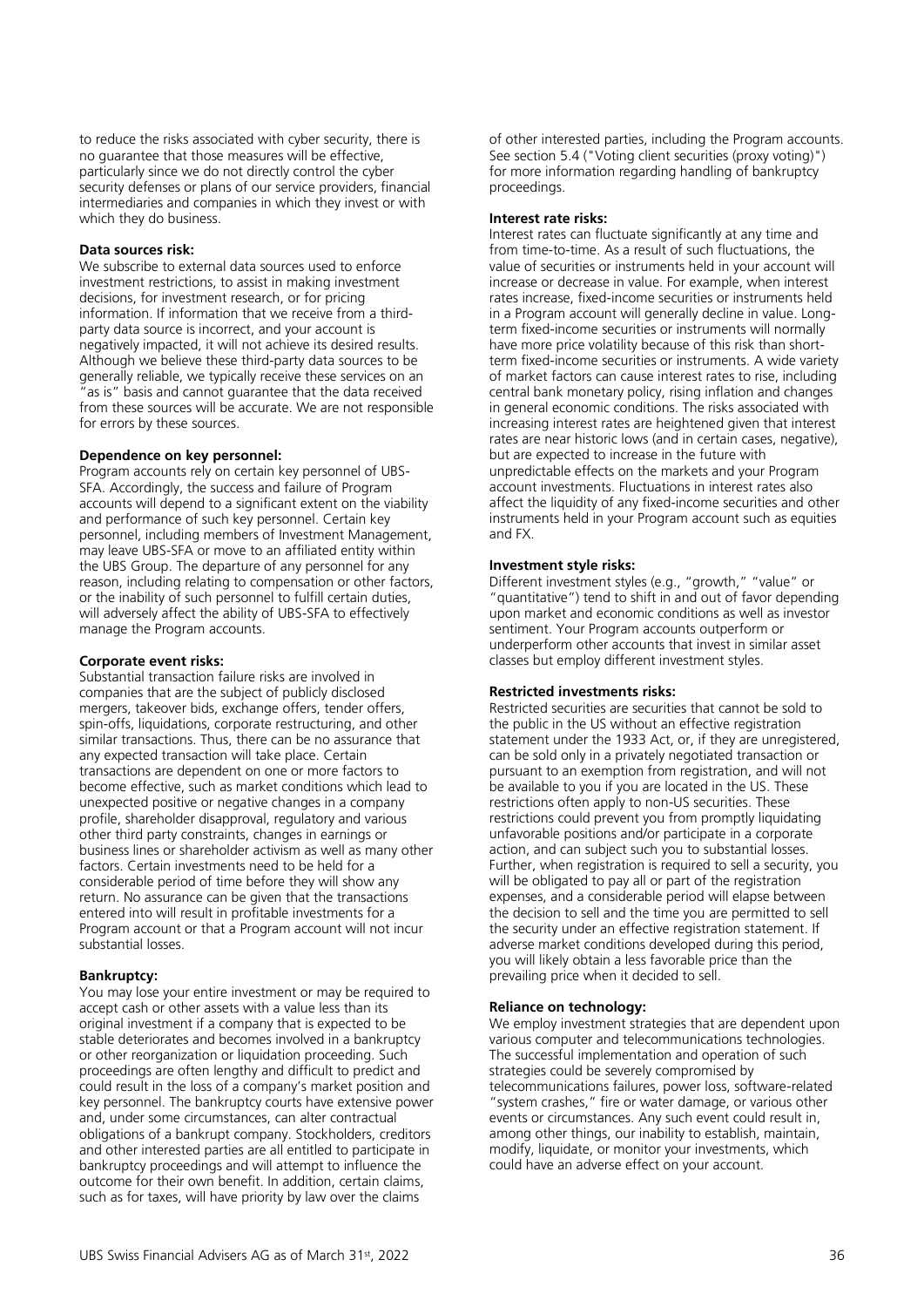to reduce the risks associated with cyber security, there is no guarantee that those measures will be effective, particularly since we do not directly control the cyber security defenses or plans of our service providers, financial intermediaries and companies in which they invest or with which they do business.

**Data sources risk:**
We subscribe to external data sources used to enforce investment restrictions, to assist in making investment decisions, for investment research, or for pricing information. If information that we receive from a third-party data source is incorrect, and your account is negatively impacted, it will not achieve its desired results. Although we believe these third-party data sources to be generally reliable, we typically receive these services on an "as is" basis and cannot guarantee that the data received from these sources will be accurate. We are not responsible for errors by these sources.

**Dependence on key personnel:**
Program accounts rely on certain key personnel of UBS-SFA. Accordingly, the success and failure of Program accounts will depend to a significant extent on the viability and performance of such key personnel. Certain key personnel, including members of Investment Management, may leave UBS-SFA or move to an affiliated entity within the UBS Group. The departure of any personnel for any reason, including relating to compensation or other factors, or the inability of such personnel to fulfill certain duties, will adversely affect the ability of UBS-SFA to effectively manage the Program accounts.

**Corporate event risks:**
Substantial transaction failure risks are involved in companies that are the subject of publicly disclosed mergers, takeover bids, exchange offers, tender offers, spin-offs, liquidations, corporate restructuring, and other similar transactions. Thus, there can be no assurance that any expected transaction will take place. Certain transactions are dependent on one or more factors to become effective, such as market conditions which lead to unexpected positive or negative changes in a company profile, shareholder disapproval, regulatory and various other third party constraints, changes in earnings or business lines or shareholder activism as well as many other factors. Certain investments need to be held for a considerable period of time before they will show any return. No assurance can be given that the transactions entered into will result in profitable investments for a Program account or that a Program account will not incur substantial losses.

**Bankruptcy:**
You may lose your entire investment or may be required to accept cash or other assets with a value less than its original investment if a company that is expected to be stable deteriorates and becomes involved in a bankruptcy or other reorganization or liquidation proceeding. Such proceedings are often lengthy and difficult to predict and could result in the loss of a company's market position and key personnel. The bankruptcy courts have extensive power and, under some circumstances, can alter contractual obligations of a bankrupt company. Stockholders, creditors and other interested parties are all entitled to participate in bankruptcy proceedings and will attempt to influence the outcome for their own benefit. In addition, certain claims, such as for taxes, will have priority by law over the claims of other interested parties, including the Program accounts. See section 5.4 ("Voting client securities (proxy voting)") for more information regarding handling of bankruptcy proceedings.

**Interest rate risks:**
Interest rates can fluctuate significantly at any time and from time-to-time. As a result of such fluctuations, the value of securities or instruments held in your account will increase or decrease in value. For example, when interest rates increase, fixed-income securities or instruments held in a Program account will generally decline in value. Long-term fixed-income securities or instruments will normally have more price volatility because of this risk than short-term fixed-income securities or instruments. A wide variety of market factors can cause interest rates to rise, including central bank monetary policy, rising inflation and changes in general economic conditions. The risks associated with increasing interest rates are heightened given that interest rates are near historic lows (and in certain cases, negative), but are expected to increase in the future with unpredictable effects on the markets and your Program account investments. Fluctuations in interest rates also affect the liquidity of any fixed-income securities and other instruments held in your Program account such as equities and FX.

**Investment style risks:**
Different investment styles (e.g., "growth," "value" or "quantitative") tend to shift in and out of favor depending upon market and economic conditions as well as investor sentiment. Your Program accounts outperform or underperform other accounts that invest in similar asset classes but employ different investment styles.

**Restricted investments risks:**
Restricted securities are securities that cannot be sold to the public in the US without an effective registration statement under the 1933 Act, or, if they are unregistered, can be sold only in a privately negotiated transaction or pursuant to an exemption from registration, and will not be available to you if you are located in the US. These restrictions often apply to non-US securities. These restrictions could prevent you from promptly liquidating unfavorable positions and/or participate in a corporate action, and can subject such you to substantial losses. Further, when registration is required to sell a security, you will be obligated to pay all or part of the registration expenses, and a considerable period will elapse between the decision to sell and the time you are permitted to sell the security under an effective registration statement. If adverse market conditions developed during this period, you will likely obtain a less favorable price than the prevailing price when it decided to sell.

**Reliance on technology:**
We employ investment strategies that are dependent upon various computer and telecommunications technologies. The successful implementation and operation of such strategies could be severely compromised by telecommunications failures, power loss, software-related "system crashes," fire or water damage, or various other events or circumstances. Any such event could result in, among other things, our inability to establish, maintain, modify, liquidate, or monitor your investments, which could have an adverse effect on your account.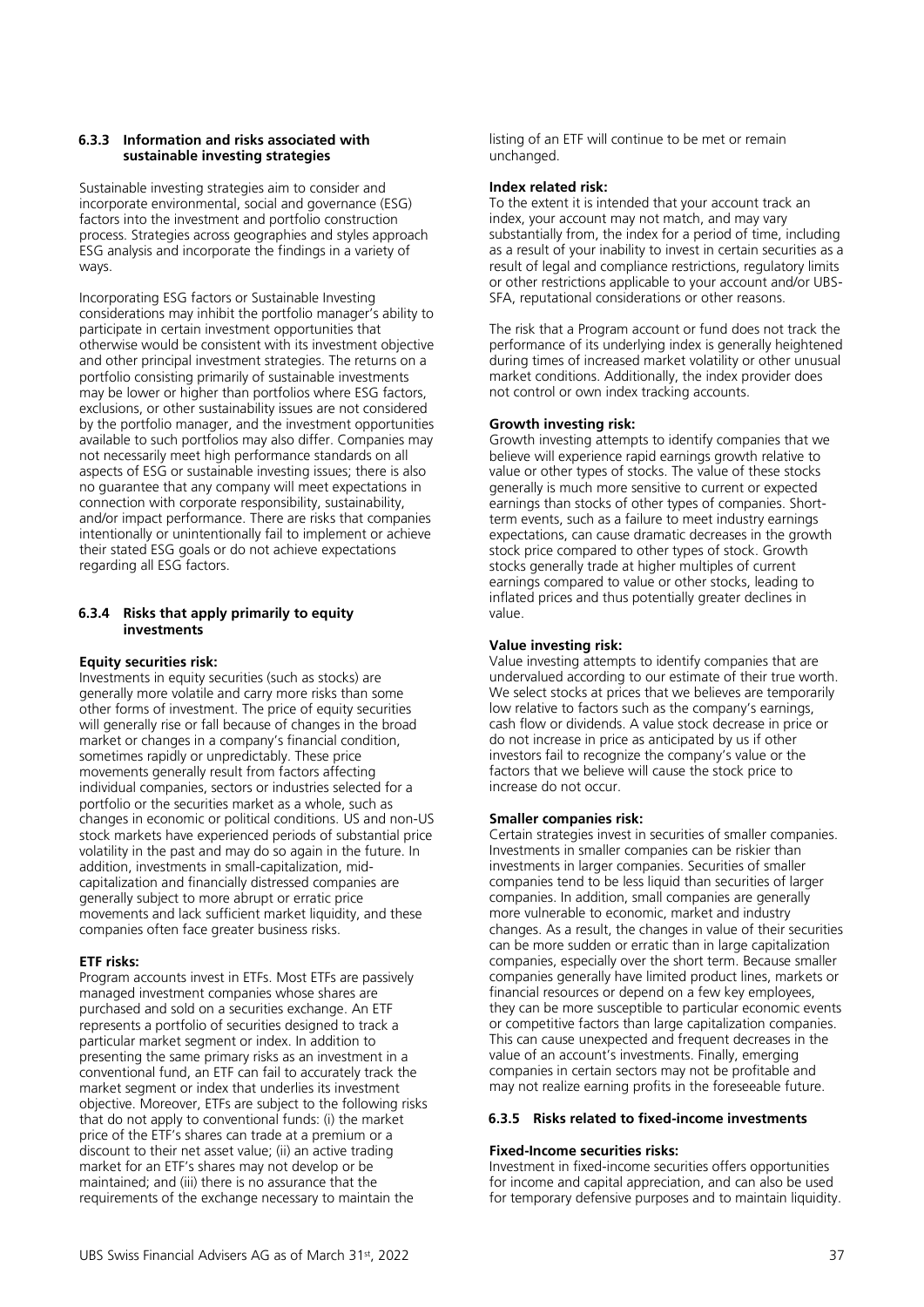### 6.3.3 Information and risks associated with sustainable investing strategies

Sustainable investing strategies aim to consider and incorporate environmental, social and governance (ESG) factors into the investment and portfolio construction process. Strategies across geographies and styles approach ESG analysis and incorporate the findings in a variety of ways.

Incorporating ESG factors or Sustainable Investing considerations may inhibit the portfolio manager's ability to participate in certain investment opportunities that otherwise would be consistent with its investment objective and other principal investment strategies. The returns on a portfolio consisting primarily of sustainable investments may be lower or higher than portfolios where ESG factors, exclusions, or other sustainability issues are not considered by the portfolio manager, and the investment opportunities available to such portfolios may also differ. Companies may not necessarily meet high performance standards on all aspects of ESG or sustainable investing issues; there is also no guarantee that any company will meet expectations in connection with corporate responsibility, sustainability, and/or impact performance. There are risks that companies intentionally or unintentionally fail to implement or achieve their stated ESG goals or do not achieve expectations regarding all ESG factors.

### 6.3.4 Risks that apply primarily to equity investments

**Equity securities risk:**
Investments in equity securities (such as stocks) are generally more volatile and carry more risks than some other forms of investment. The price of equity securities will generally rise or fall because of changes in the broad market or changes in a company's financial condition, sometimes rapidly or unpredictably. These price movements generally result from factors affecting individual companies, sectors or industries selected for a portfolio or the securities market as a whole, such as changes in economic or political conditions. US and non-US stock markets have experienced periods of substantial price volatility in the past and may do so again in the future. In addition, investments in small-capitalization, mid-capitalization and financially distressed companies are generally subject to more abrupt or erratic price movements and lack sufficient market liquidity, and these companies often face greater business risks.

**ETF risks:**
Program accounts invest in ETFs. Most ETFs are passively managed investment companies whose shares are purchased and sold on a securities exchange. An ETF represents a portfolio of securities designed to track a particular market segment or index. In addition to presenting the same primary risks as an investment in a conventional fund, an ETF can fail to accurately track the market segment or index that underlies its investment objective. Moreover, ETFs are subject to the following risks that do not apply to conventional funds: (i) the market price of the ETF's shares can trade at a premium or a discount to their net asset value; (ii) an active trading market for an ETF's shares may not develop or be maintained; and (iii) there is no assurance that the requirements of the exchange necessary to maintain the listing of an ETF will continue to be met or remain unchanged.

**Index related risk:**
To the extent it is intended that your account track an index, your account may not match, and may vary substantially from, the index for a period of time, including as a result of your inability to invest in certain securities as a result of legal and compliance restrictions, regulatory limits or other restrictions applicable to your account and/or UBS-SFA, reputational considerations or other reasons.

The risk that a Program account or fund does not track the performance of its underlying index is generally heightened during times of increased market volatility or other unusual market conditions. Additionally, the index provider does not control or own index tracking accounts.

**Growth investing risk:**
Growth investing attempts to identify companies that we believe will experience rapid earnings growth relative to value or other types of stocks. The value of these stocks generally is much more sensitive to current or expected earnings than stocks of other types of companies. Short-term events, such as a failure to meet industry earnings expectations, can cause dramatic decreases in the growth stock price compared to other types of stock. Growth stocks generally trade at higher multiples of current earnings compared to value or other stocks, leading to inflated prices and thus potentially greater declines in value.

**Value investing risk:**
Value investing attempts to identify companies that are undervalued according to our estimate of their true worth. We select stocks at prices that we believes are temporarily low relative to factors such as the company's earnings, cash flow or dividends. A value stock decrease in price or do not increase in price as anticipated by us if other investors fail to recognize the company's value or the factors that we believe will cause the stock price to increase do not occur.

**Smaller companies risk:**
Certain strategies invest in securities of smaller companies. Investments in smaller companies can be riskier than investments in larger companies. Securities of smaller companies tend to be less liquid than securities of larger companies. In addition, small companies are generally more vulnerable to economic, market and industry changes. As a result, the changes in value of their securities can be more sudden or erratic than in large capitalization companies, especially over the short term. Because smaller companies generally have limited product lines, markets or financial resources or depend on a few key employees, they can be more susceptible to particular economic events or competitive factors than large capitalization companies. This can cause unexpected and frequent decreases in the value of an account's investments. Finally, emerging companies in certain sectors may not be profitable and may not realize earning profits in the foreseeable future.

### 6.3.5 Risks related to fixed-income investments

**Fixed-Income securities risks:**
Investment in fixed-income securities offers opportunities for income and capital appreciation, and can also be used for temporary defensive purposes and to maintain liquidity.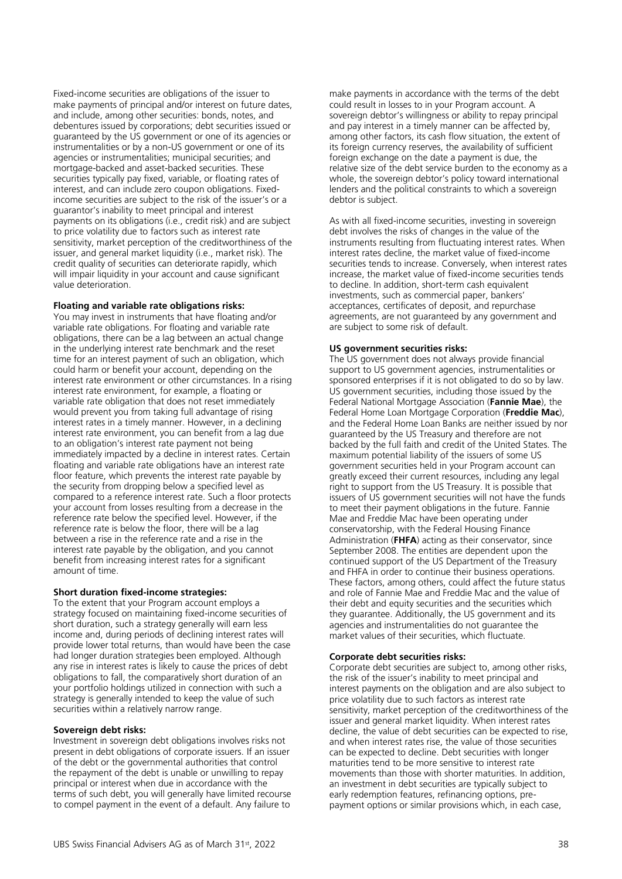Fixed-income securities are obligations of the issuer to make payments of principal and/or interest on future dates, and include, among other securities: bonds, notes, and debentures issued by corporations; debt securities issued or guaranteed by the US government or one of its agencies or instrumentalities or by a non-US government or one of its agencies or instrumentalities; municipal securities; and mortgage-backed and asset-backed securities. These securities typically pay fixed, variable, or floating rates of interest, and can include zero coupon obligations. Fixed-income securities are subject to the risk of the issuer's or a guarantor's inability to meet principal and interest payments on its obligations (i.e., credit risk) and are subject to price volatility due to factors such as interest rate sensitivity, market perception of the creditworthiness of the issuer, and general market liquidity (i.e., market risk). The credit quality of securities can deteriorate rapidly, which will impair liquidity in your account and cause significant value deterioration.

**Floating and variable rate obligations risks:**
You may invest in instruments that have floating and/or variable rate obligations. For floating and variable rate obligations, there can be a lag between an actual change in the underlying interest rate benchmark and the reset time for an interest payment of such an obligation, which could harm or benefit your account, depending on the interest rate environment or other circumstances. In a rising interest rate environment, for example, a floating or variable rate obligation that does not reset immediately would prevent you from taking full advantage of rising interest rates in a timely manner. However, in a declining interest rate environment, you can benefit from a lag due to an obligation's interest rate payment not being immediately impacted by a decline in interest rates. Certain floating and variable rate obligations have an interest rate floor feature, which prevents the interest rate payable by the security from dropping below a specified level as compared to a reference interest rate. Such a floor protects your account from losses resulting from a decrease in the reference rate below the specified level. However, if the reference rate is below the floor, there will be a lag between a rise in the reference rate and a rise in the interest rate payable by the obligation, and you cannot benefit from increasing interest rates for a significant amount of time.

**Short duration fixed-income strategies:**
To the extent that your Program account employs a strategy focused on maintaining fixed-income securities of short duration, such a strategy generally will earn less income and, during periods of declining interest rates will provide lower total returns, than would have been the case had longer duration strategies been employed. Although any rise in interest rates is likely to cause the prices of debt obligations to fall, the comparatively short duration of an your portfolio holdings utilized in connection with such a strategy is generally intended to keep the value of such securities within a relatively narrow range.

**Sovereign debt risks:**
Investment in sovereign debt obligations involves risks not present in debt obligations of corporate issuers. If an issuer of the debt or the governmental authorities that control the repayment of the debt is unable or unwilling to repay principal or interest when due in accordance with the terms of such debt, you will generally have limited recourse to compel payment in the event of a default. Any failure to make payments in accordance with the terms of the debt could result in losses to in your Program account. A sovereign debtor's willingness or ability to repay principal and pay interest in a timely manner can be affected by, among other factors, its cash flow situation, the extent of its foreign currency reserves, the availability of sufficient foreign exchange on the date a payment is due, the relative size of the debt service burden to the economy as a whole, the sovereign debtor's policy toward international lenders and the political constraints to which a sovereign debtor is subject.

As with all fixed-income securities, investing in sovereign debt involves the risks of changes in the value of the instruments resulting from fluctuating interest rates. When interest rates decline, the market value of fixed-income securities tends to increase. Conversely, when interest rates increase, the market value of fixed-income securities tends to decline. In addition, short-term cash equivalent investments, such as commercial paper, bankers' acceptances, certificates of deposit, and repurchase agreements, are not guaranteed by any government and are subject to some risk of default.

**US government securities risks:**
The US government does not always provide financial support to US government agencies, instrumentalities or sponsored enterprises if it is not obligated to do so by law. US government securities, including those issued by the Federal National Mortgage Association (**Fannie Mae**), the Federal Home Loan Mortgage Corporation (**Freddie Mac**), and the Federal Home Loan Banks are neither issued by nor guaranteed by the US Treasury and therefore are not backed by the full faith and credit of the United States. The maximum potential liability of the issuers of some US government securities held in your Program account can greatly exceed their current resources, including any legal right to support from the US Treasury. It is possible that issuers of US government securities will not have the funds to meet their payment obligations in the future. Fannie Mae and Freddie Mac have been operating under conservatorship, with the Federal Housing Finance Administration (**FHFA**) acting as their conservator, since September 2008. The entities are dependent upon the continued support of the US Department of the Treasury and FHFA in order to continue their business operations. These factors, among others, could affect the future status and role of Fannie Mae and Freddie Mac and the value of their debt and equity securities and the securities which they guarantee. Additionally, the US government and its agencies and instrumentalities do not guarantee the market values of their securities, which fluctuate.

**Corporate debt securities risks:**
Corporate debt securities are subject to, among other risks, the risk of the issuer's inability to meet principal and interest payments on the obligation and are also subject to price volatility due to such factors as interest rate sensitivity, market perception of the creditworthiness of the issuer and general market liquidity. When interest rates decline, the value of debt securities can be expected to rise, and when interest rates rise, the value of those securities can be expected to decline. Debt securities with longer maturities tend to be more sensitive to interest rate movements than those with shorter maturities. In addition, an investment in debt securities are typically subject to early redemption features, refinancing options, pre-payment options or similar provisions which, in each case,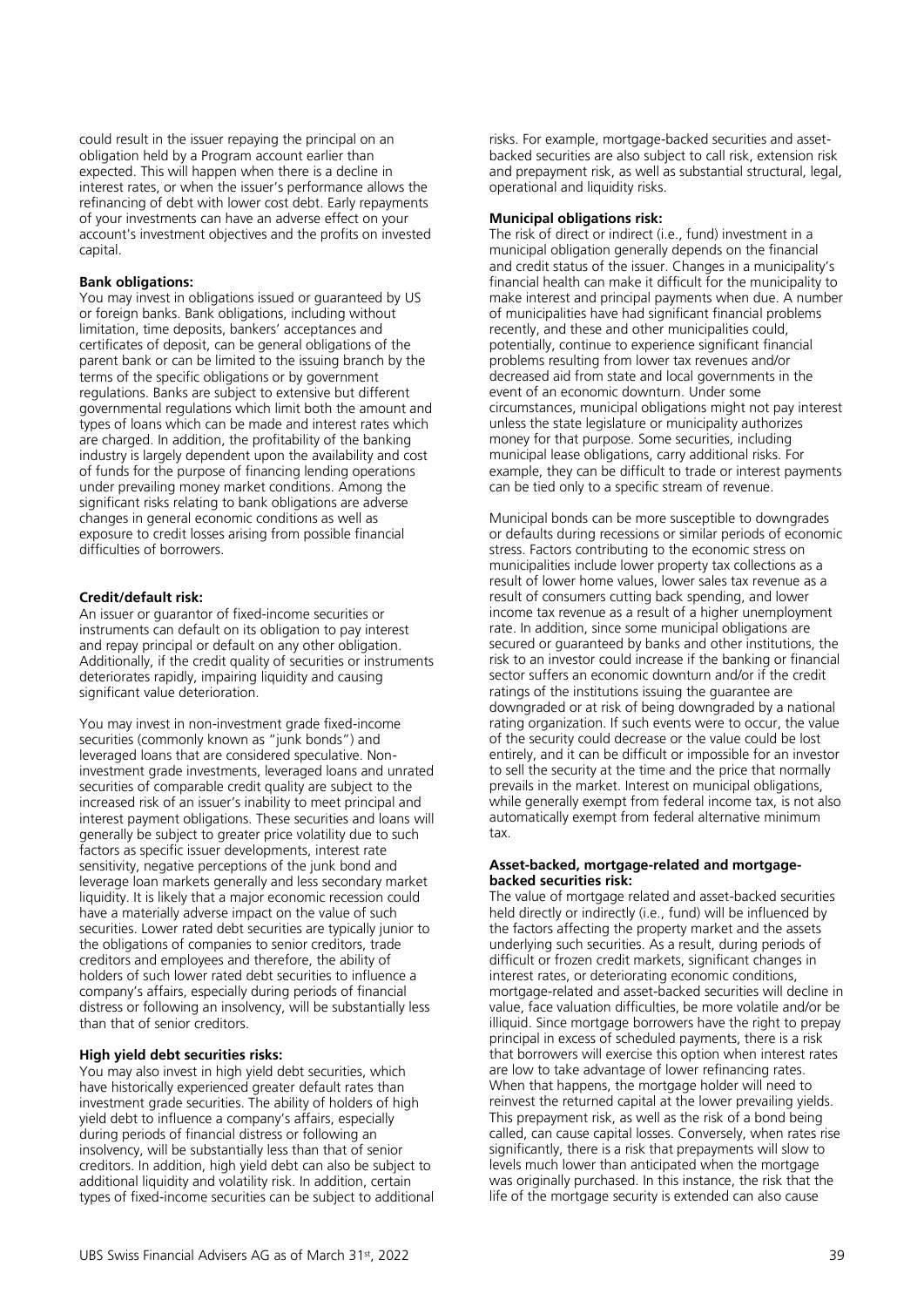could result in the issuer repaying the principal on an obligation held by a Program account earlier than expected. This will happen when there is a decline in interest rates, or when the issuer's performance allows the refinancing of debt with lower cost debt. Early repayments of your investments can have an adverse effect on your account's investment objectives and the profits on invested capital.

**Bank obligations:**
You may invest in obligations issued or guaranteed by US or foreign banks. Bank obligations, including without limitation, time deposits, bankers' acceptances and certificates of deposit, can be general obligations of the parent bank or can be limited to the issuing branch by the terms of the specific obligations or by government regulations. Banks are subject to extensive but different governmental regulations which limit both the amount and types of loans which can be made and interest rates which are charged. In addition, the profitability of the banking industry is largely dependent upon the availability and cost of funds for the purpose of financing lending operations under prevailing money market conditions. Among the significant risks relating to bank obligations are adverse changes in general economic conditions as well as exposure to credit losses arising from possible financial difficulties of borrowers.

**Credit/default risk:**
An issuer or guarantor of fixed-income securities or instruments can default on its obligation to pay interest and repay principal or default on any other obligation. Additionally, if the credit quality of securities or instruments deteriorates rapidly, impairing liquidity and causing significant value deterioration.

You may invest in non-investment grade fixed-income securities (commonly known as "junk bonds") and leveraged loans that are considered speculative. Non-investment grade investments, leveraged loans and unrated securities of comparable credit quality are subject to the increased risk of an issuer's inability to meet principal and interest payment obligations. These securities and loans will generally be subject to greater price volatility due to such factors as specific issuer developments, interest rate sensitivity, negative perceptions of the junk bond and leverage loan markets generally and less secondary market liquidity. It is likely that a major economic recession could have a materially adverse impact on the value of such securities. Lower rated debt securities are typically junior to the obligations of companies to senior creditors, trade creditors and employees and therefore, the ability of holders of such lower rated debt securities to influence a company's affairs, especially during periods of financial distress or following an insolvency, will be substantially less than that of senior creditors.

**High yield debt securities risks:**
You may also invest in high yield debt securities, which have historically experienced greater default rates than investment grade securities. The ability of holders of high yield debt to influence a company's affairs, especially during periods of financial distress or following an insolvency, will be substantially less than that of senior creditors. In addition, high yield debt can also be subject to additional liquidity and volatility risk. In addition, certain types of fixed-income securities can be subject to additional risks. For example, mortgage-backed securities and asset-backed securities are also subject to call risk, extension risk and prepayment risk, as well as substantial structural, legal, operational and liquidity risks.

**Municipal obligations risk:**
The risk of direct or indirect (i.e., fund) investment in a municipal obligation generally depends on the financial and credit status of the issuer. Changes in a municipality's financial health can make it difficult for the municipality to make interest and principal payments when due. A number of municipalities have had significant financial problems recently, and these and other municipalities could, potentially, continue to experience significant financial problems resulting from lower tax revenues and/or decreased aid from state and local governments in the event of an economic downturn. Under some circumstances, municipal obligations might not pay interest unless the state legislature or municipality authorizes money for that purpose. Some securities, including municipal lease obligations, carry additional risks. For example, they can be difficult to trade or interest payments can be tied only to a specific stream of revenue.

Municipal bonds can be more susceptible to downgrades or defaults during recessions or similar periods of economic stress. Factors contributing to the economic stress on municipalities include lower property tax collections as a result of lower home values, lower sales tax revenue as a result of consumers cutting back spending, and lower income tax revenue as a result of a higher unemployment rate. In addition, since some municipal obligations are secured or guaranteed by banks and other institutions, the risk to an investor could increase if the banking or financial sector suffers an economic downturn and/or if the credit ratings of the institutions issuing the guarantee are downgraded or at risk of being downgraded by a national rating organization. If such events were to occur, the value of the security could decrease or the value could be lost entirely, and it can be difficult or impossible for an investor to sell the security at the time and the price that normally prevails in the market. Interest on municipal obligations, while generally exempt from federal income tax, is not also automatically exempt from federal alternative minimum tax.

**Asset-backed, mortgage-related and mortgage-backed securities risk:**
The value of mortgage related and asset-backed securities held directly or indirectly (i.e., fund) will be influenced by the factors affecting the property market and the assets underlying such securities. As a result, during periods of difficult or frozen credit markets, significant changes in interest rates, or deteriorating economic conditions, mortgage-related and asset-backed securities will decline in value, face valuation difficulties, be more volatile and/or be illiquid. Since mortgage borrowers have the right to prepay principal in excess of scheduled payments, there is a risk that borrowers will exercise this option when interest rates are low to take advantage of lower refinancing rates. When that happens, the mortgage holder will need to reinvest the returned capital at the lower prevailing yields. This prepayment risk, as well as the risk of a bond being called, can cause capital losses. Conversely, when rates rise significantly, there is a risk that prepayments will slow to levels much lower than anticipated when the mortgage was originally purchased. In this instance, the risk that the life of the mortgage security is extended can also cause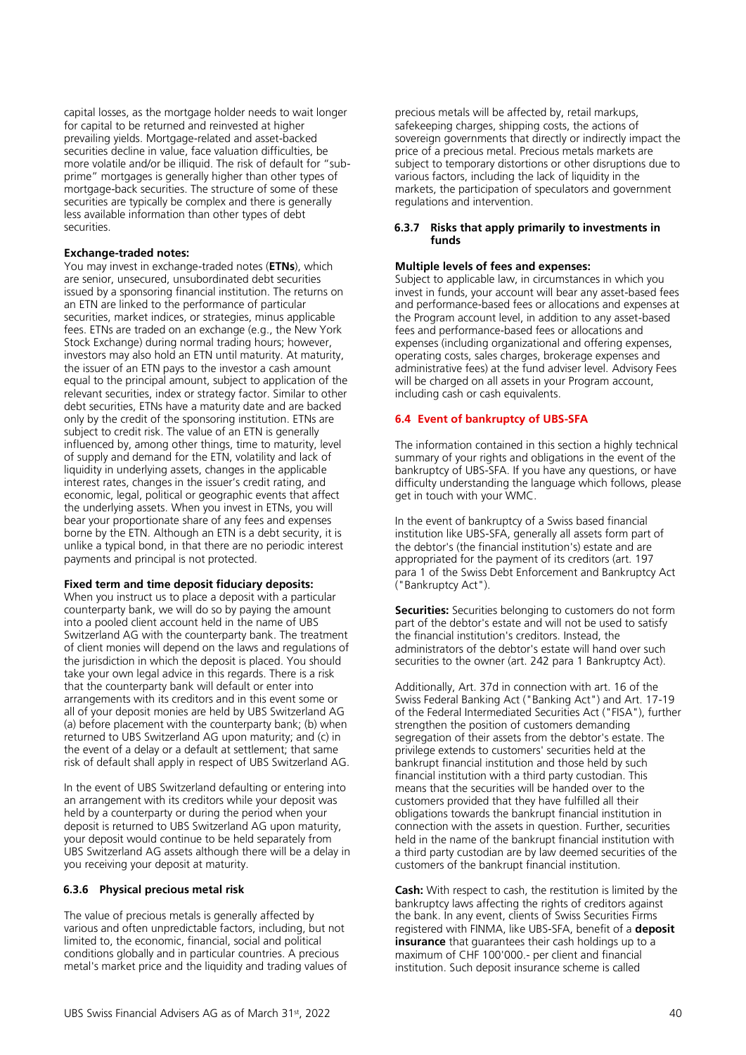capital losses, as the mortgage holder needs to wait longer for capital to be returned and reinvested at higher prevailing yields. Mortgage-related and asset-backed securities decline in value, face valuation difficulties, be more volatile and/or be illiquid. The risk of default for "sub-prime" mortgages is generally higher than other types of mortgage-back securities. The structure of some of these securities are typically be complex and there is generally less available information than other types of debt securities.

**Exchange-traded notes:**
You may invest in exchange-traded notes (**ETNs**), which are senior, unsecured, unsubordinated debt securities issued by a sponsoring financial institution. The returns on an ETN are linked to the performance of particular securities, market indices, or strategies, minus applicable fees. ETNs are traded on an exchange (e.g., the New York Stock Exchange) during normal trading hours; however, investors may also hold an ETN until maturity. At maturity, the issuer of an ETN pays to the investor a cash amount equal to the principal amount, subject to application of the relevant securities, index or strategy factor. Similar to other debt securities, ETNs have a maturity date and are backed only by the credit of the sponsoring institution. ETNs are subject to credit risk. The value of an ETN is generally influenced by, among other things, time to maturity, level of supply and demand for the ETN, volatility and lack of liquidity in underlying assets, changes in the applicable interest rates, changes in the issuer's credit rating, and economic, legal, political or geographic events that affect the underlying assets. When you invest in ETNs, you will bear your proportionate share of any fees and expenses borne by the ETN. Although an ETN is a debt security, it is unlike a typical bond, in that there are no periodic interest payments and principal is not protected.

**Fixed term and time deposit fiduciary deposits:**
When you instruct us to place a deposit with a particular counterparty bank, we will do so by paying the amount into a pooled client account held in the name of UBS Switzerland AG with the counterparty bank. The treatment of client monies will depend on the laws and regulations of the jurisdiction in which the deposit is placed. You should take your own legal advice in this regards. There is a risk that the counterparty bank will default or enter into arrangements with its creditors and in this event some or all of your deposit monies are held by UBS Switzerland AG (a) before placement with the counterparty bank; (b) when returned to UBS Switzerland AG upon maturity; and (c) in the event of a delay or a default at settlement; that same risk of default shall apply in respect of UBS Switzerland AG.

In the event of UBS Switzerland defaulting or entering into an arrangement with its creditors while your deposit was held by a counterparty or during the period when your deposit is returned to UBS Switzerland AG upon maturity, your deposit would continue to be held separately from UBS Switzerland AG assets although there will be a delay in you receiving your deposit at maturity.

#### 6.3.6 Physical precious metal risk

The value of precious metals is generally affected by various and often unpredictable factors, including, but not limited to, the economic, financial, social and political conditions globally and in particular countries. A precious metal's market price and the liquidity and trading values of precious metals will be affected by, retail markups, safekeeping charges, shipping costs, the actions of sovereign governments that directly or indirectly impact the price of a precious metal. Precious metals markets are subject to temporary distortions or other disruptions due to various factors, including the lack of liquidity in the markets, the participation of speculators and government regulations and intervention.

#### 6.3.7 Risks that apply primarily to investments in funds

**Multiple levels of fees and expenses:**
Subject to applicable law, in circumstances in which you invest in funds, your account will bear any asset-based fees and performance-based fees or allocations and expenses at the Program account level, in addition to any asset-based fees and performance-based fees or allocations and expenses (including organizational and offering expenses, operating costs, sales charges, brokerage expenses and administrative fees) at the fund adviser level. Advisory Fees will be charged on all assets in your Program account, including cash or cash equivalents.

### 6.4 Event of bankruptcy of UBS-SFA

The information contained in this section a highly technical summary of your rights and obligations in the event of the bankruptcy of UBS-SFA. If you have any questions, or have difficulty understanding the language which follows, please get in touch with your WMC.

In the event of bankruptcy of a Swiss based financial institution like UBS-SFA, generally all assets form part of the debtor's (the financial institution's) estate and are appropriated for the payment of its creditors (art. 197 para 1 of the Swiss Debt Enforcement and Bankruptcy Act ("Bankruptcy Act").

**Securities:** Securities belonging to customers do not form part of the debtor's estate and will not be used to satisfy the financial institution's creditors. Instead, the administrators of the debtor's estate will hand over such securities to the owner (art. 242 para 1 Bankruptcy Act).

Additionally, Art. 37d in connection with art. 16 of the Swiss Federal Banking Act ("Banking Act") and Art. 17-19 of the Federal Intermediated Securities Act ("FISA"), further strengthen the position of customers demanding segregation of their assets from the debtor's estate. The privilege extends to customers' securities held at the bankrupt financial institution and those held by such financial institution with a third party custodian. This means that the securities will be handed over to the customers provided that they have fulfilled all their obligations towards the bankrupt financial institution in connection with the assets in question. Further, securities held in the name of the bankrupt financial institution with a third party custodian are by law deemed securities of the customers of the bankrupt financial institution.

**Cash:** With respect to cash, the restitution is limited by the bankruptcy laws affecting the rights of creditors against the bank. In any event, clients of Swiss Securities Firms registered with FINMA, like UBS-SFA, benefit of a **deposit insurance** that guarantees their cash holdings up to a maximum of CHF 100'000.- per client and financial institution. Such deposit insurance scheme is called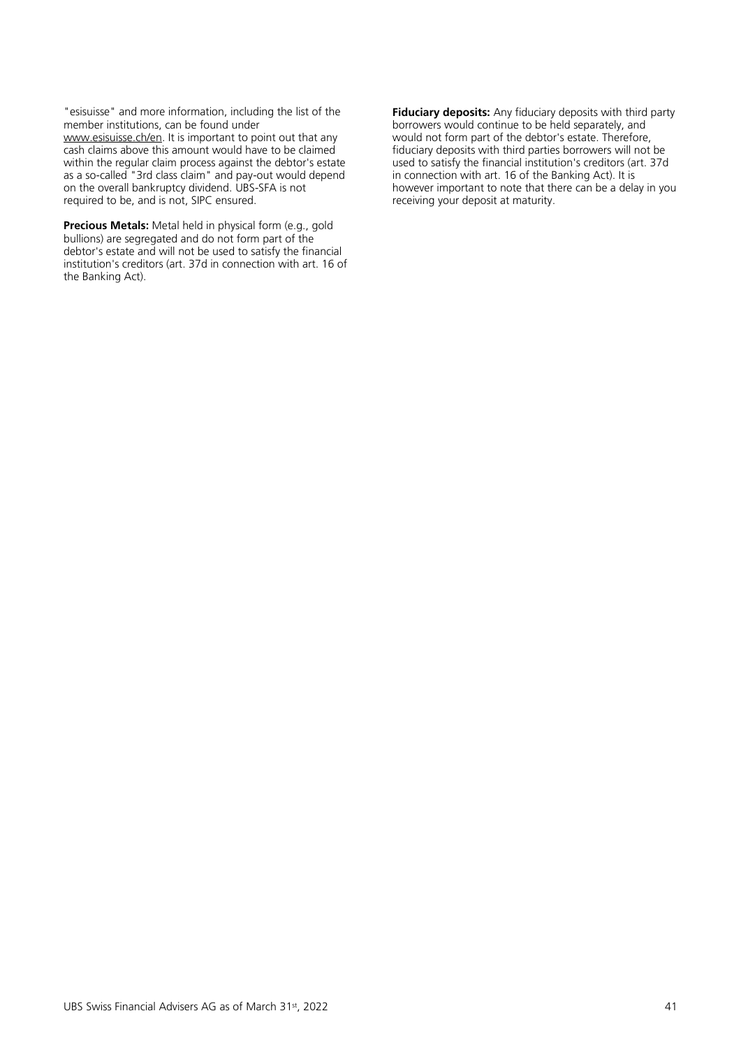"esisuisse" and more information, including the list of the member institutions, can be found under www.esisuisse.ch/en. It is important to point out that any cash claims above this amount would have to be claimed within the regular claim process against the debtor's estate as a so-called "3rd class claim" and pay-out would depend on the overall bankruptcy dividend. UBS-SFA is not required to be, and is not, SIPC ensured.

**Precious Metals:** Metal held in physical form (e.g., gold bullions) are segregated and do not form part of the debtor's estate and will not be used to satisfy the financial institution's creditors (art. 37d in connection with art. 16 of the Banking Act).

**Fiduciary deposits:** Any fiduciary deposits with third party borrowers would continue to be held separately, and would not form part of the debtor's estate. Therefore, fiduciary deposits with third parties borrowers will not be used to satisfy the financial institution's creditors (art. 37d in connection with art. 16 of the Banking Act). It is however important to note that there can be a delay in you receiving your deposit at maturity.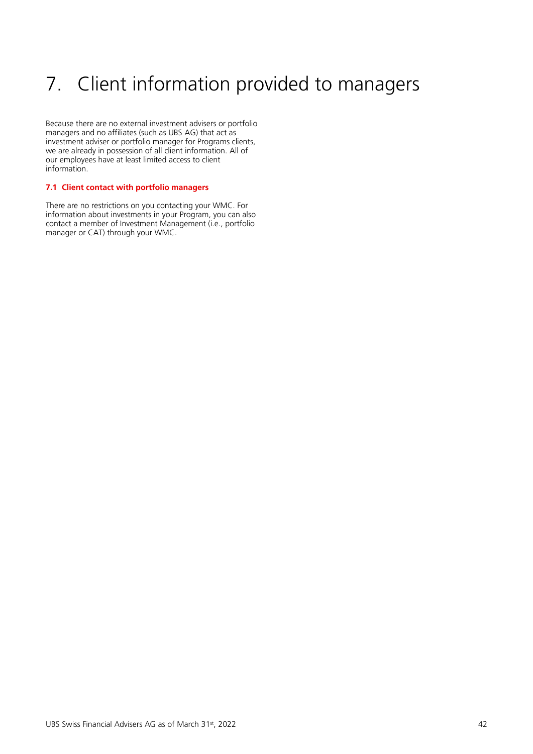# 7. Client information provided to managers

Because there are no external investment advisers or portfolio managers and no affiliates (such as UBS AG) that act as investment adviser or portfolio manager for Programs clients, we are already in possession of all client information. All of our employees have at least limited access to client information.

### 7.1 Client contact with portfolio managers

There are no restrictions on you contacting your WMC. For information about investments in your Program, you can also contact a member of Investment Management (i.e., portfolio manager or CAT) through your WMC.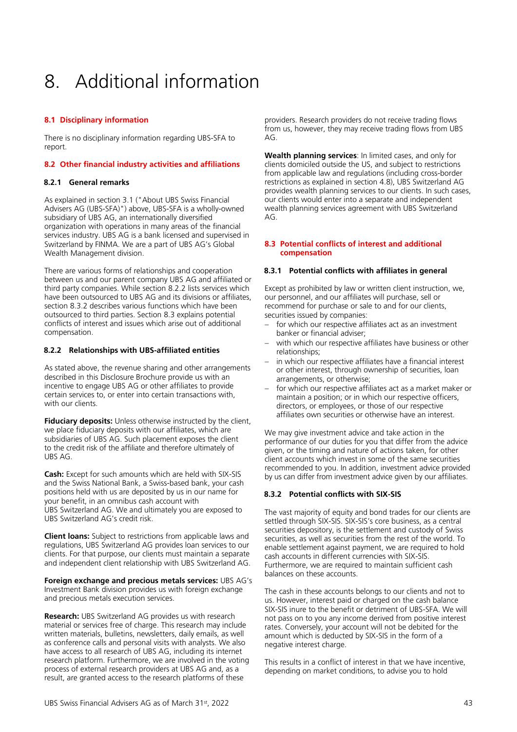# 8. Additional information

## 8.1 Disciplinary information

There is no disciplinary information regarding UBS-SFA to report.

## 8.2 Other financial industry activities and affiliations

### 8.2.1 General remarks

As explained in section 3.1 ("About UBS Swiss Financial Advisers AG (UBS-SFA)") above, UBS-SFA is a wholly-owned subsidiary of UBS AG, an internationally diversified organization with operations in many areas of the financial services industry. UBS AG is a bank licensed and supervised in Switzerland by FINMA. We are a part of UBS AG's Global Wealth Management division.

There are various forms of relationships and cooperation between us and our parent company UBS AG and affiliated or third party companies. While section 8.2.2 lists services which have been outsourced to UBS AG and its divisions or affiliates, section 8.3.2 describes various functions which have been outsourced to third parties. Section 8.3 explains potential conflicts of interest and issues which arise out of additional compensation.

### 8.2.2 Relationships with UBS-affiliated entities

As stated above, the revenue sharing and other arrangements described in this Disclosure Brochure provide us with an incentive to engage UBS AG or other affiliates to provide certain services to, or enter into certain transactions with, with our clients.

**Fiduciary deposits:** Unless otherwise instructed by the client, we place fiduciary deposits with our affiliates, which are subsidiaries of UBS AG. Such placement exposes the client to the credit risk of the affiliate and therefore ultimately of UBS AG.

**Cash:** Except for such amounts which are held with SIX-SIS and the Swiss National Bank, a Swiss-based bank, your cash positions held with us are deposited by us in our name for your benefit, in an omnibus cash account with UBS Switzerland AG. We and ultimately you are exposed to UBS Switzerland AG's credit risk.

**Client loans:** Subject to restrictions from applicable laws and regulations, UBS Switzerland AG provides loan services to our clients. For that purpose, our clients must maintain a separate and independent client relationship with UBS Switzerland AG.

**Foreign exchange and precious metals services:** UBS AG's Investment Bank division provides us with foreign exchange and precious metals execution services.

**Research:** UBS Switzerland AG provides us with research material or services free of charge. This research may include written materials, bulletins, newsletters, daily emails, as well as conference calls and personal visits with analysts. We also have access to all research of UBS AG, including its internet research platform. Furthermore, we are involved in the voting process of external research providers at UBS AG and, as a result, are granted access to the research platforms of these providers. Research providers do not receive trading flows from us, however, they may receive trading flows from UBS AG.

**Wealth planning services**: In limited cases, and only for clients domiciled outside the US, and subject to restrictions from applicable law and regulations (including cross-border restrictions as explained in section 4.8), UBS Switzerland AG provides wealth planning services to our clients. In such cases, our clients would enter into a separate and independent wealth planning services agreement with UBS Switzerland AG.

## 8.3 Potential conflicts of interest and additional compensation

### 8.3.1 Potential conflicts with affiliates in general

Except as prohibited by law or written client instruction, we, our personnel, and our affiliates will purchase, sell or recommend for purchase or sale to and for our clients, securities issued by companies:

- for which our respective affiliates act as an investment banker or financial adviser;
- with which our respective affiliates have business or other relationships;
- in which our respective affiliates have a financial interest or other interest, through ownership of securities, loan arrangements, or otherwise;
- for which our respective affiliates act as a market maker or maintain a position; or in which our respective officers, directors, or employees, or those of our respective affiliates own securities or otherwise have an interest.

We may give investment advice and take action in the performance of our duties for you that differ from the advice given, or the timing and nature of actions taken, for other client accounts which invest in some of the same securities recommended to you. In addition, investment advice provided by us can differ from investment advice given by our affiliates.

### 8.3.2 Potential conflicts with SIX-SIS

The vast majority of equity and bond trades for our clients are settled through SIX-SIS. SIX-SIS's core business, as a central securities depository, is the settlement and custody of Swiss securities, as well as securities from the rest of the world. To enable settlement against payment, we are required to hold cash accounts in different currencies with SIX-SIS. Furthermore, we are required to maintain sufficient cash balances on these accounts.

The cash in these accounts belongs to our clients and not to us. However, interest paid or charged on the cash balance SIX-SIS inure to the benefit or detriment of UBS-SFA. We will not pass on to you any income derived from positive interest rates. Conversely, your account will not be debited for the amount which is deducted by SIX-SIS in the form of a negative interest charge.

This results in a conflict of interest in that we have incentive, depending on market conditions, to advise you to hold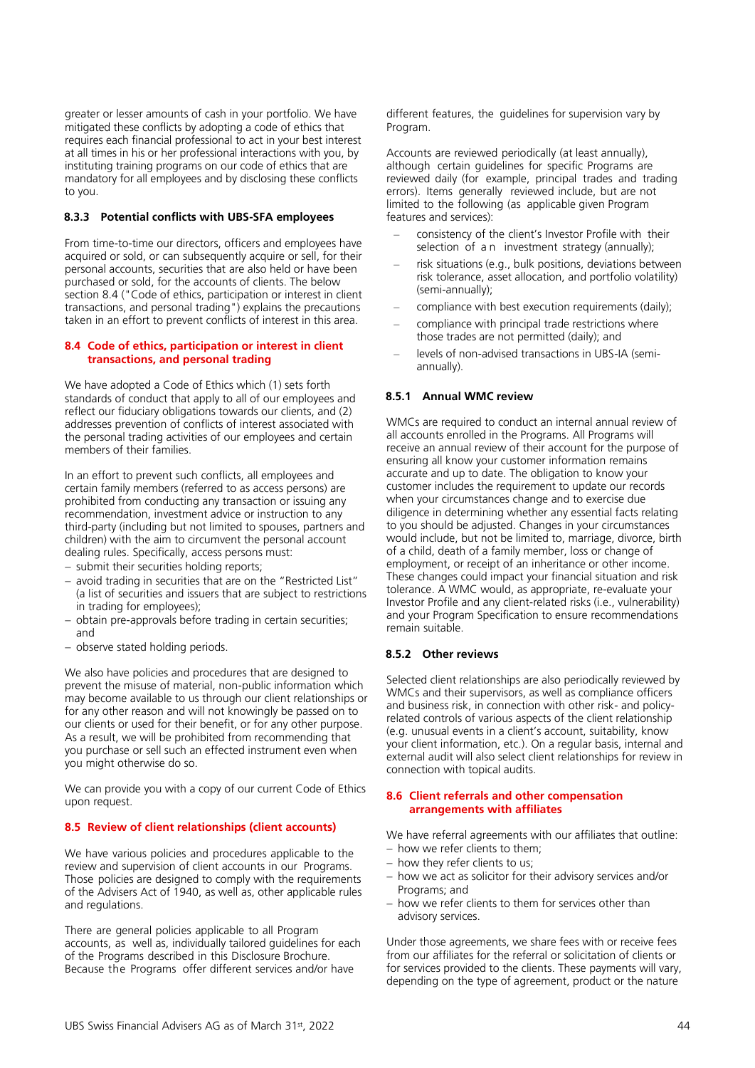greater or lesser amounts of cash in your portfolio. We have mitigated these conflicts by adopting a code of ethics that requires each financial professional to act in your best interest at all times in his or her professional interactions with you, by instituting training programs on our code of ethics that are mandatory for all employees and by disclosing these conflicts to you.

#### 8.3.3 Potential conflicts with UBS-SFA employees

From time-to-time our directors, officers and employees have acquired or sold, or can subsequently acquire or sell, for their personal accounts, securities that are also held or have been purchased or sold, for the accounts of clients. The below section 8.4 ("Code of ethics, participation or interest in client transactions, and personal trading") explains the precautions taken in an effort to prevent conflicts of interest in this area.

### 8.4 Code of ethics, participation or interest in client transactions, and personal trading

We have adopted a Code of Ethics which (1) sets forth standards of conduct that apply to all of our employees and reflect our fiduciary obligations towards our clients, and (2) addresses prevention of conflicts of interest associated with the personal trading activities of our employees and certain members of their families.

In an effort to prevent such conflicts, all employees and certain family members (referred to as access persons) are prohibited from conducting any transaction or issuing any recommendation, investment advice or instruction to any third-party (including but not limited to spouses, partners and children) with the aim to circumvent the personal account dealing rules. Specifically, access persons must:

- submit their securities holding reports;
- avoid trading in securities that are on the "Restricted List" (a list of securities and issuers that are subject to restrictions in trading for employees);
- obtain pre-approvals before trading in certain securities; and
- observe stated holding periods.

We also have policies and procedures that are designed to prevent the misuse of material, non-public information which may become available to us through our client relationships or for any other reason and will not knowingly be passed on to our clients or used for their benefit, or for any other purpose. As a result, we will be prohibited from recommending that you purchase or sell such an effected instrument even when you might otherwise do so.

We can provide you with a copy of our current Code of Ethics upon request.

### 8.5 Review of client relationships (client accounts)

We have various policies and procedures applicable to the review and supervision of client accounts in our Programs. Those policies are designed to comply with the requirements of the Advisers Act of 1940, as well as, other applicable rules and regulations.

There are general policies applicable to all Program accounts, as well as, individually tailored guidelines for each of the Programs described in this Disclosure Brochure. Because the Programs offer different services and/or have different features, the guidelines for supervision vary by Program.

Accounts are reviewed periodically (at least annually), although certain guidelines for specific Programs are reviewed daily (for example, principal trades and trading errors). Items generally reviewed include, but are not limited to the following (as applicable given Program features and services):

- consistency of the client's Investor Profile with their selection of an investment strategy (annually);
- risk situations (e.g., bulk positions, deviations between risk tolerance, asset allocation, and portfolio volatility) (semi-annually);
- compliance with best execution requirements (daily);
- compliance with principal trade restrictions where those trades are not permitted (daily); and
- levels of non-advised transactions in UBS-IA (semi-annually).

#### 8.5.1 Annual WMC review

WMCs are required to conduct an internal annual review of all accounts enrolled in the Programs. All Programs will receive an annual review of their account for the purpose of ensuring all know your customer information remains accurate and up to date. The obligation to know your customer includes the requirement to update our records when your circumstances change and to exercise due diligence in determining whether any essential facts relating to you should be adjusted. Changes in your circumstances would include, but not be limited to, marriage, divorce, birth of a child, death of a family member, loss or change of employment, or receipt of an inheritance or other income. These changes could impact your financial situation and risk tolerance. A WMC would, as appropriate, re-evaluate your Investor Profile and any client-related risks (i.e., vulnerability) and your Program Specification to ensure recommendations remain suitable.

#### 8.5.2 Other reviews

Selected client relationships are also periodically reviewed by WMCs and their supervisors, as well as compliance officers and business risk, in connection with other risk- and policy-related controls of various aspects of the client relationship (e.g. unusual events in a client's account, suitability, know your client information, etc.). On a regular basis, internal and external audit will also select client relationships for review in connection with topical audits.

### 8.6 Client referrals and other compensation arrangements with affiliates

We have referral agreements with our affiliates that outline:

- how we refer clients to them;
- how they refer clients to us;
- how we act as solicitor for their advisory services and/or Programs; and
- how we refer clients to them for services other than advisory services.

Under those agreements, we share fees with or receive fees from our affiliates for the referral or solicitation of clients or for services provided to the clients. These payments will vary, depending on the type of agreement, product or the nature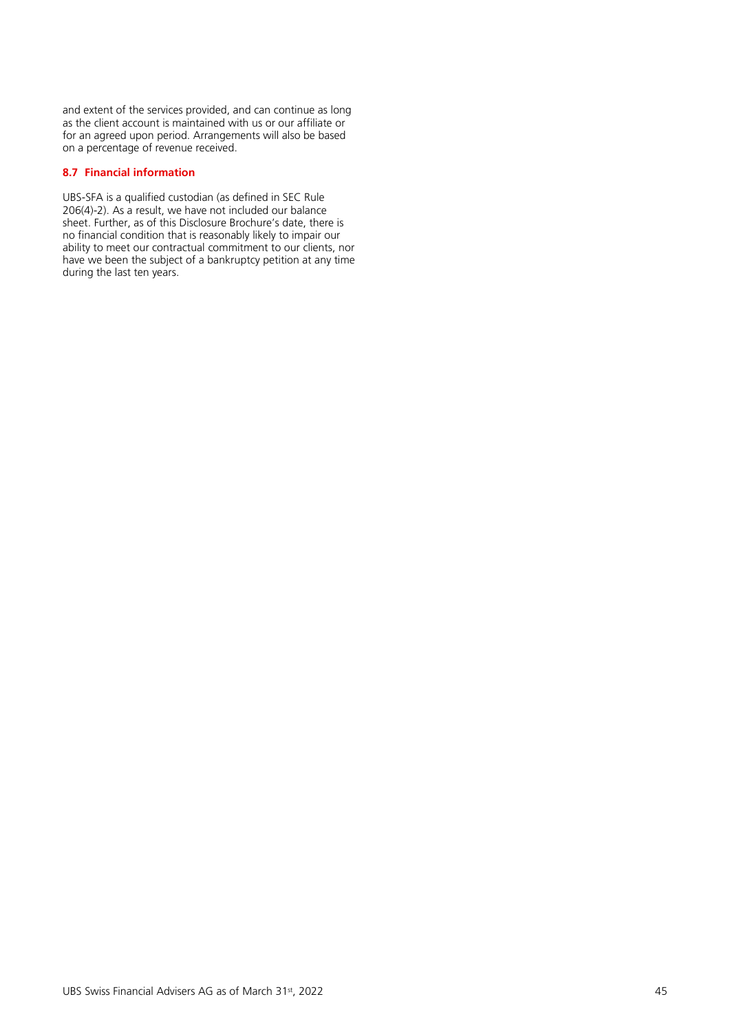and extent of the services provided, and can continue as long as the client account is maintained with us or our affiliate or for an agreed upon period. Arrangements will also be based on a percentage of revenue received.

### 8.7 Financial information

UBS-SFA is a qualified custodian (as defined in SEC Rule 206(4)-2). As a result, we have not included our balance sheet. Further, as of this Disclosure Brochure's date, there is no financial condition that is reasonably likely to impair our ability to meet our contractual commitment to our clients, nor have we been the subject of a bankruptcy petition at any time during the last ten years.